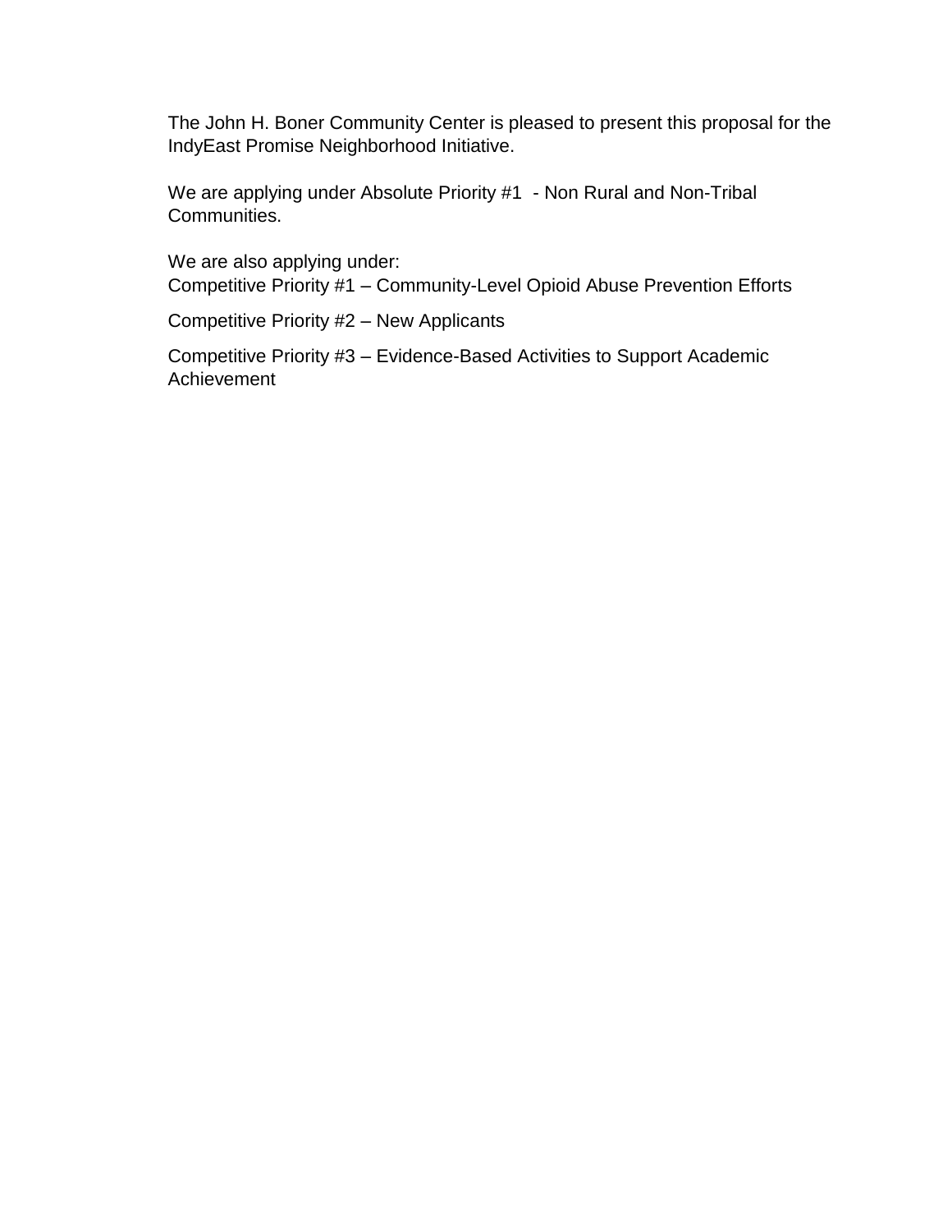The John H. Boner Community Center is pleased to present this proposal for the IndyEast Promise Neighborhood Initiative.

We are applying under Absolute Priority #1 - Non Rural and Non-Tribal Communities.

We are also applying under:
Competitive Priority #1 – Community-Level Opioid Abuse Prevention Efforts

Competitive Priority #2 – New Applicants

Competitive Priority #3 – Evidence-Based Activities to Support Academic Achievement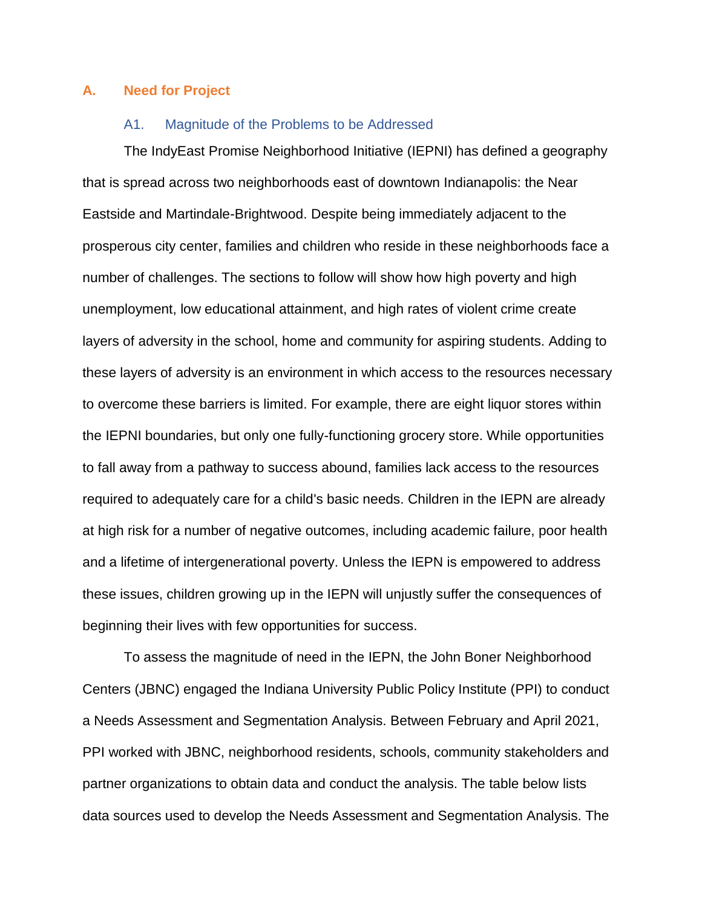## A. Need for Project

### A1. Magnitude of the Problems to be Addressed

The IndyEast Promise Neighborhood Initiative (IEPNI) has defined a geography that is spread across two neighborhoods east of downtown Indianapolis: the Near Eastside and Martindale-Brightwood. Despite being immediately adjacent to the prosperous city center, families and children who reside in these neighborhoods face a number of challenges. The sections to follow will show how high poverty and high unemployment, low educational attainment, and high rates of violent crime create layers of adversity in the school, home and community for aspiring students. Adding to these layers of adversity is an environment in which access to the resources necessary to overcome these barriers is limited. For example, there are eight liquor stores within the IEPNI boundaries, but only one fully-functioning grocery store. While opportunities to fall away from a pathway to success abound, families lack access to the resources required to adequately care for a child's basic needs. Children in the IEPN are already at high risk for a number of negative outcomes, including academic failure, poor health and a lifetime of intergenerational poverty. Unless the IEPN is empowered to address these issues, children growing up in the IEPN will unjustly suffer the consequences of beginning their lives with few opportunities for success.

To assess the magnitude of need in the IEPN, the John Boner Neighborhood Centers (JBNC) engaged the Indiana University Public Policy Institute (PPI) to conduct a Needs Assessment and Segmentation Analysis. Between February and April 2021, PPI worked with JBNC, neighborhood residents, schools, community stakeholders and partner organizations to obtain data and conduct the analysis. The table below lists data sources used to develop the Needs Assessment and Segmentation Analysis. The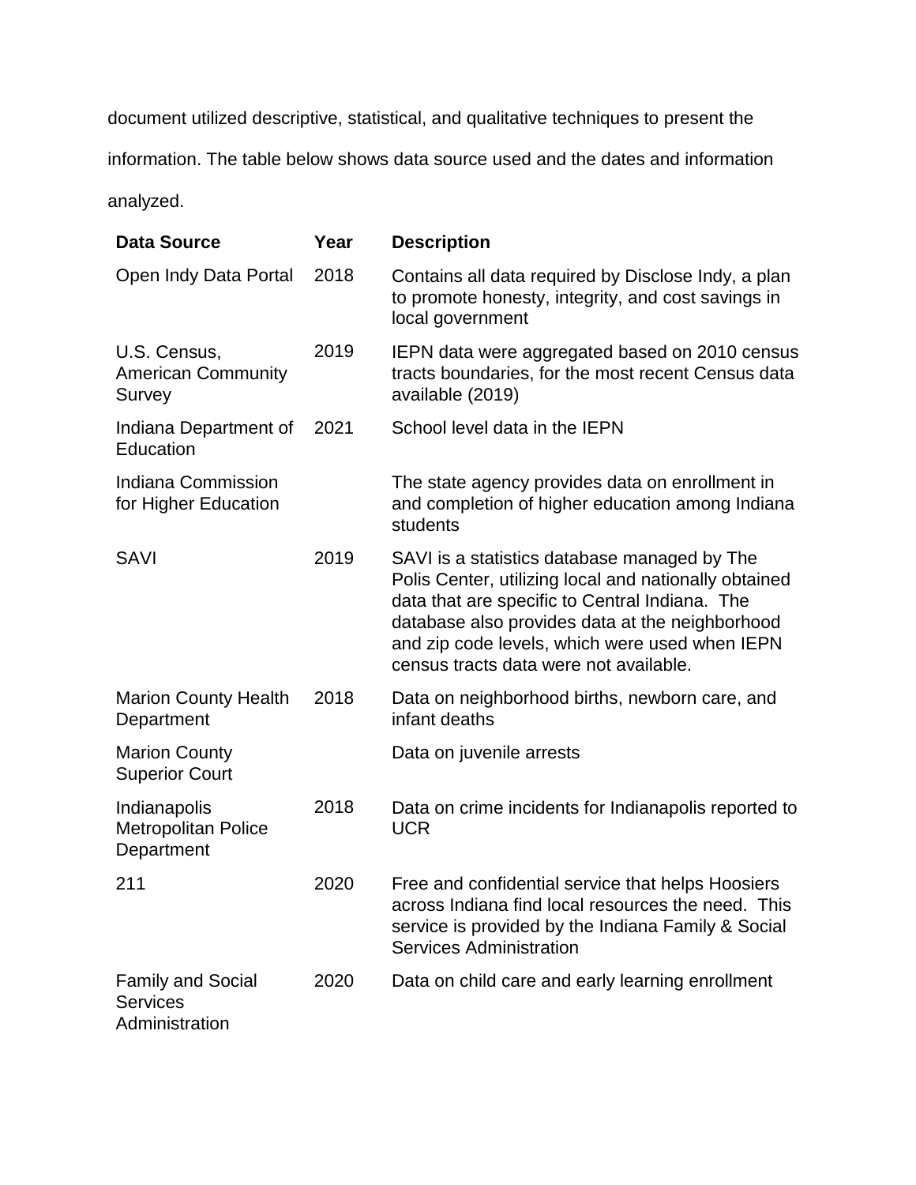document utilized descriptive, statistical, and qualitative techniques to present the information. The table below shows data source used and the dates and information analyzed.

| **Data Source** | **Year** | **Description** |
|---|---|---|
| Open Indy Data Portal | 2018 | Contains all data required by Disclose Indy, a plan to promote honesty, integrity, and cost savings in local government |
| U.S. Census, American Community Survey | 2019 | IEPN data were aggregated based on 2010 census tracts boundaries, for the most recent Census data available (2019) |
| Indiana Department of Education | 2021 | School level data in the IEPN |
| Indiana Commission for Higher Education | | The state agency provides data on enrollment in and completion of higher education among Indiana students |
| SAVI | 2019 | SAVI is a statistics database managed by The Polis Center, utilizing local and nationally obtained data that are specific to Central Indiana. The database also provides data at the neighborhood and zip code levels, which were used when IEPN census tracts data were not available. |
| Marion County Health Department | 2018 | Data on neighborhood births, newborn care, and infant deaths |
| Marion County Superior Court | | Data on juvenile arrests |
| Indianapolis Metropolitan Police Department | 2018 | Data on crime incidents for Indianapolis reported to UCR |
| 211 | 2020 | Free and confidential service that helps Hoosiers across Indiana find local resources the need. This service is provided by the Indiana Family & Social Services Administration |
| Family and Social Services Administration | 2020 | Data on child care and early learning enrollment |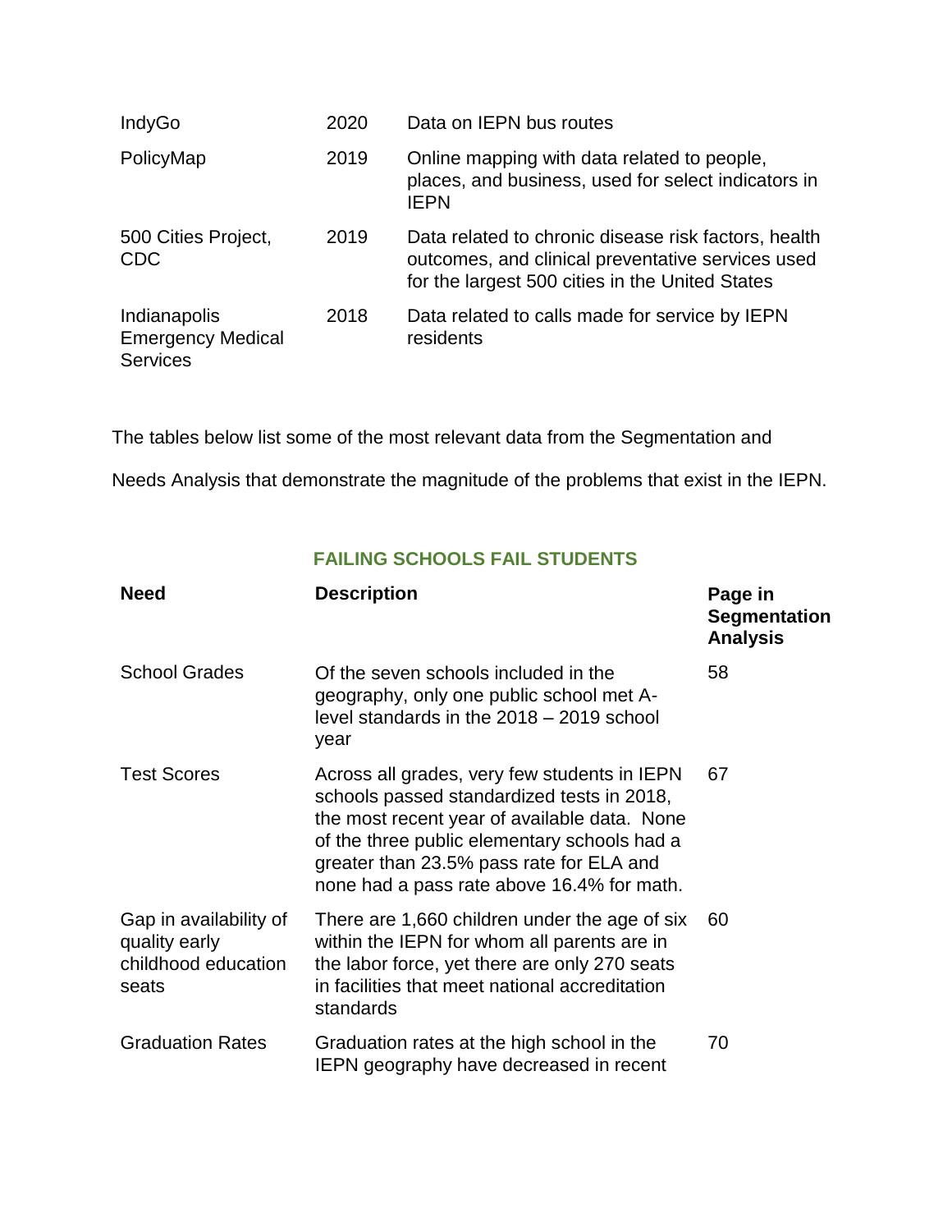| | | |
|---|---|---|
| IndyGo | 2020 | Data on IEPN bus routes |
| PolicyMap | 2019 | Online mapping with data related to people, places, and business, used for select indicators in IEPN |
| 500 Cities Project, CDC | 2019 | Data related to chronic disease risk factors, health outcomes, and clinical preventative services used for the largest 500 cities in the United States |
| Indianapolis Emergency Medical Services | 2018 | Data related to calls made for service by IEPN residents |

The tables below list some of the most relevant data from the Segmentation and Needs Analysis that demonstrate the magnitude of the problems that exist in the IEPN.

### FAILING SCHOOLS FAIL STUDENTS

| Need | Description | Page in Segmentation Analysis |
|---|---|---|
| School Grades | Of the seven schools included in the geography, only one public school met A-level standards in the 2018 – 2019 school year | 58 |
| Test Scores | Across all grades, very few students in IEPN schools passed standardized tests in 2018, the most recent year of available data. None of the three public elementary schools had a greater than 23.5% pass rate for ELA and none had a pass rate above 16.4% for math. | 67 |
| Gap in availability of quality early childhood education seats | There are 1,660 children under the age of six within the IEPN for whom all parents are in the labor force, yet there are only 270 seats in facilities that meet national accreditation standards | 60 |
| Graduation Rates | Graduation rates at the high school in the IEPN geography have decreased in recent | 70 |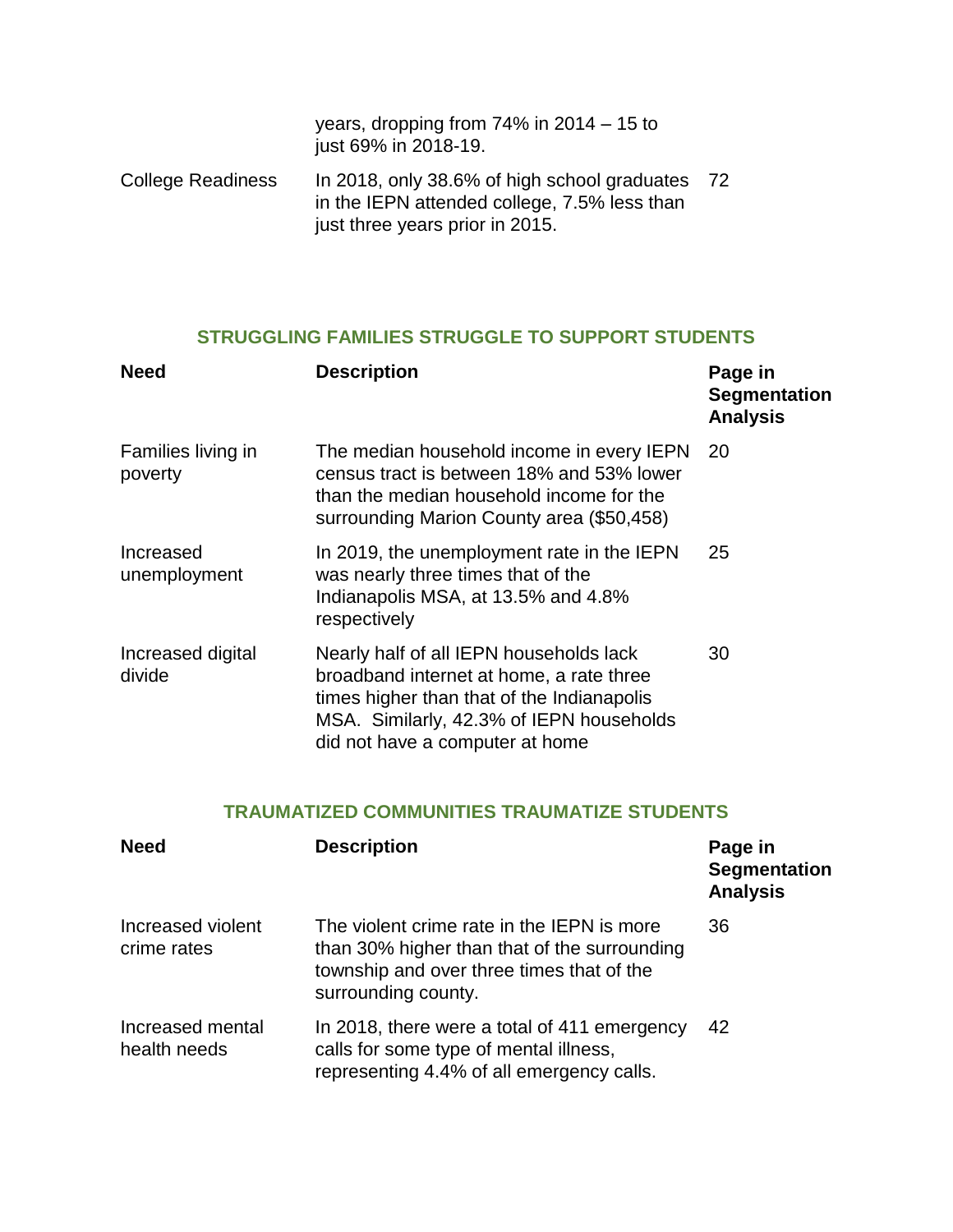|  | years, dropping from 74% in 2014 – 15 to just 69% in 2018-19. |  |
|---|---|---|
| College Readiness | In 2018, only 38.6% of high school graduates in the IEPN attended college, 7.5% less than just three years prior in 2015. | 72 |

## STRUGGLING FAMILIES STRUGGLE TO SUPPORT STUDENTS

| Need | Description | Page in Segmentation Analysis |
|---|---|---|
| Families living in poverty | The median household income in every IEPN census tract is between 18% and 53% lower than the median household income for the surrounding Marion County area ($50,458) | 20 |
| Increased unemployment | In 2019, the unemployment rate in the IEPN was nearly three times that of the Indianapolis MSA, at 13.5% and 4.8% respectively | 25 |
| Increased digital divide | Nearly half of all IEPN households lack broadband internet at home, a rate three times higher than that of the Indianapolis MSA. Similarly, 42.3% of IEPN households did not have a computer at home | 30 |

## TRAUMATIZED COMMUNITIES TRAUMATIZE STUDENTS

| Need | Description | Page in Segmentation Analysis |
|---|---|---|
| Increased violent crime rates | The violent crime rate in the IEPN is more than 30% higher than that of the surrounding township and over three times that of the surrounding county. | 36 |
| Increased mental health needs | In 2018, there were a total of 411 emergency calls for some type of mental illness, representing 4.4% of all emergency calls. | 42 |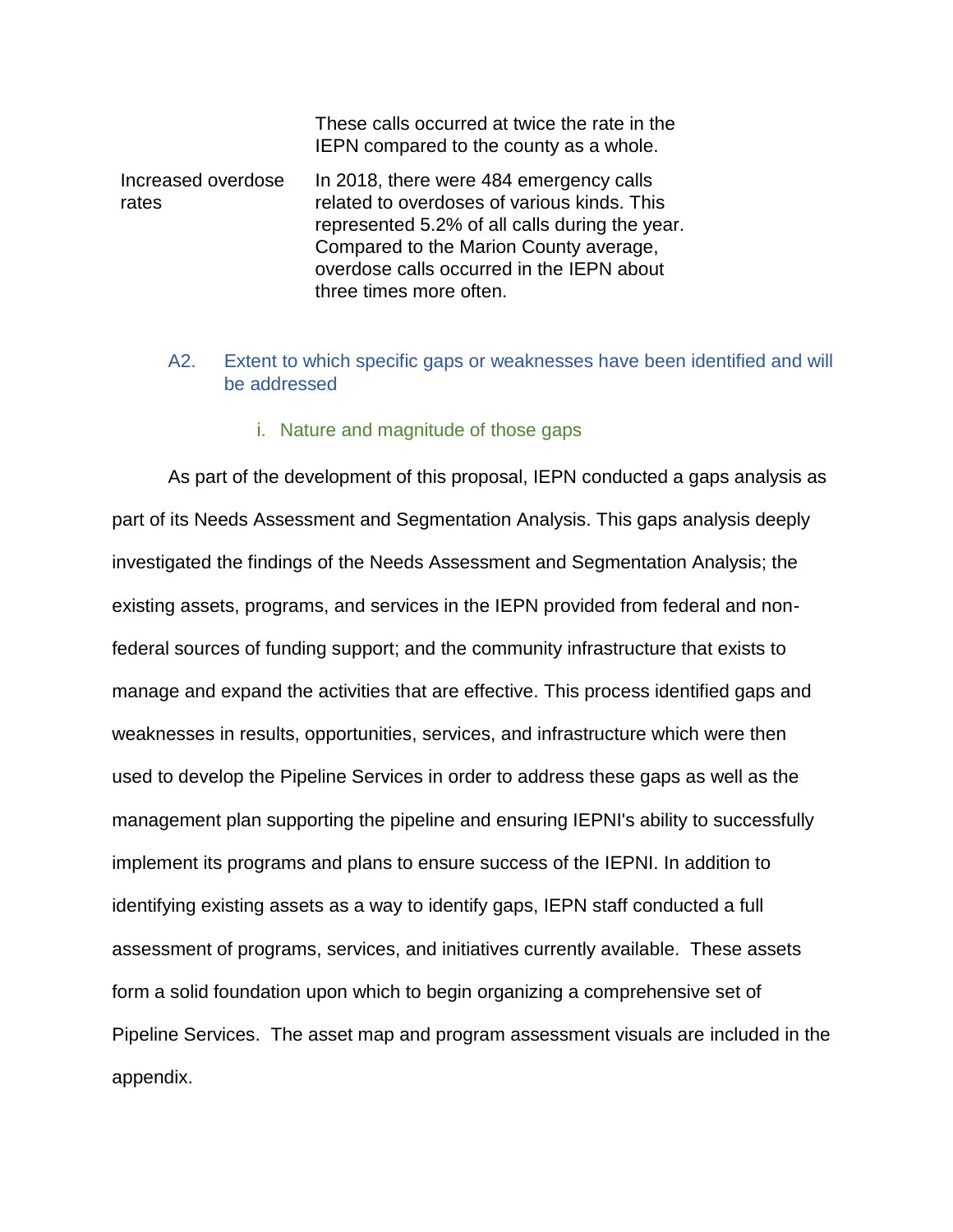| | |
|---|---|
| | These calls occurred at twice the rate in the IEPN compared to the county as a whole. |
| Increased overdose rates | In 2018, there were 484 emergency calls related to overdoses of various kinds. This represented 5.2% of all calls during the year. Compared to the Marion County average, overdose calls occurred in the IEPN about three times more often. |

### A2. Extent to which specific gaps or weaknesses have been identified and will be addressed

#### i. Nature and magnitude of those gaps

As part of the development of this proposal, IEPN conducted a gaps analysis as part of its Needs Assessment and Segmentation Analysis. This gaps analysis deeply investigated the findings of the Needs Assessment and Segmentation Analysis; the existing assets, programs, and services in the IEPN provided from federal and non-federal sources of funding support; and the community infrastructure that exists to manage and expand the activities that are effective. This process identified gaps and weaknesses in results, opportunities, services, and infrastructure which were then used to develop the Pipeline Services in order to address these gaps as well as the management plan supporting the pipeline and ensuring IEPNI's ability to successfully implement its programs and plans to ensure success of the IEPNI. In addition to identifying existing assets as a way to identify gaps, IEPN staff conducted a full assessment of programs, services, and initiatives currently available. These assets form a solid foundation upon which to begin organizing a comprehensive set of Pipeline Services. The asset map and program assessment visuals are included in the appendix.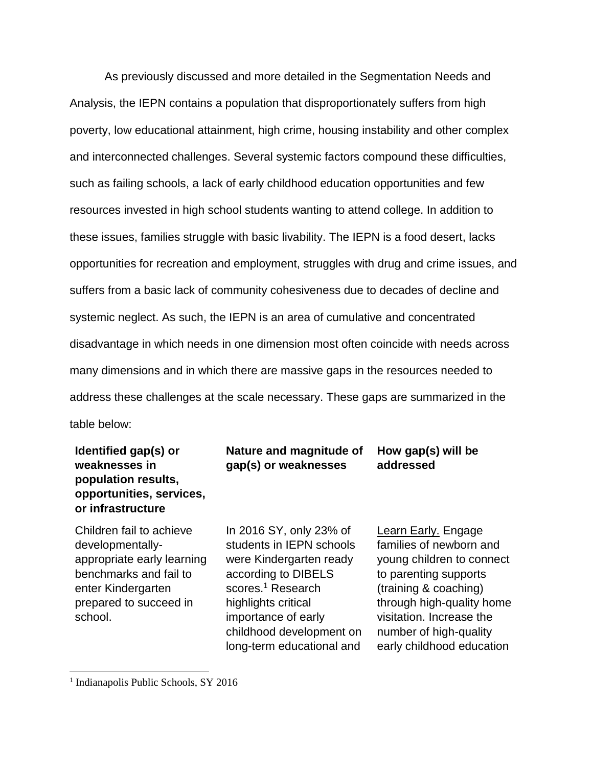As previously discussed and more detailed in the Segmentation Needs and Analysis, the IEPN contains a population that disproportionately suffers from high poverty, low educational attainment, high crime, housing instability and other complex and interconnected challenges. Several systemic factors compound these difficulties, such as failing schools, a lack of early childhood education opportunities and few resources invested in high school students wanting to attend college. In addition to these issues, families struggle with basic livability. The IEPN is a food desert, lacks opportunities for recreation and employment, struggles with drug and crime issues, and suffers from a basic lack of community cohesiveness due to decades of decline and systemic neglect. As such, the IEPN is an area of cumulative and concentrated disadvantage in which needs in one dimension most often coincide with needs across many dimensions and in which there are massive gaps in the resources needed to address these challenges at the scale necessary. These gaps are summarized in the table below:

| **Identified gap(s) or weaknesses in population results, opportunities, services, or infrastructure** | **Nature and magnitude of gap(s) or weaknesses** | **How gap(s) will be addressed** |
|---|---|---|
| Children fail to achieve developmentally-appropriate early learning benchmarks and fail to enter Kindergarten prepared to succeed in school. | In 2016 SY, only 23% of students in IEPN schools were Kindergarten ready according to DIBELS scores.[1] Research highlights critical importance of early childhood development on long-term educational and | Learn Early. Engage families of newborn and young children to connect to parenting supports (training & coaching) through high-quality home visitation. Increase the number of high-quality early childhood education |

[1] Indianapolis Public Schools, SY 2016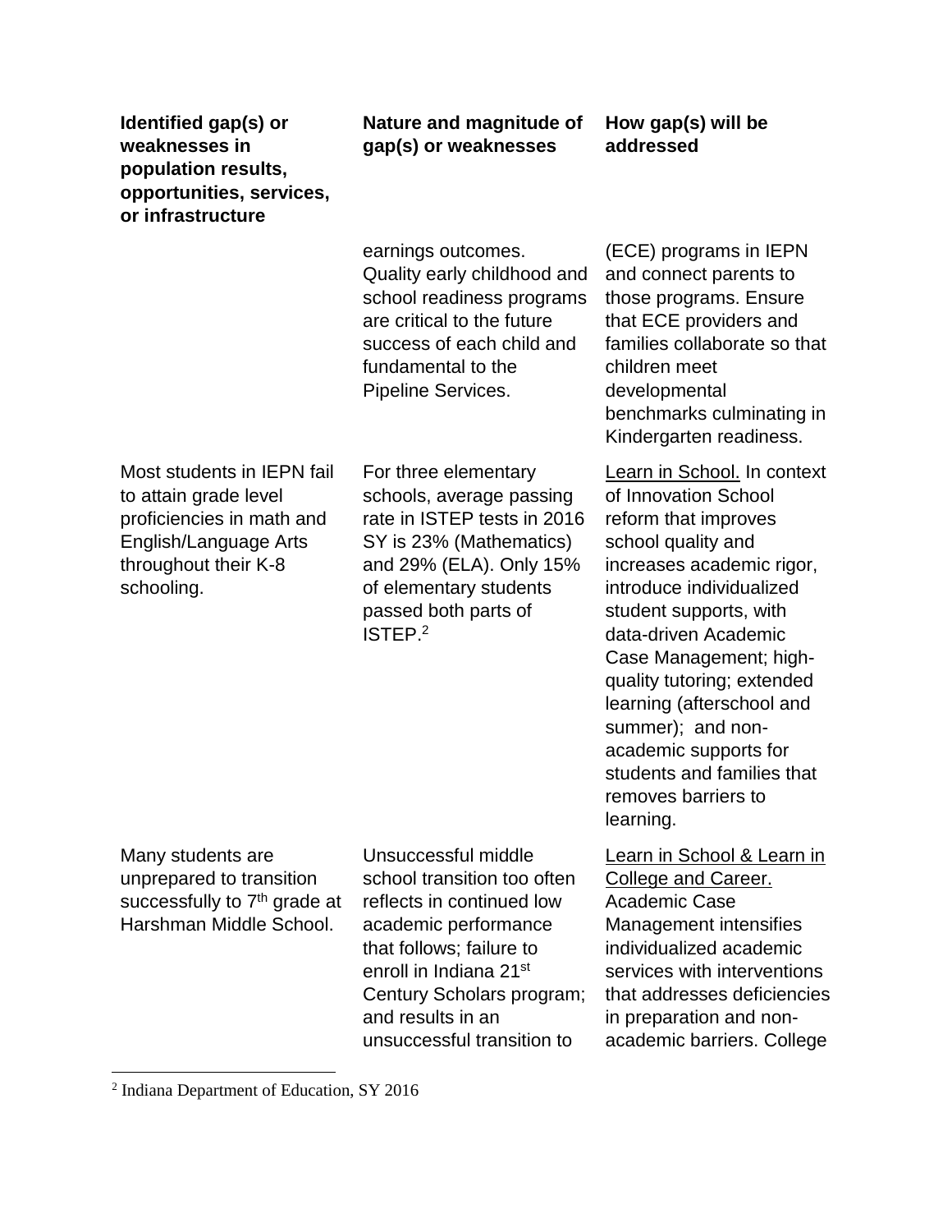| Identified gap(s) or weaknesses in population results, opportunities, services, or infrastructure | Nature and magnitude of gap(s) or weaknesses | How gap(s) will be addressed |
|---|---|---|
| | earnings outcomes. Quality early childhood and school readiness programs are critical to the future success of each child and fundamental to the Pipeline Services. | (ECE) programs in IEPN and connect parents to those programs. Ensure that ECE providers and families collaborate so that children meet developmental benchmarks culminating in Kindergarten readiness. |
| Most students in IEPN fail to attain grade level proficiencies in math and English/Language Arts throughout their K-8 schooling. | For three elementary schools, average passing rate in ISTEP tests in 2016 SY is 23% (Mathematics) and 29% (ELA). Only 15% of elementary students passed both parts of ISTEP.[2] | <u>Learn in School.</u> In context of Innovation School reform that improves school quality and increases academic rigor, introduce individualized student supports, with data-driven Academic Case Management; high-quality tutoring; extended learning (afterschool and summer); and non-academic supports for students and families that removes barriers to learning. |
| Many students are unprepared to transition successfully to 7th grade at Harshman Middle School. | Unsuccessful middle school transition too often reflects in continued low academic performance that follows; failure to enroll in Indiana 21st Century Scholars program; and results in an unsuccessful transition to | <u>Learn in School & Learn in College and Career.</u> Academic Case Management intensifies individualized academic services with interventions that addresses deficiencies in preparation and non-academic barriers. College |

[2] Indiana Department of Education, SY 2016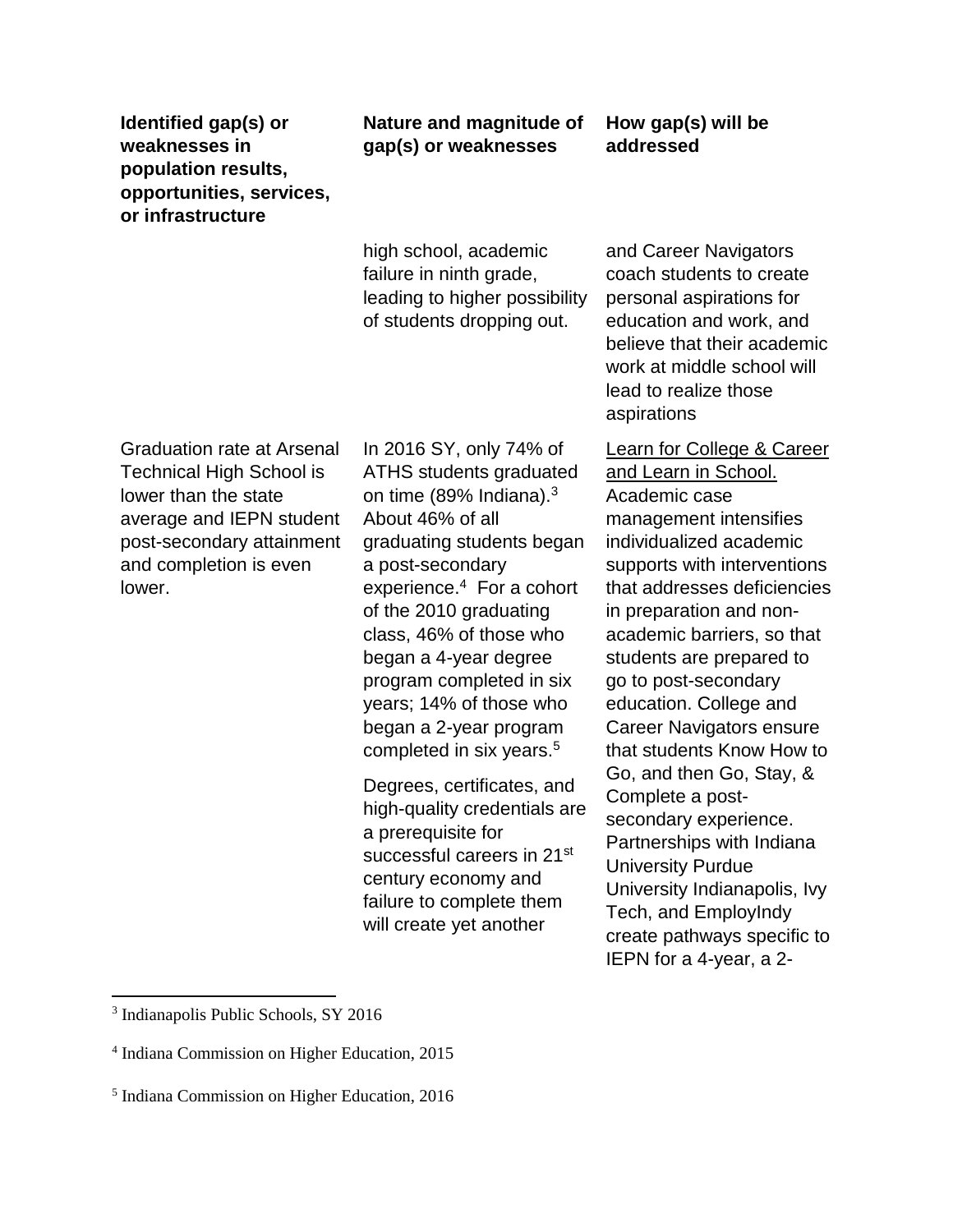| Identified gap(s) or weaknesses in population results, opportunities, services, or infrastructure | Nature and magnitude of gap(s) or weaknesses | How gap(s) will be addressed |
|---|---|---|
| | high school, academic failure in ninth grade, leading to higher possibility of students dropping out. | and Career Navigators coach students to create personal aspirations for education and work, and believe that their academic work at middle school will lead to realize those aspirations |
| Graduation rate at Arsenal Technical High School is lower than the state average and IEPN student post-secondary attainment and completion is even lower. | In 2016 SY, only 74% of ATHS students graduated on time (89% Indiana).[3] About 46% of all graduating students began a post-secondary experience.[4] For a cohort of the 2010 graduating class, 46% of those who began a 4-year degree program completed in six years; 14% of those who began a 2-year program completed in six years.[5]<br><br>Degrees, certificates, and high-quality credentials are a prerequisite for successful careers in 21st century economy and failure to complete them will create yet another | Learn for College & Career and Learn in School. Academic case management intensifies individualized academic supports with interventions that addresses deficiencies in preparation and non-academic barriers, so that students are prepared to go to post-secondary education. College and Career Navigators ensure that students Know How to Go, and then Go, Stay, & Complete a post-secondary experience. Partnerships with Indiana University Purdue University Indianapolis, Ivy Tech, and EmployIndy create pathways specific to IEPN for a 4-year, a 2- |

[3] Indianapolis Public Schools, SY 2016

[4] Indiana Commission on Higher Education, 2015

[5] Indiana Commission on Higher Education, 2016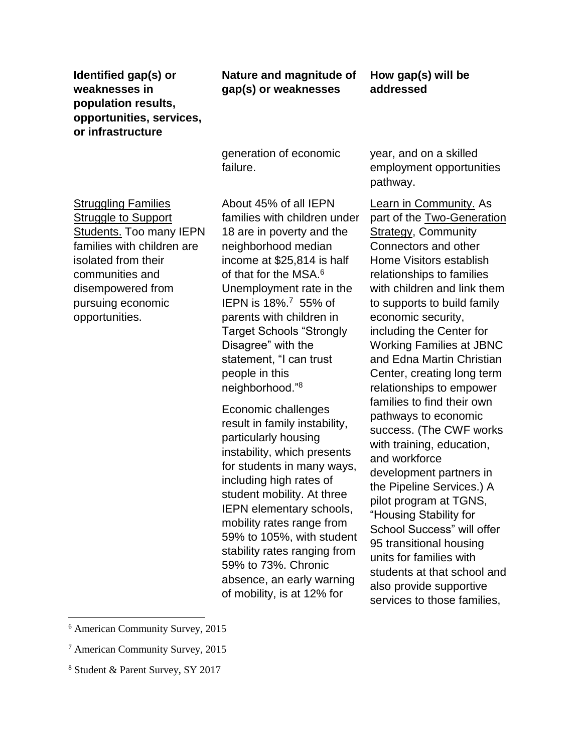| Identified gap(s) or weaknesses in population results, opportunities, services, or infrastructure | Nature and magnitude of gap(s) or weaknesses | How gap(s) will be addressed |
|---|---|---|
| | generation of economic failure. | year, and on a skilled employment opportunities pathway. |
| Struggling Families Struggle to Support Students. Too many IEPN families with children are isolated from their communities and disempowered from pursuing economic opportunities. | About 45% of all IEPN families with children under 18 are in poverty and the neighborhood median income at $25,814 is half of that for the MSA.[6] Unemployment rate in the IEPN is 18%.[7] 55% of parents with children in Target Schools "Strongly Disagree" with the statement, "I can trust people in this neighborhood."[8]<br><br>Economic challenges result in family instability, particularly housing instability, which presents for students in many ways, including high rates of student mobility. At three IEPN elementary schools, mobility rates range from 59% to 105%, with student stability rates ranging from 59% to 73%. Chronic absence, an early warning of mobility, is at 12% for | Learn in Community. As part of the Two-Generation Strategy, Community Connectors and other Home Visitors establish relationships to families with children and link them to supports to build family economic security, including the Center for Working Families at JBNC and Edna Martin Christian Center, creating long term relationships to empower families to find their own pathways to economic success. (The CWF works with training, education, and workforce development partners in the Pipeline Services.) A pilot program at TGNS, "Housing Stability for School Success" will offer 95 transitional housing units for families with students at that school and also provide supportive services to those families, |

[6] American Community Survey, 2015

[7] American Community Survey, 2015

[8] Student & Parent Survey, SY 2017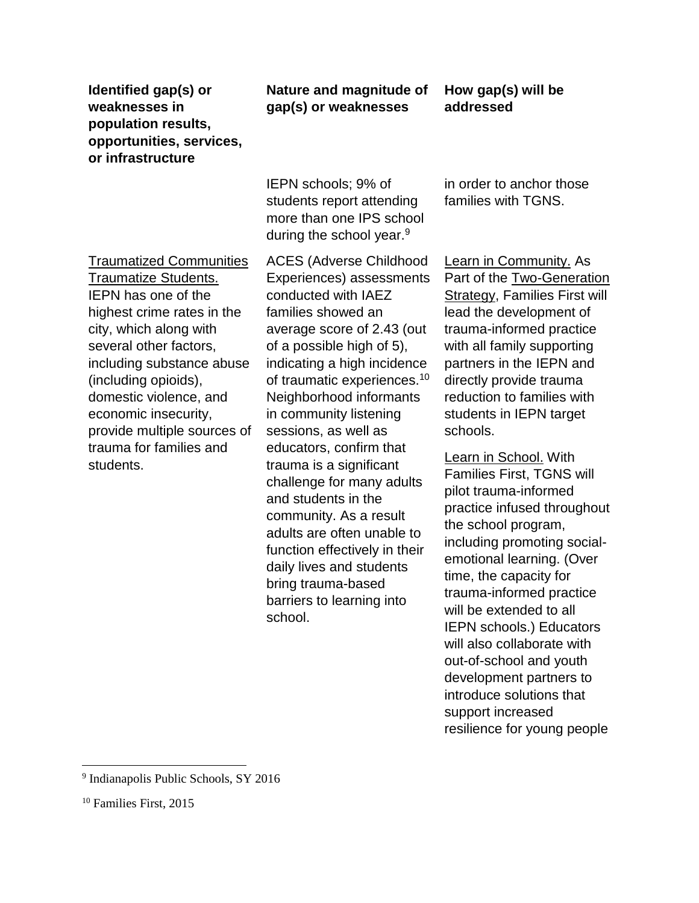| Identified gap(s) or weaknesses in population results, opportunities, services, or infrastructure | Nature and magnitude of gap(s) or weaknesses | How gap(s) will be addressed |
|---|---|---|
| | IEPN schools; 9% of students report attending more than one IPS school during the school year.[9] | in order to anchor those families with TGNS. |
| <u>Traumatized Communities Traumatize Students.</u> IEPN has one of the highest crime rates in the city, which along with several other factors, including substance abuse (including opioids), domestic violence, and economic insecurity, provide multiple sources of trauma for families and students. | ACES (Adverse Childhood Experiences) assessments conducted with IAEZ families showed an average score of 2.43 (out of a possible high of 5), indicating a high incidence of traumatic experiences.[10] Neighborhood informants in community listening sessions, as well as educators, confirm that trauma is a significant challenge for many adults and students in the community. As a result adults are often unable to function effectively in their daily lives and students bring trauma-based barriers to learning into school. | <u>Learn in Community.</u> As Part of the <u>Two-Generation Strategy</u>, Families First will lead the development of trauma-informed practice with all family supporting partners in the IEPN and directly provide trauma reduction to families with students in IEPN target schools.<br><br><u>Learn in School.</u> With Families First, TGNS will pilot trauma-informed practice infused throughout the school program, including promoting social-emotional learning. (Over time, the capacity for trauma-informed practice will be extended to all IEPN schools.) Educators will also collaborate with out-of-school and youth development partners to introduce solutions that support increased resilience for young people |

[9] Indianapolis Public Schools, SY 2016

[10] Families First, 2015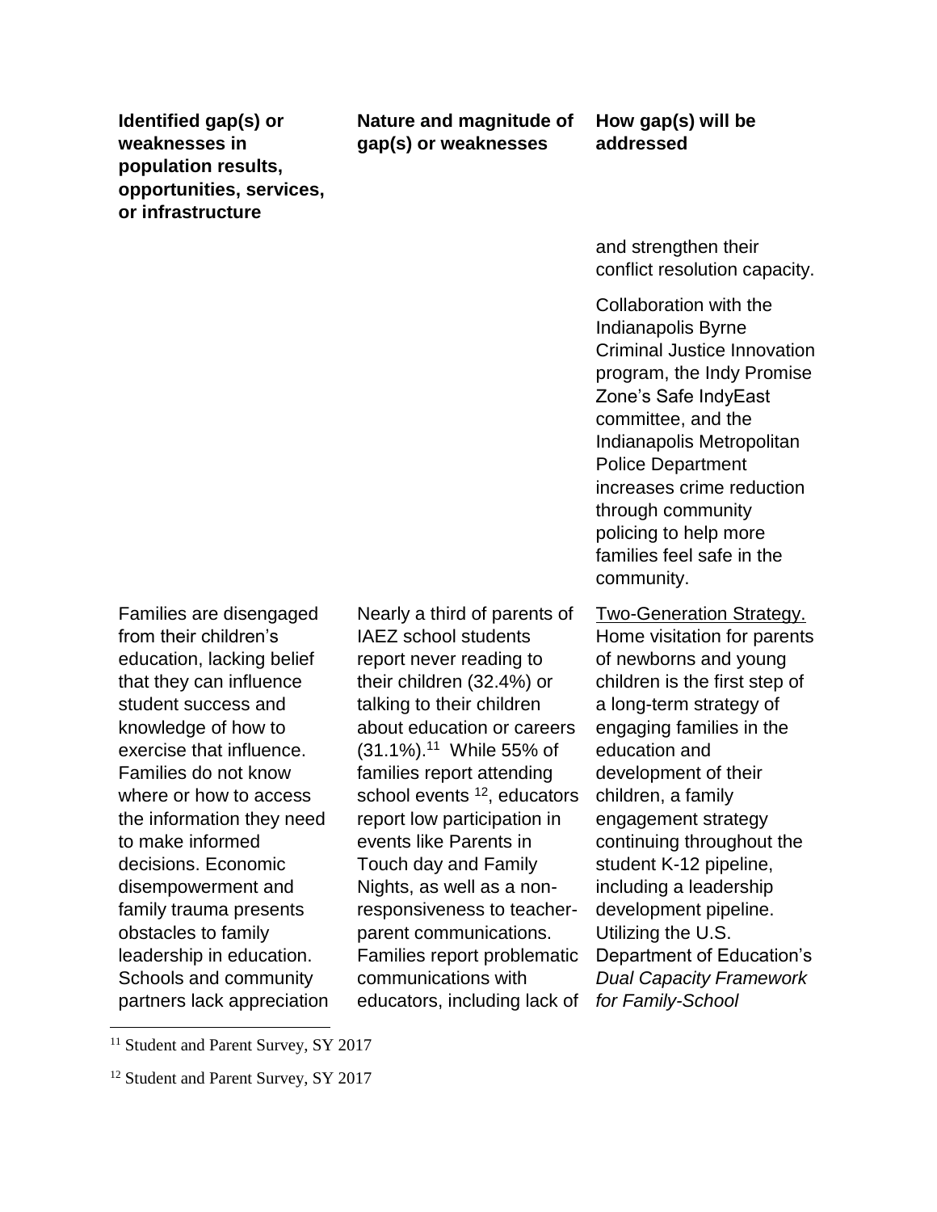| Identified gap(s) or weaknesses in population results, opportunities, services, or infrastructure | Nature and magnitude of gap(s) or weaknesses | How gap(s) will be addressed |
|---|---|---|
| | | and strengthen their conflict resolution capacity.<br><br>Collaboration with the Indianapolis Byrne Criminal Justice Innovation program, the Indy Promise Zone's Safe IndyEast committee, and the Indianapolis Metropolitan Police Department increases crime reduction through community policing to help more families feel safe in the community. |
| Families are disengaged from their children's education, lacking belief that they can influence student success and knowledge of how to exercise that influence. Families do not know where or how to access the information they need to make informed decisions. Economic disempowerment and family trauma presents obstacles to family leadership in education. Schools and community partners lack appreciation | Nearly a third of parents of IAEZ school students report never reading to their children (32.4%) or talking to their children about education or careers (31.1%).[11] While 55% of families report attending school events [12], educators report low participation in events like Parents in Touch day and Family Nights, as well as a non-responsiveness to teacher-parent communications. Families report problematic communications with educators, including lack of | <u>Two-Generation Strategy.</u> Home visitation for parents of newborns and young children is the first step of a long-term strategy of engaging families in the education and development of their children, a family engagement strategy continuing throughout the student K-12 pipeline, including a leadership development pipeline. Utilizing the U.S. Department of Education's *Dual Capacity Framework for Family-School* |

[11] Student and Parent Survey, SY 2017

[12] Student and Parent Survey, SY 2017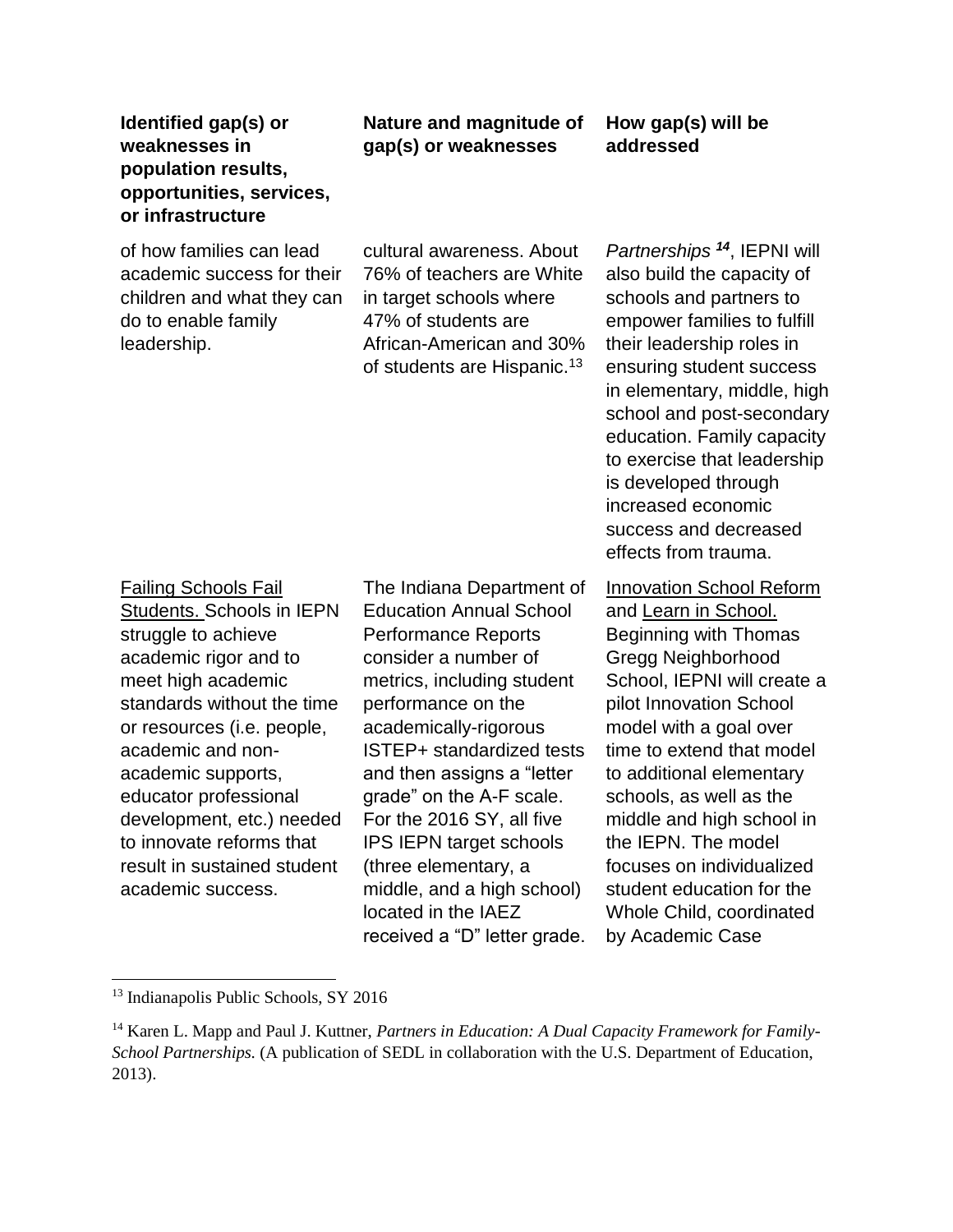| Identified gap(s) or weaknesses in population results, opportunities, services, or infrastructure | Nature and magnitude of gap(s) or weaknesses | How gap(s) will be addressed |
|---|---|---|
| of how families can lead academic success for their children and what they can do to enable family leadership. | cultural awareness. About 76% of teachers are White in target schools where 47% of students are African-American and 30% of students are Hispanic.[13] | *Partnerships* [14], IEPNI will also build the capacity of schools and partners to empower families to fulfill their leadership roles in ensuring student success in elementary, middle, high school and post-secondary education. Family capacity to exercise that leadership is developed through increased economic success and decreased effects from trauma. |
| Failing Schools Fail Students. Schools in IEPN struggle to achieve academic rigor and to meet high academic standards without the time or resources (i.e. people, academic and non-academic supports, educator professional development, etc.) needed to innovate reforms that result in sustained student academic success. | The Indiana Department of Education Annual School Performance Reports consider a number of metrics, including student performance on the academically-rigorous ISTEP+ standardized tests and then assigns a "letter grade" on the A-F scale. For the 2016 SY, all five IPS IEPN target schools (three elementary, a middle, and a high school) located in the IAEZ received a "D" letter grade. | Innovation School Reform and Learn in School. Beginning with Thomas Gregg Neighborhood School, IEPNI will create a pilot Innovation School model with a goal over time to extend that model to additional elementary schools, as well as the middle and high school in the IEPN. The model focuses on individualized student education for the Whole Child, coordinated by Academic Case |

[13] Indianapolis Public Schools, SY 2016

[14] Karen L. Mapp and Paul J. Kuttner, *Partners in Education: A Dual Capacity Framework for Family-School Partnerships.* (A publication of SEDL in collaboration with the U.S. Department of Education, 2013).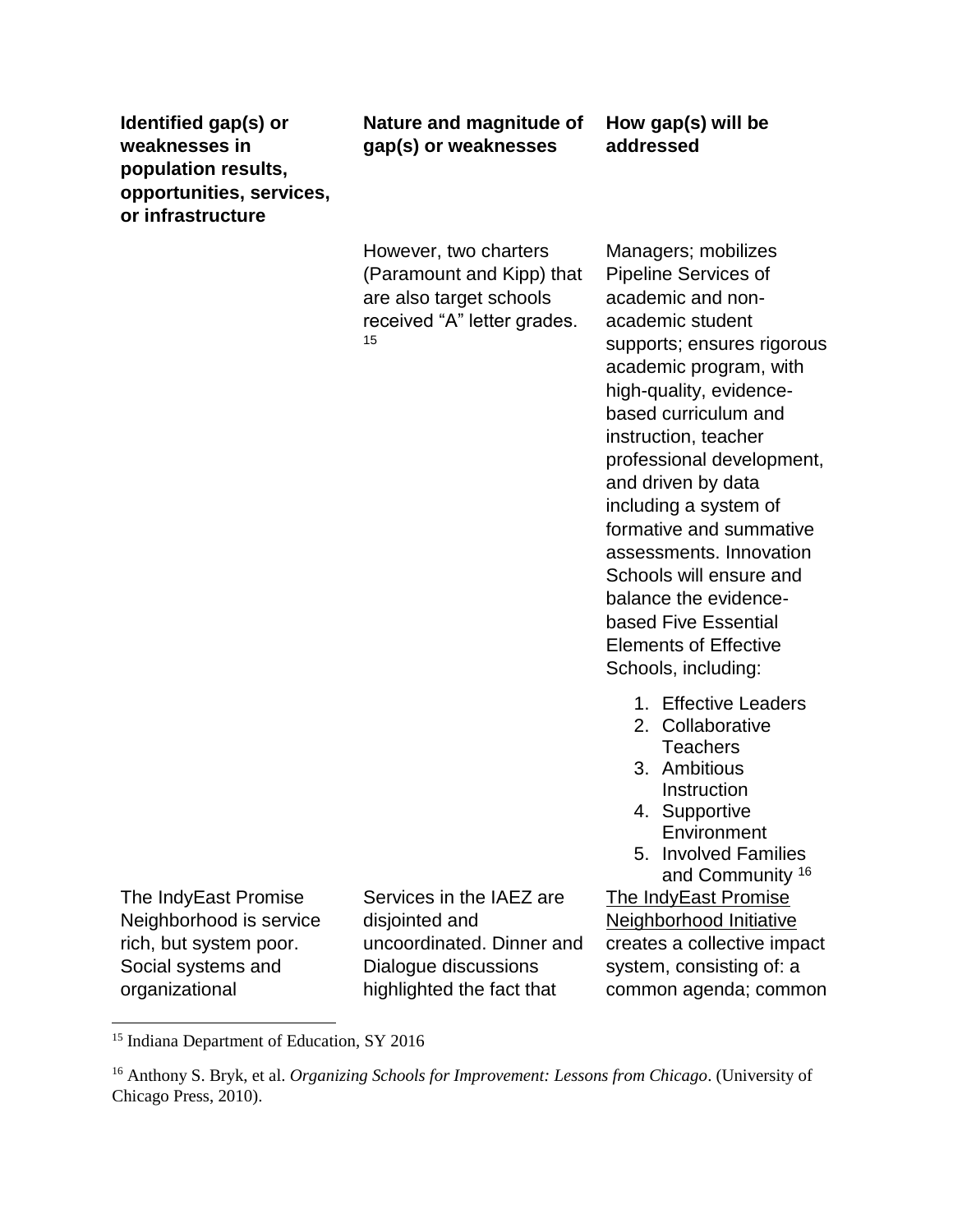| Identified gap(s) or weaknesses in population results, opportunities, services, or infrastructure | Nature and magnitude of gap(s) or weaknesses | How gap(s) will be addressed |
|---|---|---|
| | However, two charters (Paramount and Kipp) that are also target schools received "A" letter grades.[15] | Managers; mobilizes Pipeline Services of academic and non-academic student supports; ensures rigorous academic program, with high-quality, evidence-based curriculum and instruction, teacher professional development, and driven by data including a system of formative and summative assessments. Innovation Schools will ensure and balance the evidence-based Five Essential Elements of Effective Schools, including: 1. Effective Leaders 2. Collaborative Teachers 3. Ambitious Instruction 4. Supportive Environment 5. Involved Families and Community[16] |
| The IndyEast Promise Neighborhood is service rich, but system poor. Social systems and organizational | Services in the IAEZ are disjointed and uncoordinated. Dinner and Dialogue discussions highlighted the fact that | The IndyEast Promise Neighborhood Initiative creates a collective impact system, consisting of: a common agenda; common |

[15] Indiana Department of Education, SY 2016

[16] Anthony S. Bryk, et al. *Organizing Schools for Improvement: Lessons from Chicago*. (University of Chicago Press, 2010).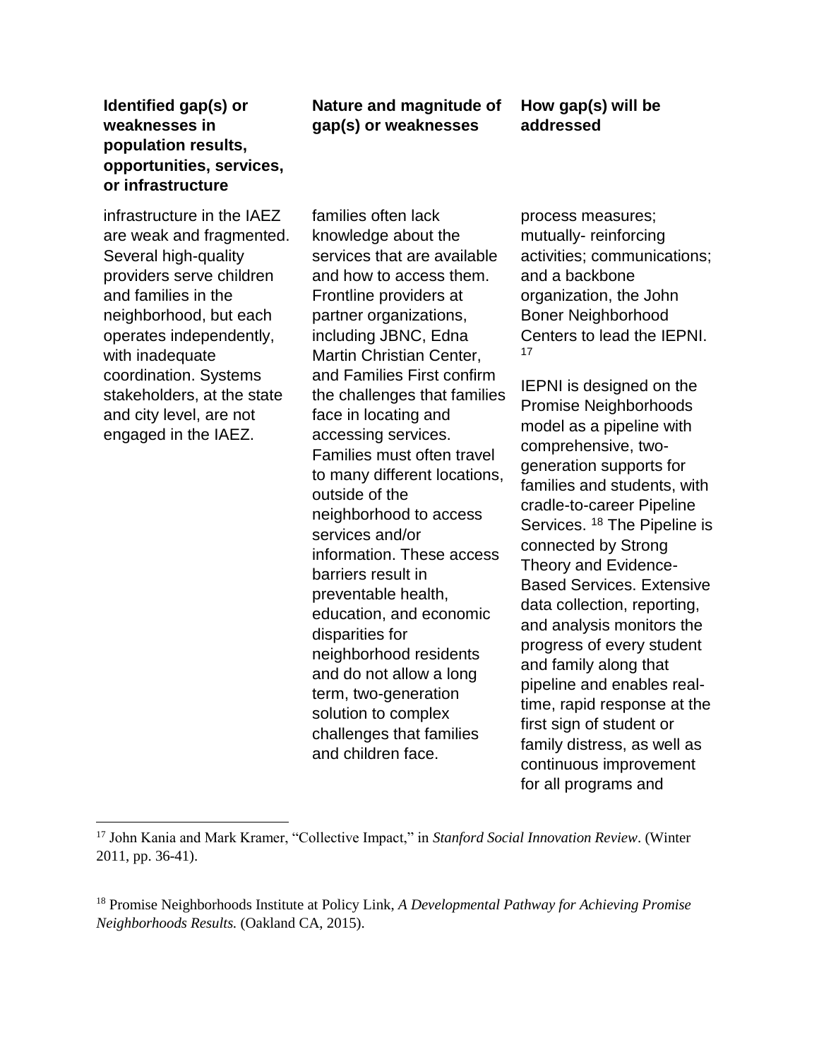| Identified gap(s) or weaknesses in population results, opportunities, services, or infrastructure | Nature and magnitude of gap(s) or weaknesses | How gap(s) will be addressed |
|---|---|---|
| infrastructure in the IAEZ are weak and fragmented. Several high-quality providers serve children and families in the neighborhood, but each operates independently, with inadequate coordination. Systems stakeholders, at the state and city level, are not engaged in the IAEZ. | families often lack knowledge about the services that are available and how to access them. Frontline providers at partner organizations, including JBNC, Edna Martin Christian Center, and Families First confirm the challenges that families face in locating and accessing services. Families must often travel to many different locations, outside of the neighborhood to access services and/or information. These access barriers result in preventable health, education, and economic disparities for neighborhood residents and do not allow a long term, two-generation solution to complex challenges that families and children face. | process measures; mutually- reinforcing activities; communications; and a backbone organization, the John Boner Neighborhood Centers to lead the IEPNI. [17]<br><br>IEPNI is designed on the Promise Neighborhoods model as a pipeline with comprehensive, two-generation supports for families and students, with cradle-to-career Pipeline Services. [18] The Pipeline is connected by Strong Theory and Evidence-Based Services. Extensive data collection, reporting, and analysis monitors the progress of every student and family along that pipeline and enables real-time, rapid response at the first sign of student or family distress, as well as continuous improvement for all programs and |

[17] John Kania and Mark Kramer, "Collective Impact," in *Stanford Social Innovation Review*. (Winter 2011, pp. 36-41).

[18] Promise Neighborhoods Institute at Policy Link, *A Developmental Pathway for Achieving Promise Neighborhoods Results.* (Oakland CA, 2015).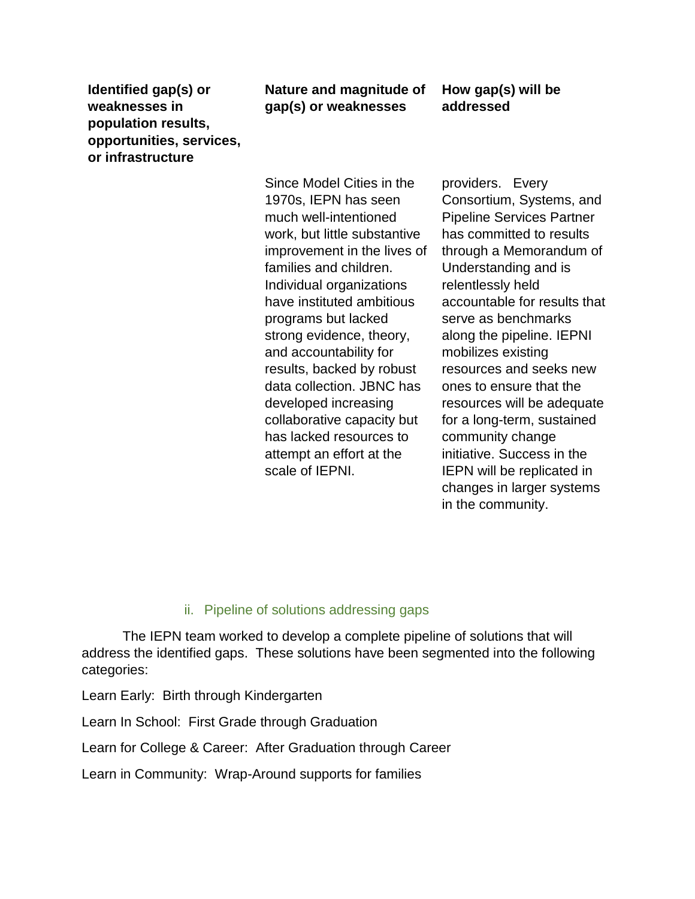| Identified gap(s) or weaknesses in population results, opportunities, services, or infrastructure | Nature and magnitude of gap(s) or weaknesses | How gap(s) will be addressed |
|---|---|---|
| | Since Model Cities in the 1970s, IEPN has seen much well-intentioned work, but little substantive improvement in the lives of families and children. Individual organizations have instituted ambitious programs but lacked strong evidence, theory, and accountability for results, backed by robust data collection. JBNC has developed increasing collaborative capacity but has lacked resources to attempt an effort at the scale of IEPNI. | providers. Every Consortium, Systems, and Pipeline Services Partner has committed to results through a Memorandum of Understanding and is relentlessly held accountable for results that serve as benchmarks along the pipeline. IEPNI mobilizes existing resources and seeks new ones to ensure that the resources will be adequate for a long-term, sustained community change initiative. Success in the IEPN will be replicated in changes in larger systems in the community. |

### ii. Pipeline of solutions addressing gaps

The IEPN team worked to develop a complete pipeline of solutions that will address the identified gaps. These solutions have been segmented into the following categories:

Learn Early: Birth through Kindergarten

Learn In School: First Grade through Graduation

Learn for College & Career: After Graduation through Career

Learn in Community: Wrap-Around supports for families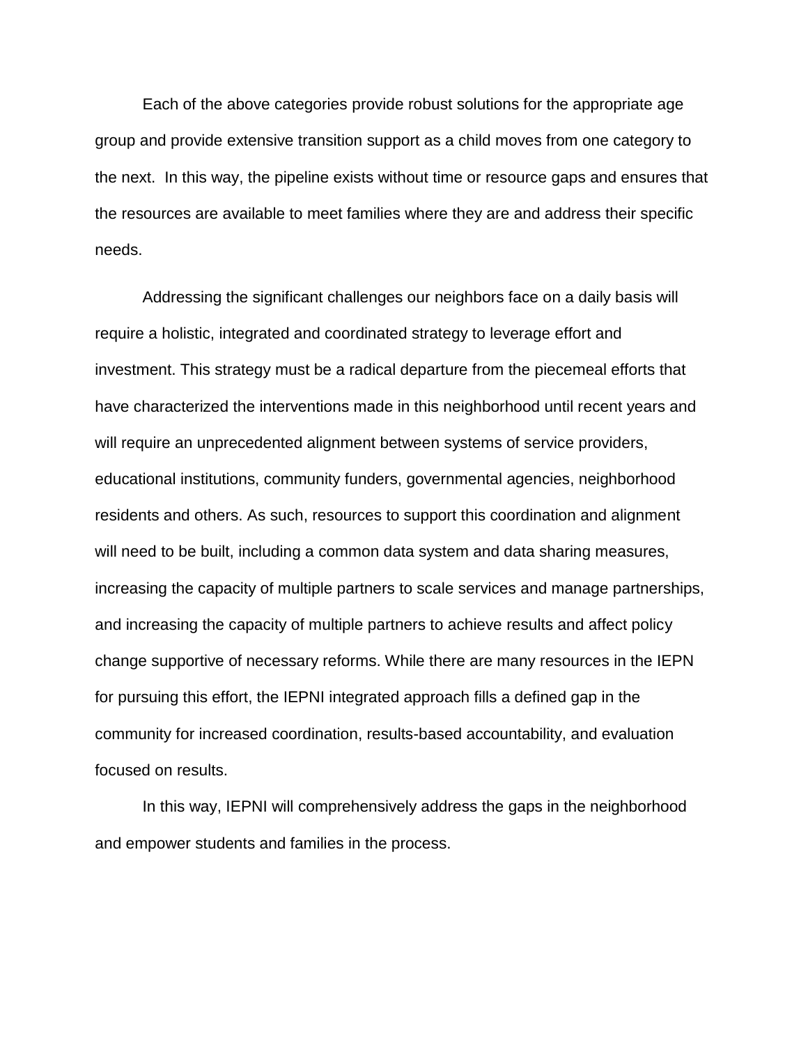Each of the above categories provide robust solutions for the appropriate age group and provide extensive transition support as a child moves from one category to the next. In this way, the pipeline exists without time or resource gaps and ensures that the resources are available to meet families where they are and address their specific needs.

Addressing the significant challenges our neighbors face on a daily basis will require a holistic, integrated and coordinated strategy to leverage effort and investment. This strategy must be a radical departure from the piecemeal efforts that have characterized the interventions made in this neighborhood until recent years and will require an unprecedented alignment between systems of service providers, educational institutions, community funders, governmental agencies, neighborhood residents and others. As such, resources to support this coordination and alignment will need to be built, including a common data system and data sharing measures, increasing the capacity of multiple partners to scale services and manage partnerships, and increasing the capacity of multiple partners to achieve results and affect policy change supportive of necessary reforms. While there are many resources in the IEPN for pursuing this effort, the IEPNI integrated approach fills a defined gap in the community for increased coordination, results-based accountability, and evaluation focused on results.

In this way, IEPNI will comprehensively address the gaps in the neighborhood and empower students and families in the process.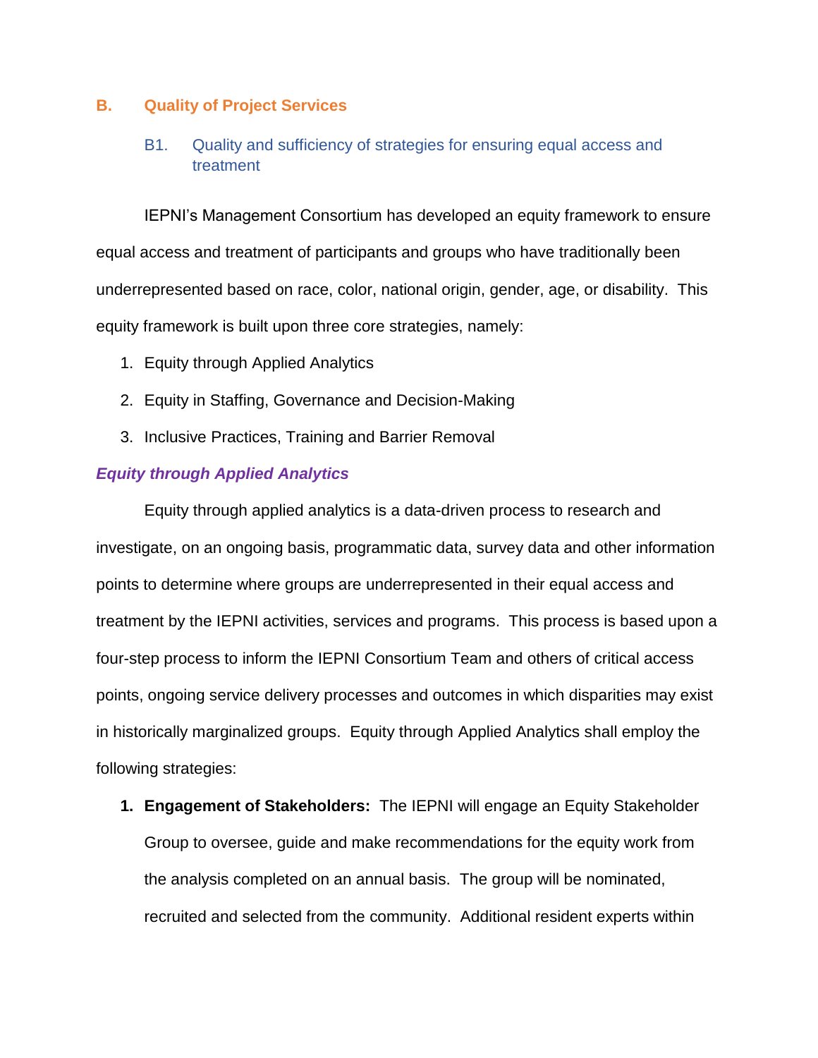## B. Quality of Project Services

### B1. Quality and sufficiency of strategies for ensuring equal access and treatment

IEPNI's Management Consortium has developed an equity framework to ensure equal access and treatment of participants and groups who have traditionally been underrepresented based on race, color, national origin, gender, age, or disability. This equity framework is built upon three core strategies, namely:

1. Equity through Applied Analytics
2. Equity in Staffing, Governance and Decision-Making
3. Inclusive Practices, Training and Barrier Removal

#### *Equity through Applied Analytics*

Equity through applied analytics is a data-driven process to research and investigate, on an ongoing basis, programmatic data, survey data and other information points to determine where groups are underrepresented in their equal access and treatment by the IEPNI activities, services and programs. This process is based upon a four-step process to inform the IEPNI Consortium Team and others of critical access points, ongoing service delivery processes and outcomes in which disparities may exist in historically marginalized groups. Equity through Applied Analytics shall employ the following strategies:

1. **Engagement of Stakeholders:** The IEPNI will engage an Equity Stakeholder Group to oversee, guide and make recommendations for the equity work from the analysis completed on an annual basis. The group will be nominated, recruited and selected from the community. Additional resident experts within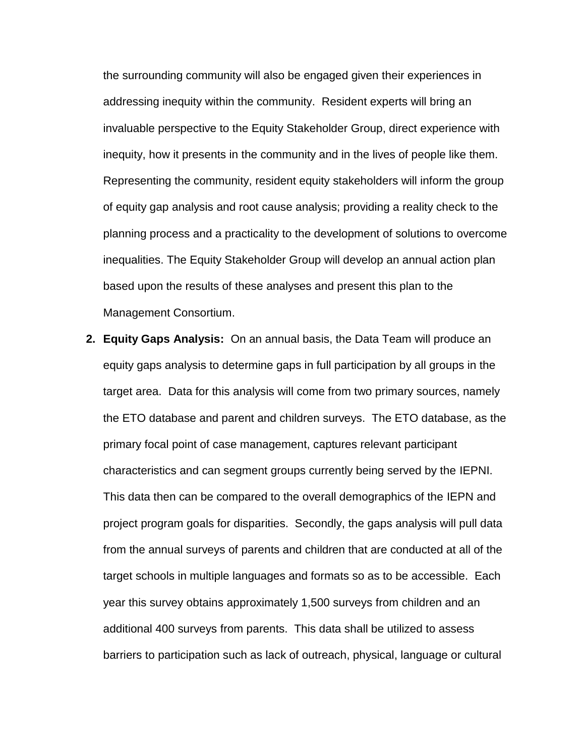the surrounding community will also be engaged given their experiences in addressing inequity within the community. Resident experts will bring an invaluable perspective to the Equity Stakeholder Group, direct experience with inequity, how it presents in the community and in the lives of people like them. Representing the community, resident equity stakeholders will inform the group of equity gap analysis and root cause analysis; providing a reality check to the planning process and a practicality to the development of solutions to overcome inequalities. The Equity Stakeholder Group will develop an annual action plan based upon the results of these analyses and present this plan to the Management Consortium.

2. **Equity Gaps Analysis:** On an annual basis, the Data Team will produce an equity gaps analysis to determine gaps in full participation by all groups in the target area. Data for this analysis will come from two primary sources, namely the ETO database and parent and children surveys. The ETO database, as the primary focal point of case management, captures relevant participant characteristics and can segment groups currently being served by the IEPNI. This data then can be compared to the overall demographics of the IEPN and project program goals for disparities. Secondly, the gaps analysis will pull data from the annual surveys of parents and children that are conducted at all of the target schools in multiple languages and formats so as to be accessible. Each year this survey obtains approximately 1,500 surveys from children and an additional 400 surveys from parents. This data shall be utilized to assess barriers to participation such as lack of outreach, physical, language or cultural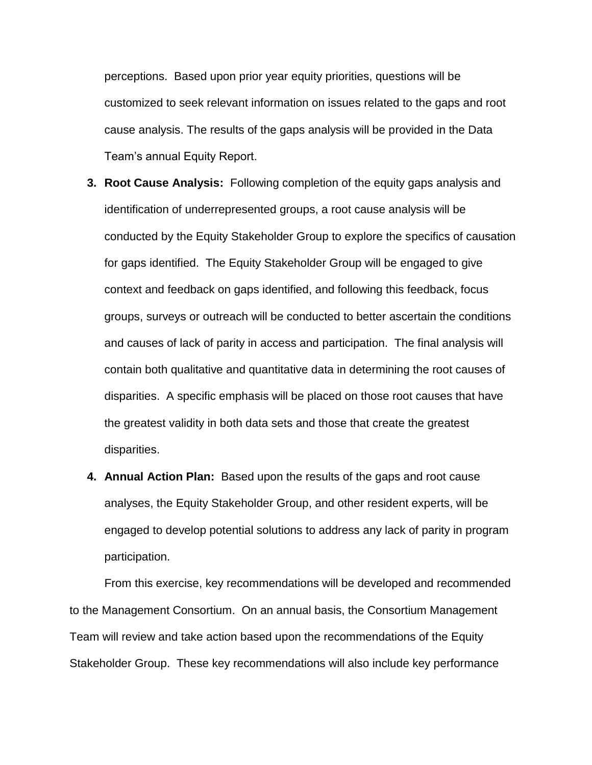perceptions. Based upon prior year equity priorities, questions will be customized to seek relevant information on issues related to the gaps and root cause analysis. The results of the gaps analysis will be provided in the Data Team's annual Equity Report.

3. **Root Cause Analysis:** Following completion of the equity gaps analysis and identification of underrepresented groups, a root cause analysis will be conducted by the Equity Stakeholder Group to explore the specifics of causation for gaps identified. The Equity Stakeholder Group will be engaged to give context and feedback on gaps identified, and following this feedback, focus groups, surveys or outreach will be conducted to better ascertain the conditions and causes of lack of parity in access and participation. The final analysis will contain both qualitative and quantitative data in determining the root causes of disparities. A specific emphasis will be placed on those root causes that have the greatest validity in both data sets and those that create the greatest disparities.

4. **Annual Action Plan:** Based upon the results of the gaps and root cause analyses, the Equity Stakeholder Group, and other resident experts, will be engaged to develop potential solutions to address any lack of parity in program participation.

   From this exercise, key recommendations will be developed and recommended to the Management Consortium. On an annual basis, the Consortium Management Team will review and take action based upon the recommendations of the Equity Stakeholder Group. These key recommendations will also include key performance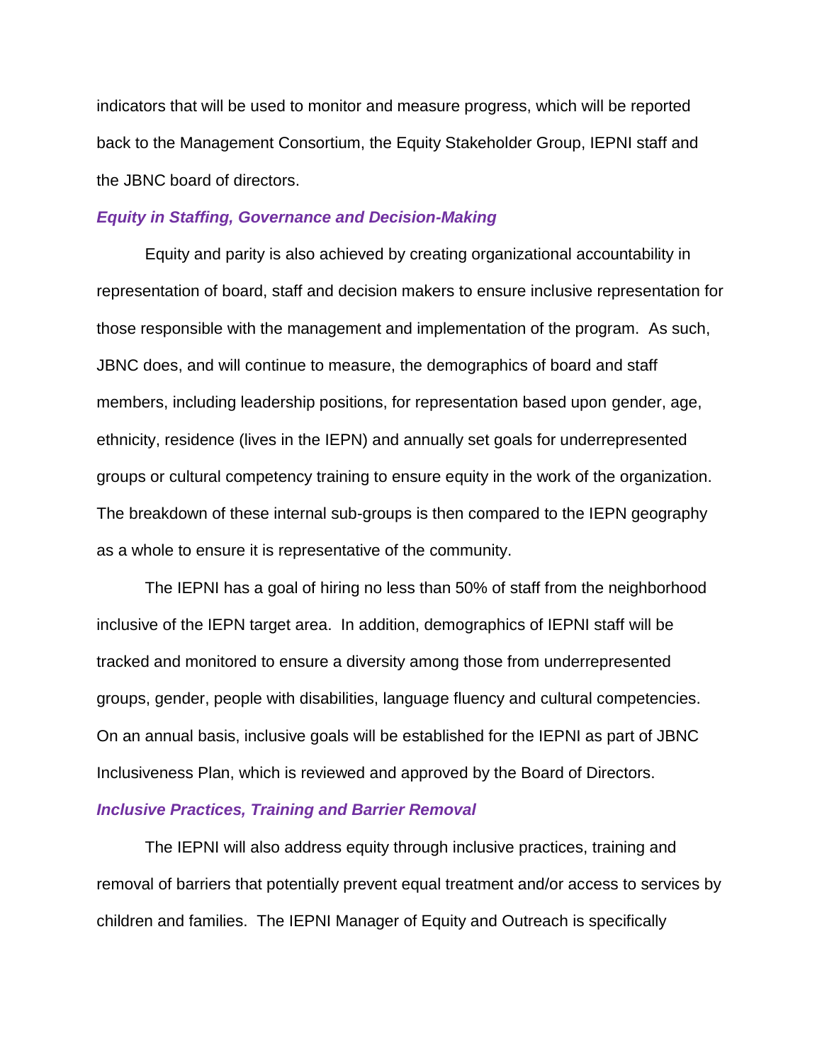indicators that will be used to monitor and measure progress, which will be reported back to the Management Consortium, the Equity Stakeholder Group, IEPNI staff and the JBNC board of directors.

### *Equity in Staffing, Governance and Decision-Making*

Equity and parity is also achieved by creating organizational accountability in representation of board, staff and decision makers to ensure inclusive representation for those responsible with the management and implementation of the program. As such, JBNC does, and will continue to measure, the demographics of board and staff members, including leadership positions, for representation based upon gender, age, ethnicity, residence (lives in the IEPN) and annually set goals for underrepresented groups or cultural competency training to ensure equity in the work of the organization. The breakdown of these internal sub-groups is then compared to the IEPN geography as a whole to ensure it is representative of the community.

The IEPNI has a goal of hiring no less than 50% of staff from the neighborhood inclusive of the IEPN target area. In addition, demographics of IEPNI staff will be tracked and monitored to ensure a diversity among those from underrepresented groups, gender, people with disabilities, language fluency and cultural competencies. On an annual basis, inclusive goals will be established for the IEPNI as part of JBNC Inclusiveness Plan, which is reviewed and approved by the Board of Directors.

### *Inclusive Practices, Training and Barrier Removal*

The IEPNI will also address equity through inclusive practices, training and removal of barriers that potentially prevent equal treatment and/or access to services by children and families. The IEPNI Manager of Equity and Outreach is specifically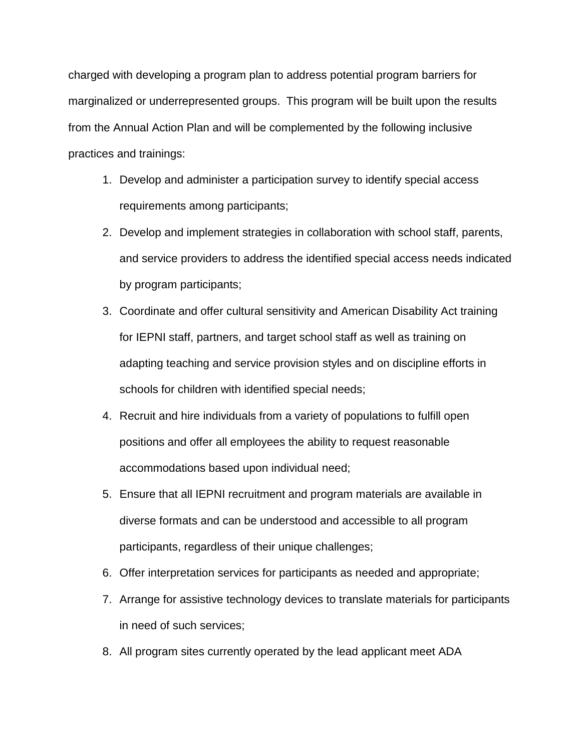charged with developing a program plan to address potential program barriers for marginalized or underrepresented groups. This program will be built upon the results from the Annual Action Plan and will be complemented by the following inclusive practices and trainings:

1. Develop and administer a participation survey to identify special access requirements among participants;
2. Develop and implement strategies in collaboration with school staff, parents, and service providers to address the identified special access needs indicated by program participants;
3. Coordinate and offer cultural sensitivity and American Disability Act training for IEPNI staff, partners, and target school staff as well as training on adapting teaching and service provision styles and on discipline efforts in schools for children with identified special needs;
4. Recruit and hire individuals from a variety of populations to fulfill open positions and offer all employees the ability to request reasonable accommodations based upon individual need;
5. Ensure that all IEPNI recruitment and program materials are available in diverse formats and can be understood and accessible to all program participants, regardless of their unique challenges;
6. Offer interpretation services for participants as needed and appropriate;
7. Arrange for assistive technology devices to translate materials for participants in need of such services;
8. All program sites currently operated by the lead applicant meet ADA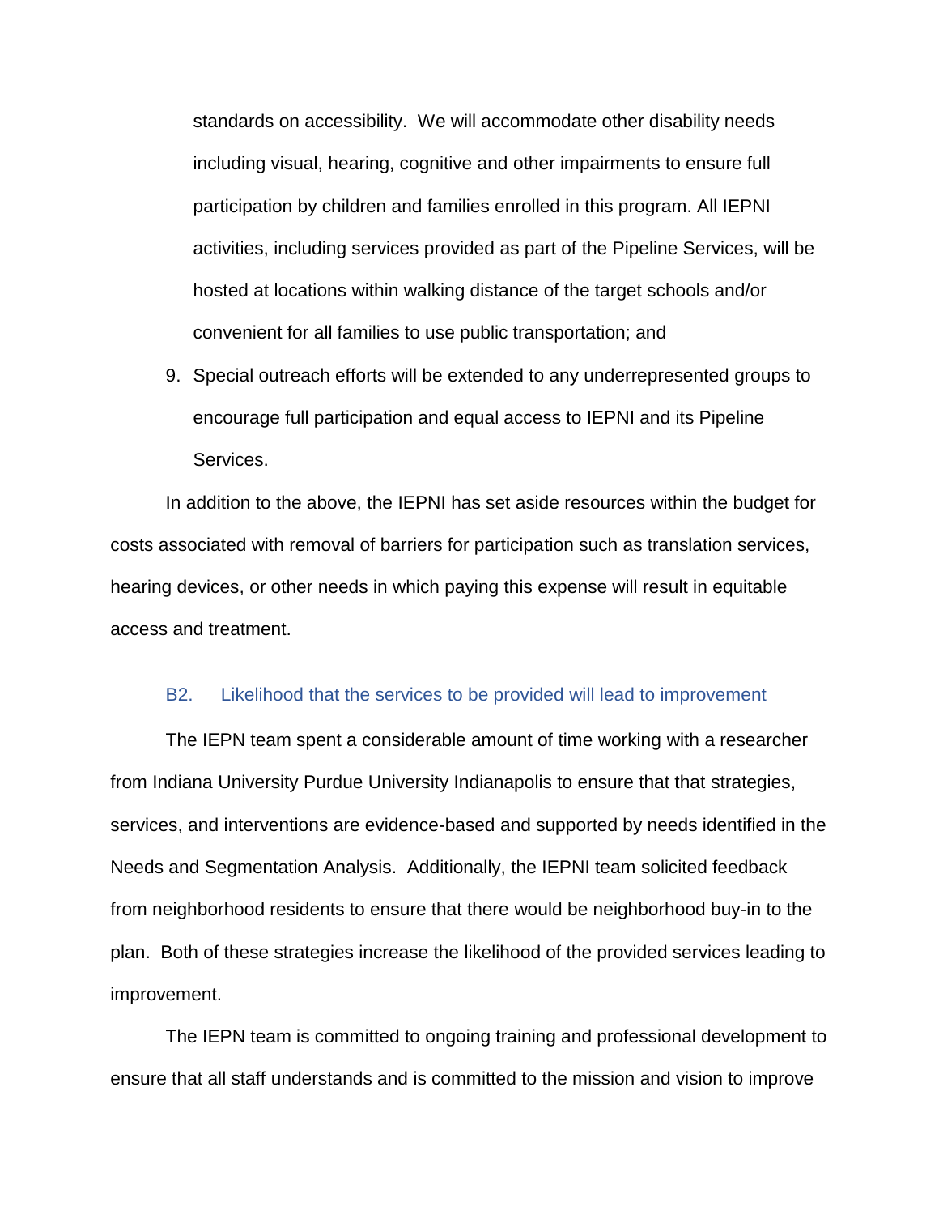standards on accessibility. We will accommodate other disability needs including visual, hearing, cognitive and other impairments to ensure full participation by children and families enrolled in this program. All IEPNI activities, including services provided as part of the Pipeline Services, will be hosted at locations within walking distance of the target schools and/or convenient for all families to use public transportation; and

9. Special outreach efforts will be extended to any underrepresented groups to encourage full participation and equal access to IEPNI and its Pipeline Services.

In addition to the above, the IEPNI has set aside resources within the budget for costs associated with removal of barriers for participation such as translation services, hearing devices, or other needs in which paying this expense will result in equitable access and treatment.

### B2. Likelihood that the services to be provided will lead to improvement

The IEPN team spent a considerable amount of time working with a researcher from Indiana University Purdue University Indianapolis to ensure that that strategies, services, and interventions are evidence-based and supported by needs identified in the Needs and Segmentation Analysis. Additionally, the IEPNI team solicited feedback from neighborhood residents to ensure that there would be neighborhood buy-in to the plan. Both of these strategies increase the likelihood of the provided services leading to improvement.

The IEPN team is committed to ongoing training and professional development to ensure that all staff understands and is committed to the mission and vision to improve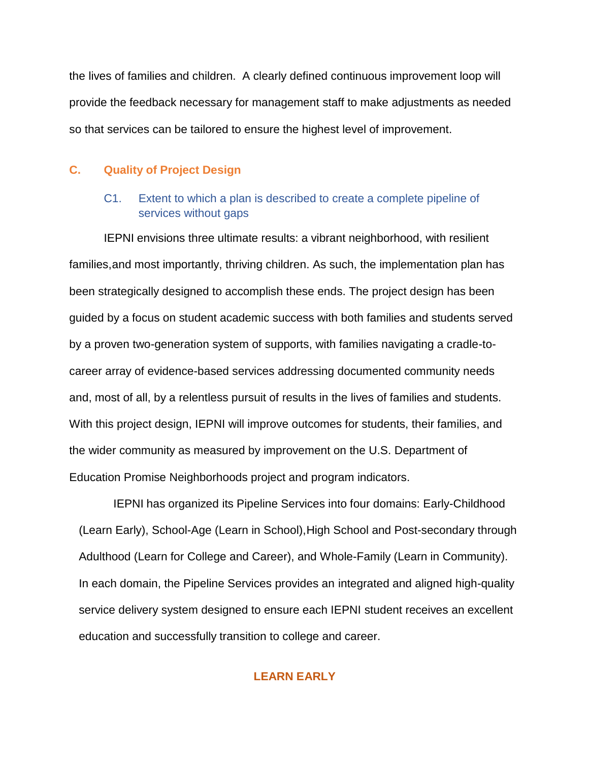the lives of families and children. A clearly defined continuous improvement loop will provide the feedback necessary for management staff to make adjustments as needed so that services can be tailored to ensure the highest level of improvement.

## C. Quality of Project Design

### C1. Extent to which a plan is described to create a complete pipeline of services without gaps

IEPNI envisions three ultimate results: a vibrant neighborhood, with resilient families,and most importantly, thriving children. As such, the implementation plan has been strategically designed to accomplish these ends. The project design has been guided by a focus on student academic success with both families and students served by a proven two-generation system of supports, with families navigating a cradle-to-career array of evidence-based services addressing documented community needs and, most of all, by a relentless pursuit of results in the lives of families and students. With this project design, IEPNI will improve outcomes for students, their families, and the wider community as measured by improvement on the U.S. Department of Education Promise Neighborhoods project and program indicators.

IEPNI has organized its Pipeline Services into four domains: Early-Childhood (Learn Early), School-Age (Learn in School),High School and Post-secondary through Adulthood (Learn for College and Career), and Whole-Family (Learn in Community). In each domain, the Pipeline Services provides an integrated and aligned high-quality service delivery system designed to ensure each IEPNI student receives an excellent education and successfully transition to college and career.

#### LEARN EARLY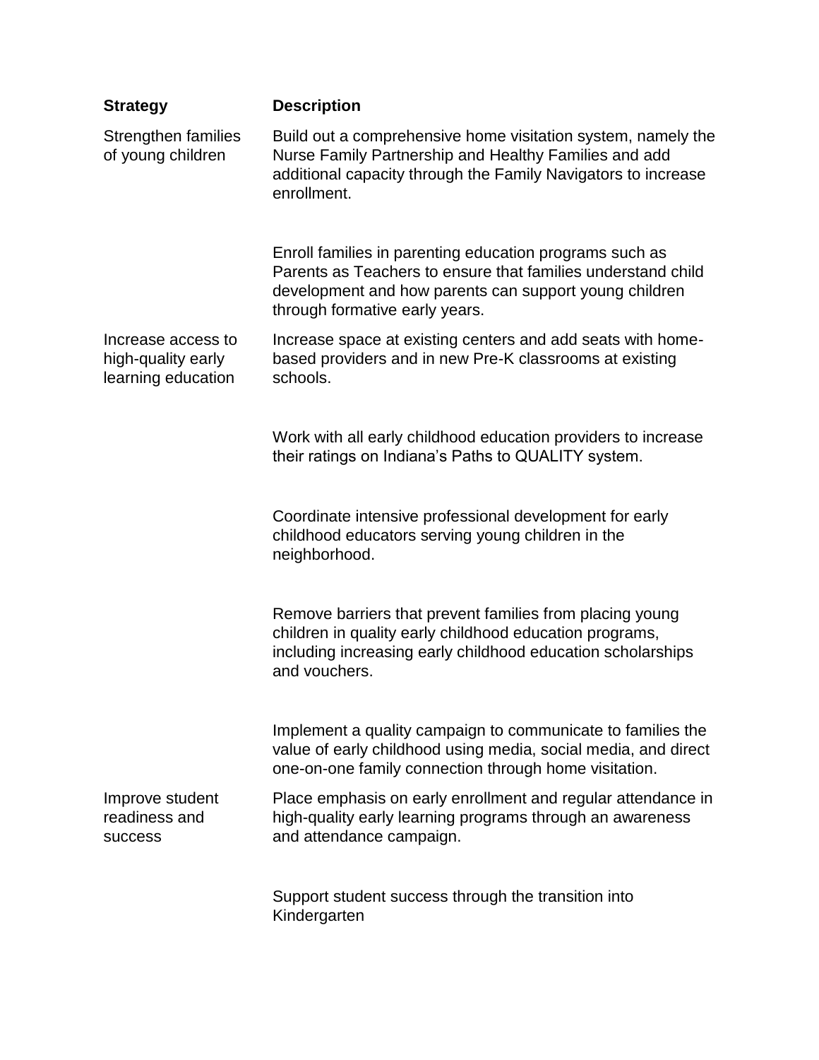| Strategy | Description |
|---|---|
| Strengthen families of young children | Build out a comprehensive home visitation system, namely the Nurse Family Partnership and Healthy Families and add additional capacity through the Family Navigators to increase enrollment. |
| | Enroll families in parenting education programs such as Parents as Teachers to ensure that families understand child development and how parents can support young children through formative early years. |
| Increase access to high-quality early learning education | Increase space at existing centers and add seats with home-based providers and in new Pre-K classrooms at existing schools. |
| | Work with all early childhood education providers to increase their ratings on Indiana's Paths to QUALITY system. |
| | Coordinate intensive professional development for early childhood educators serving young children in the neighborhood. |
| | Remove barriers that prevent families from placing young children in quality early childhood education programs, including increasing early childhood education scholarships and vouchers. |
| | Implement a quality campaign to communicate to families the value of early childhood using media, social media, and direct one-on-one family connection through home visitation. |
| Improve student readiness and success | Place emphasis on early enrollment and regular attendance in high-quality early learning programs through an awareness and attendance campaign. |
| | Support student success through the transition into Kindergarten |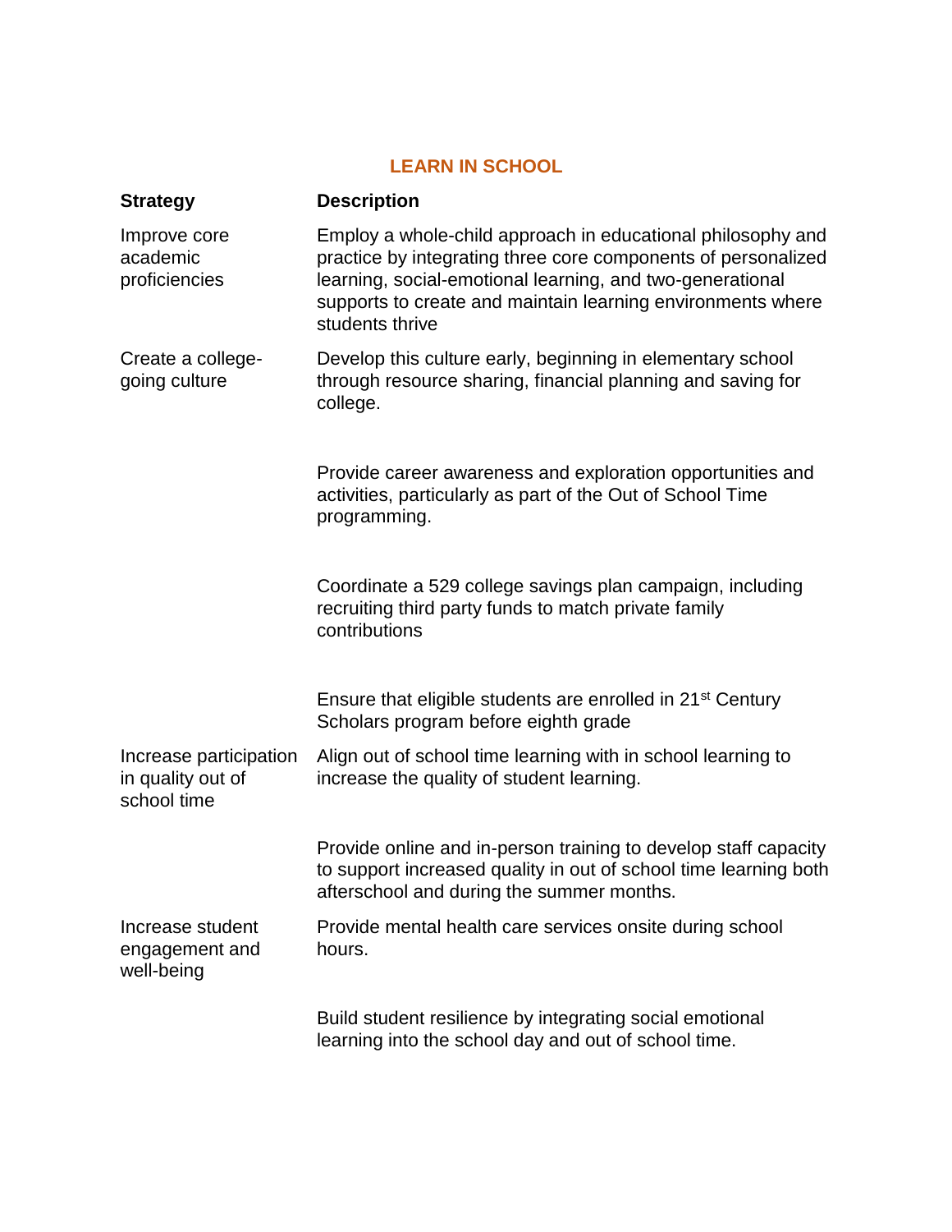## LEARN IN SCHOOL

| Strategy | Description |
| --- | --- |
| Improve core academic proficiencies | Employ a whole-child approach in educational philosophy and practice by integrating three core components of personalized learning, social-emotional learning, and two-generational supports to create and maintain learning environments where students thrive |
| Create a college-going culture | Develop this culture early, beginning in elementary school through resource sharing, financial planning and saving for college. |
| | Provide career awareness and exploration opportunities and activities, particularly as part of the Out of School Time programming. |
| | Coordinate a 529 college savings plan campaign, including recruiting third party funds to match private family contributions |
| | Ensure that eligible students are enrolled in 21st Century Scholars program before eighth grade |
| Increase participation in quality out of school time | Align out of school time learning with in school learning to increase the quality of student learning. |
| | Provide online and in-person training to develop staff capacity to support increased quality in out of school time learning both afterschool and during the summer months. |
| Increase student engagement and well-being | Provide mental health care services onsite during school hours. |
| | Build student resilience by integrating social emotional learning into the school day and out of school time. |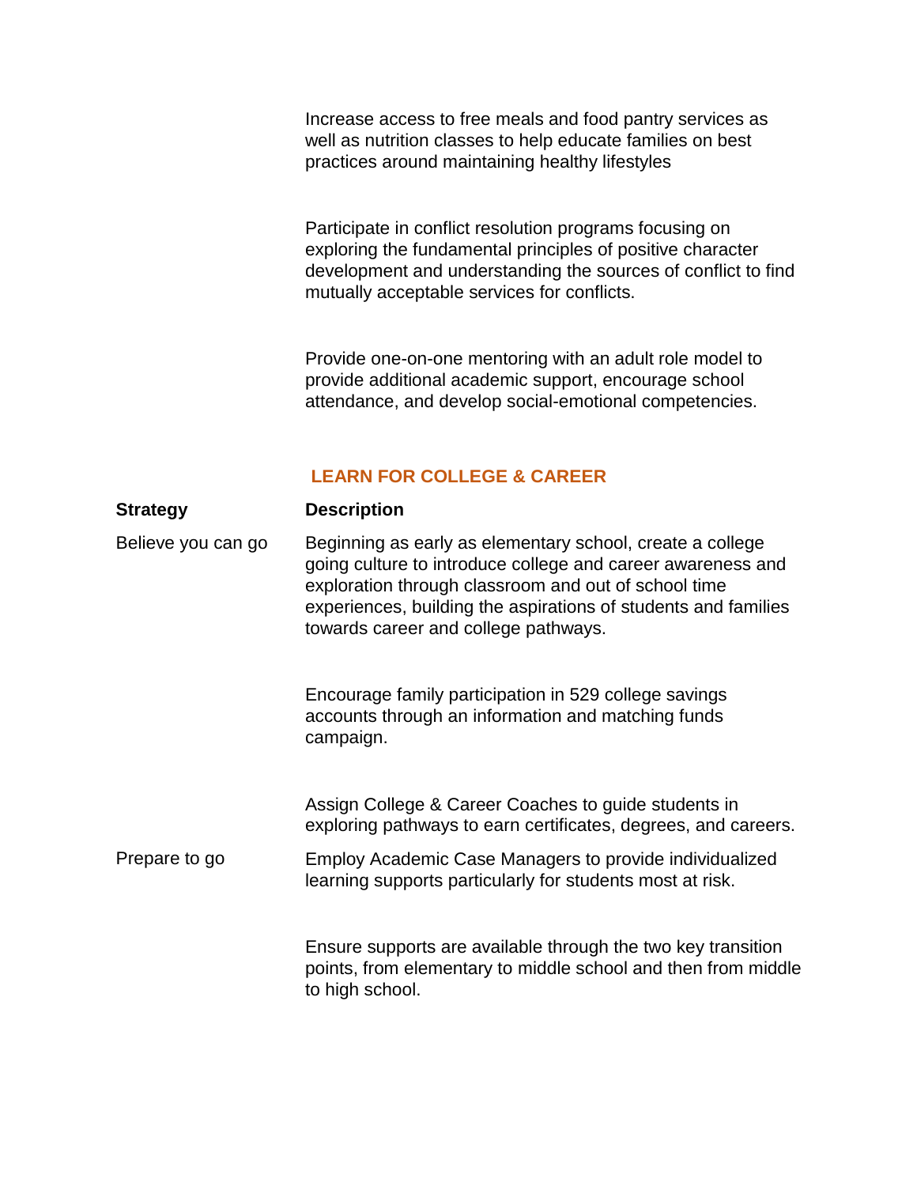| | |
|---|---|
| | Increase access to free meals and food pantry services as well as nutrition classes to help educate families on best practices around maintaining healthy lifestyles |
| | Participate in conflict resolution programs focusing on exploring the fundamental principles of positive character development and understanding the sources of conflict to find mutually acceptable services for conflicts. |
| | Provide one-on-one mentoring with an adult role model to provide additional academic support, encourage school attendance, and develop social-emotional competencies. |

## LEARN FOR COLLEGE & CAREER

| **Strategy** | **Description** |
|---|---|
| Believe you can go | Beginning as early as elementary school, create a college going culture to introduce college and career awareness and exploration through classroom and out of school time experiences, building the aspirations of students and families towards career and college pathways. |
| | Encourage family participation in 529 college savings accounts through an information and matching funds campaign. |
| | Assign College & Career Coaches to guide students in exploring pathways to earn certificates, degrees, and careers. |
| Prepare to go | Employ Academic Case Managers to provide individualized learning supports particularly for students most at risk. |
| | Ensure supports are available through the two key transition points, from elementary to middle school and then from middle to high school. |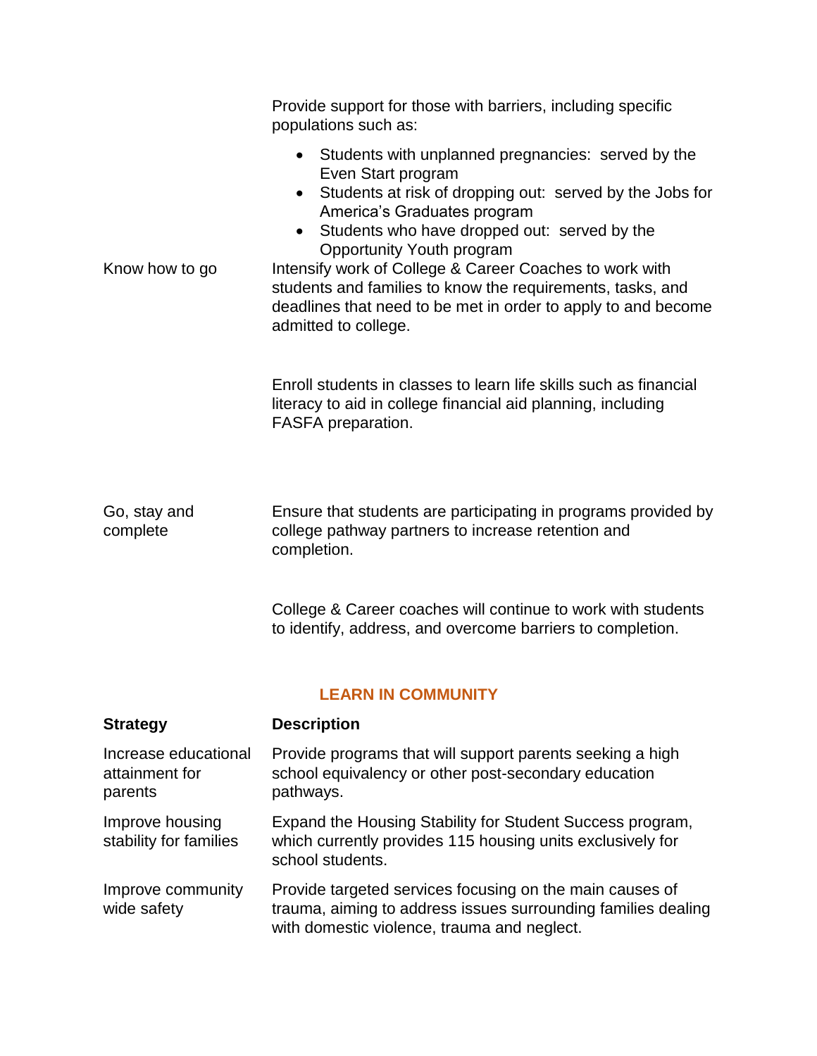| | |
|---|---|
| | Provide support for those with barriers, including specific populations such as:<br>• Students with unplanned pregnancies: served by the Even Start program<br>• Students at risk of dropping out: served by the Jobs for America's Graduates program<br>• Students who have dropped out: served by the Opportunity Youth program |
| Know how to go | Intensify work of College & Career Coaches to work with students and families to know the requirements, tasks, and deadlines that need to be met in order to apply to and become admitted to college. |
| | Enroll students in classes to learn life skills such as financial literacy to aid in college financial aid planning, including FASFA preparation. |
| Go, stay and complete | Ensure that students are participating in programs provided by college pathway partners to increase retention and completion. |
| | College & Career coaches will continue to work with students to identify, address, and overcome barriers to completion. |

## LEARN IN COMMUNITY

| **Strategy** | **Description** |
|---|---|
| Increase educational attainment for parents | Provide programs that will support parents seeking a high school equivalency or other post-secondary education pathways. |
| Improve housing stability for families | Expand the Housing Stability for Student Success program, which currently provides 115 housing units exclusively for school students. |
| Improve community wide safety | Provide targeted services focusing on the main causes of trauma, aiming to address issues surrounding families dealing with domestic violence, trauma and neglect. |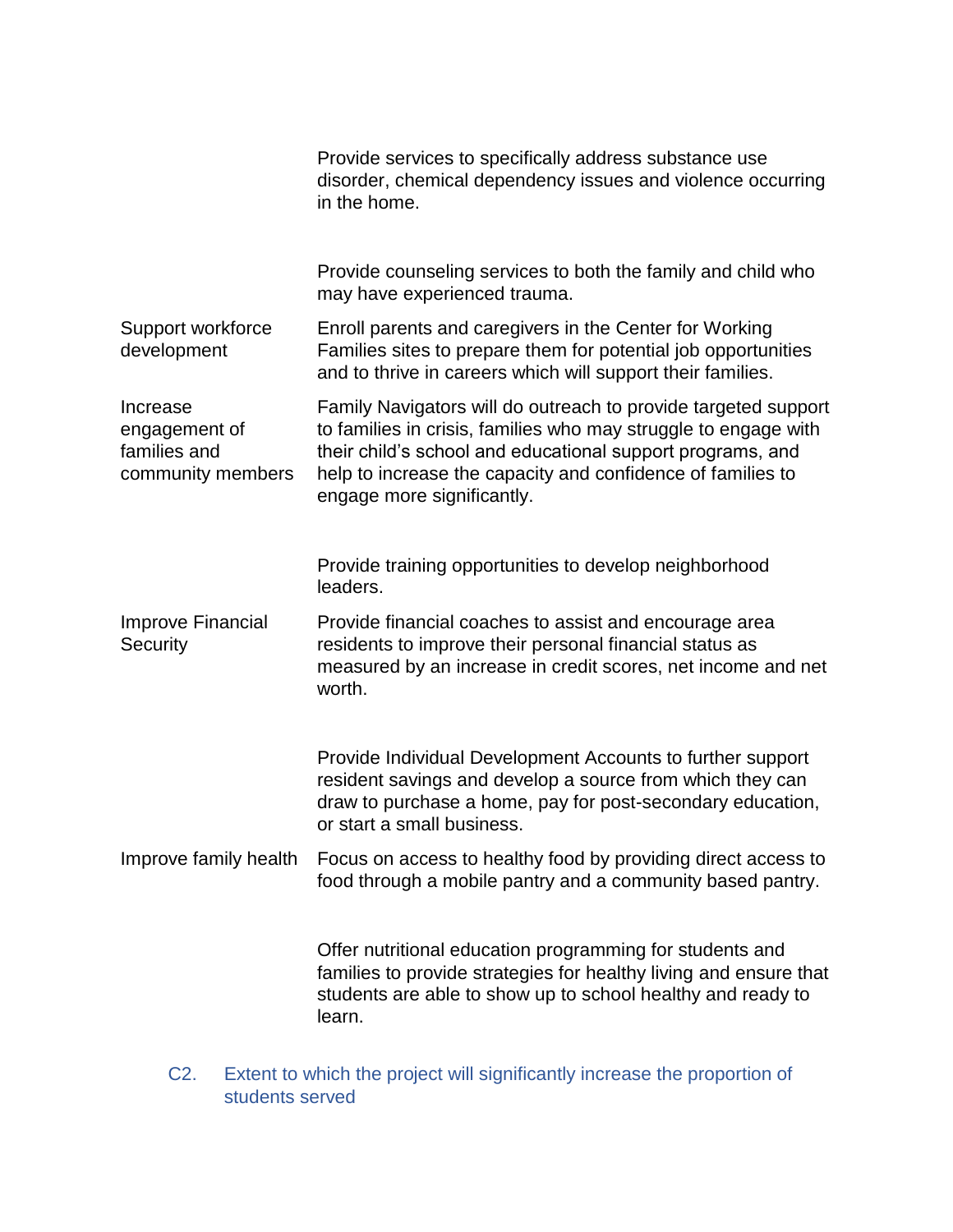| | |
|---|---|
| | Provide services to specifically address substance use disorder, chemical dependency issues and violence occurring in the home. |
| | Provide counseling services to both the family and child who may have experienced trauma. |
| Support workforce development | Enroll parents and caregivers in the Center for Working Families sites to prepare them for potential job opportunities and to thrive in careers which will support their families. |
| Increase engagement of families and community members | Family Navigators will do outreach to provide targeted support to families in crisis, families who may struggle to engage with their child's school and educational support programs, and help to increase the capacity and confidence of families to engage more significantly. |
| | Provide training opportunities to develop neighborhood leaders. |
| Improve Financial Security | Provide financial coaches to assist and encourage area residents to improve their personal financial status as measured by an increase in credit scores, net income and net worth. |
| | Provide Individual Development Accounts to further support resident savings and develop a source from which they can draw to purchase a home, pay for post-secondary education, or start a small business. |
| Improve family health | Focus on access to healthy food by providing direct access to food through a mobile pantry and a community based pantry. |
| | Offer nutritional education programming for students and families to provide strategies for healthy living and ensure that students are able to show up to school healthy and ready to learn. |

### C2. Extent to which the project will significantly increase the proportion of students served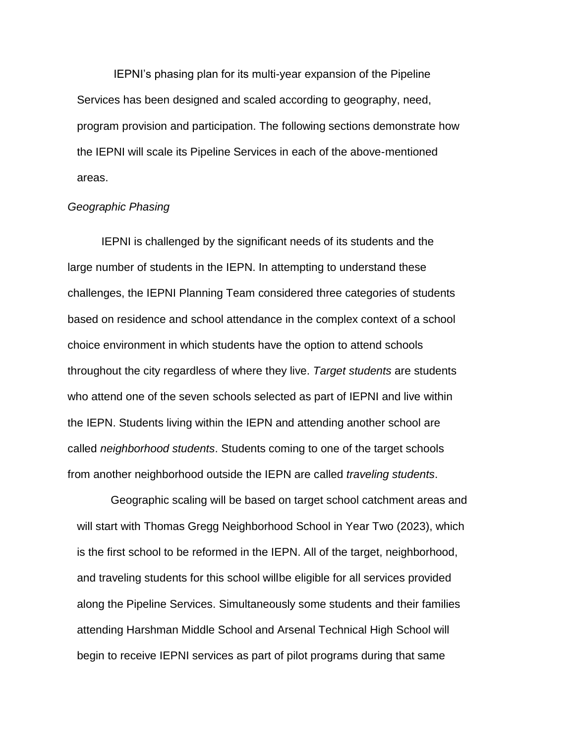IEPNI's phasing plan for its multi-year expansion of the Pipeline Services has been designed and scaled according to geography, need, program provision and participation. The following sections demonstrate how the IEPNI will scale its Pipeline Services in each of the above-mentioned areas.

*Geographic Phasing*

IEPNI is challenged by the significant needs of its students and the large number of students in the IEPN. In attempting to understand these challenges, the IEPNI Planning Team considered three categories of students based on residence and school attendance in the complex context of a school choice environment in which students have the option to attend schools throughout the city regardless of where they live. *Target students* are students who attend one of the seven schools selected as part of IEPNI and live within the IEPN. Students living within the IEPN and attending another school are called *neighborhood students*. Students coming to one of the target schools from another neighborhood outside the IEPN are called *traveling students*.

Geographic scaling will be based on target school catchment areas and will start with Thomas Gregg Neighborhood School in Year Two (2023), which is the first school to be reformed in the IEPN. All of the target, neighborhood, and traveling students for this school willbe eligible for all services provided along the Pipeline Services. Simultaneously some students and their families attending Harshman Middle School and Arsenal Technical High School will begin to receive IEPNI services as part of pilot programs during that same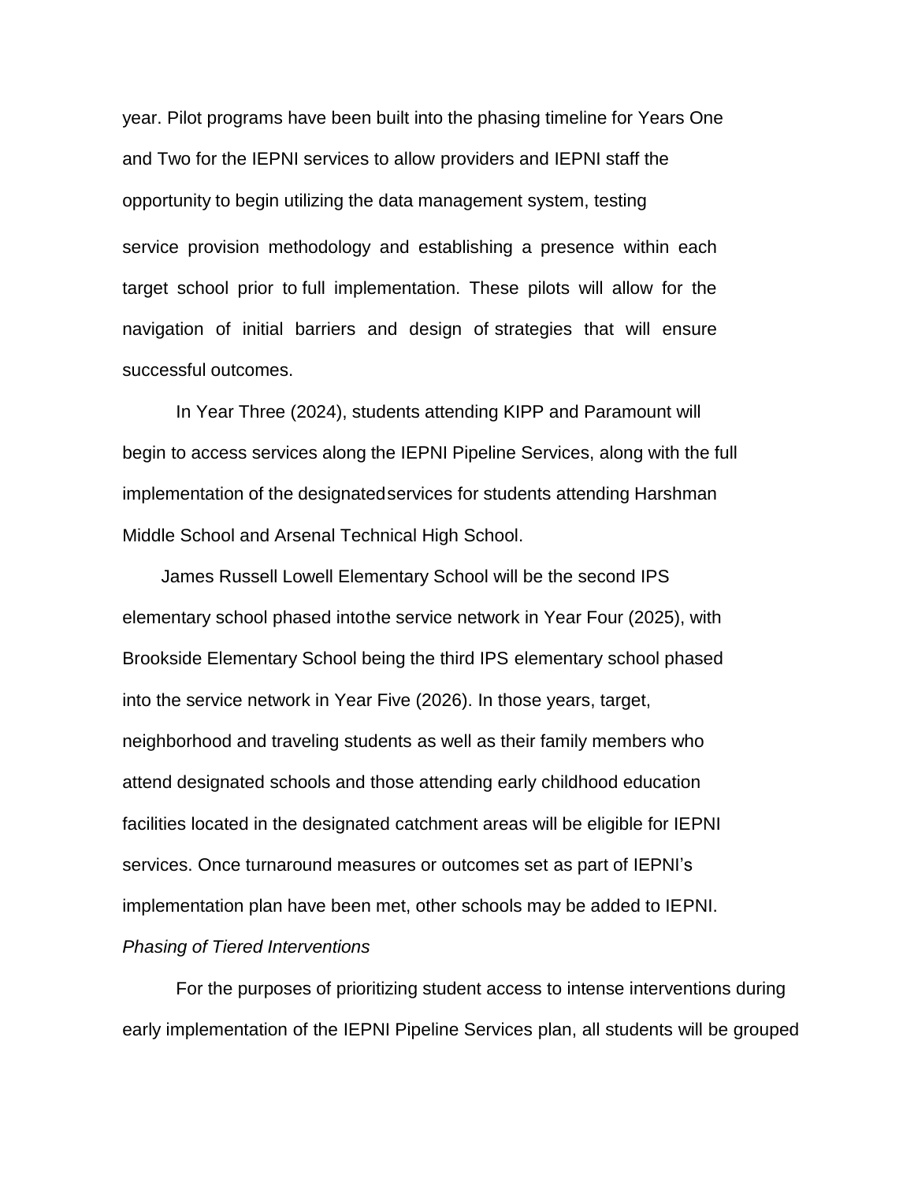year. Pilot programs have been built into the phasing timeline for Years One and Two for the IEPNI services to allow providers and IEPNI staff the opportunity to begin utilizing the data management system, testing service provision methodology and establishing a presence within each target school prior to full implementation. These pilots will allow for the navigation of initial barriers and design of strategies that will ensure successful outcomes.

In Year Three (2024), students attending KIPP and Paramount will begin to access services along the IEPNI Pipeline Services, along with the full implementation of the designated services for students attending Harshman Middle School and Arsenal Technical High School.

James Russell Lowell Elementary School will be the second IPS elementary school phased into the service network in Year Four (2025), with Brookside Elementary School being the third IPS elementary school phased into the service network in Year Five (2026). In those years, target, neighborhood and traveling students as well as their family members who attend designated schools and those attending early childhood education facilities located in the designated catchment areas will be eligible for IEPNI services. Once turnaround measures or outcomes set as part of IEPNI's implementation plan have been met, other schools may be added to IEPNI.

*Phasing of Tiered Interventions*

For the purposes of prioritizing student access to intense interventions during early implementation of the IEPNI Pipeline Services plan, all students will be grouped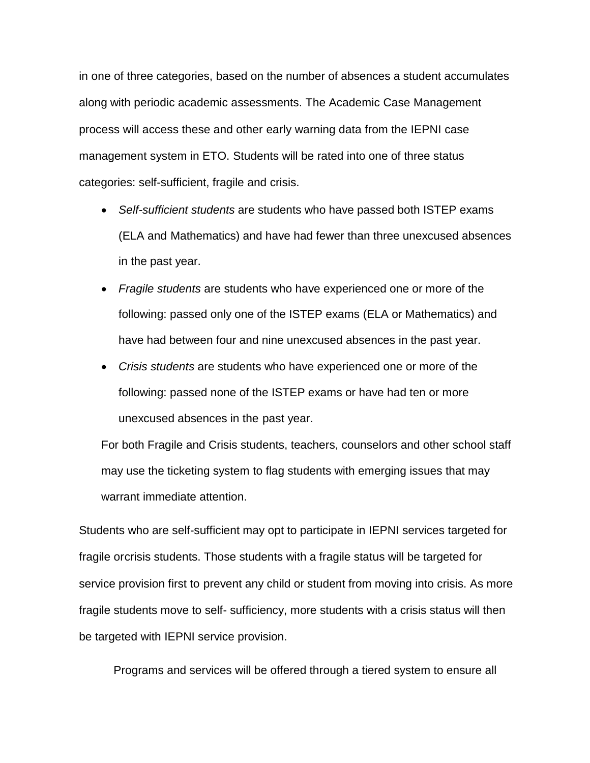in one of three categories, based on the number of absences a student accumulates along with periodic academic assessments. The Academic Case Management process will access these and other early warning data from the IEPNI case management system in ETO. Students will be rated into one of three status categories: self-sufficient, fragile and crisis.

- *Self-sufficient students* are students who have passed both ISTEP exams (ELA and Mathematics) and have had fewer than three unexcused absences in the past year.
- *Fragile students* are students who have experienced one or more of the following: passed only one of the ISTEP exams (ELA or Mathematics) and have had between four and nine unexcused absences in the past year.
- *Crisis students* are students who have experienced one or more of the following: passed none of the ISTEP exams or have had ten or more unexcused absences in the past year.

For both Fragile and Crisis students, teachers, counselors and other school staff may use the ticketing system to flag students with emerging issues that may warrant immediate attention.

Students who are self-sufficient may opt to participate in IEPNI services targeted for fragile orcrisis students. Those students with a fragile status will be targeted for service provision first to prevent any child or student from moving into crisis. As more fragile students move to self- sufficiency, more students with a crisis status will then be targeted with IEPNI service provision.

Programs and services will be offered through a tiered system to ensure all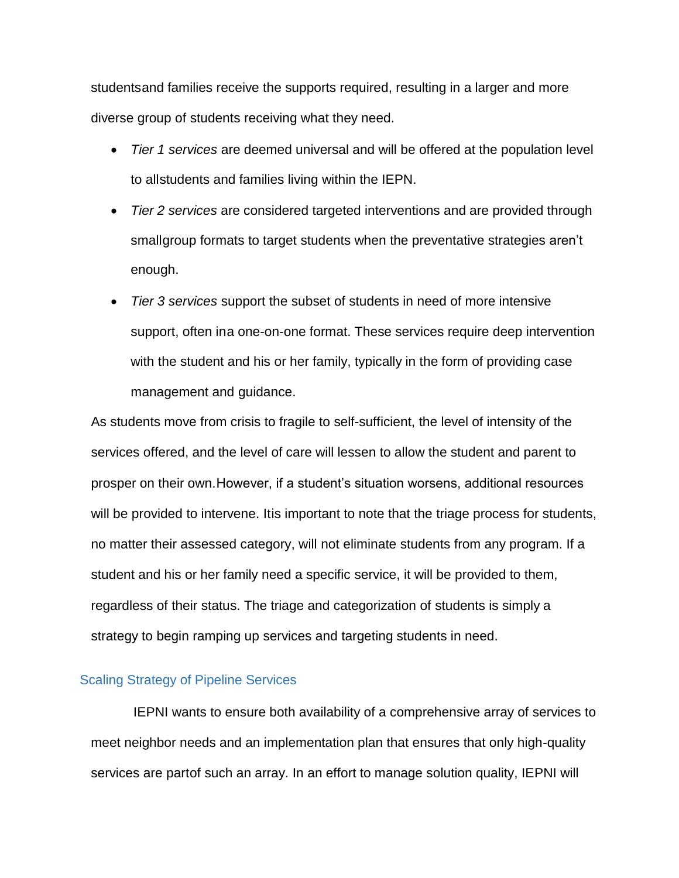studentsand families receive the supports required, resulting in a larger and more diverse group of students receiving what they need.

- *Tier 1 services* are deemed universal and will be offered at the population level to allstudents and families living within the IEPN.
- *Tier 2 services* are considered targeted interventions and are provided through smallgroup formats to target students when the preventative strategies aren't enough.
- *Tier 3 services* support the subset of students in need of more intensive support, often ina one-on-one format. These services require deep intervention with the student and his or her family, typically in the form of providing case management and guidance.

As students move from crisis to fragile to self-sufficient, the level of intensity of the services offered, and the level of care will lessen to allow the student and parent to prosper on their own.However, if a student's situation worsens, additional resources will be provided to intervene. Itis important to note that the triage process for students, no matter their assessed category, will not eliminate students from any program. If a student and his or her family need a specific service, it will be provided to them, regardless of their status. The triage and categorization of students is simply a strategy to begin ramping up services and targeting students in need.

## Scaling Strategy of Pipeline Services

IEPNI wants to ensure both availability of a comprehensive array of services to meet neighbor needs and an implementation plan that ensures that only high-quality services are partof such an array. In an effort to manage solution quality, IEPNI will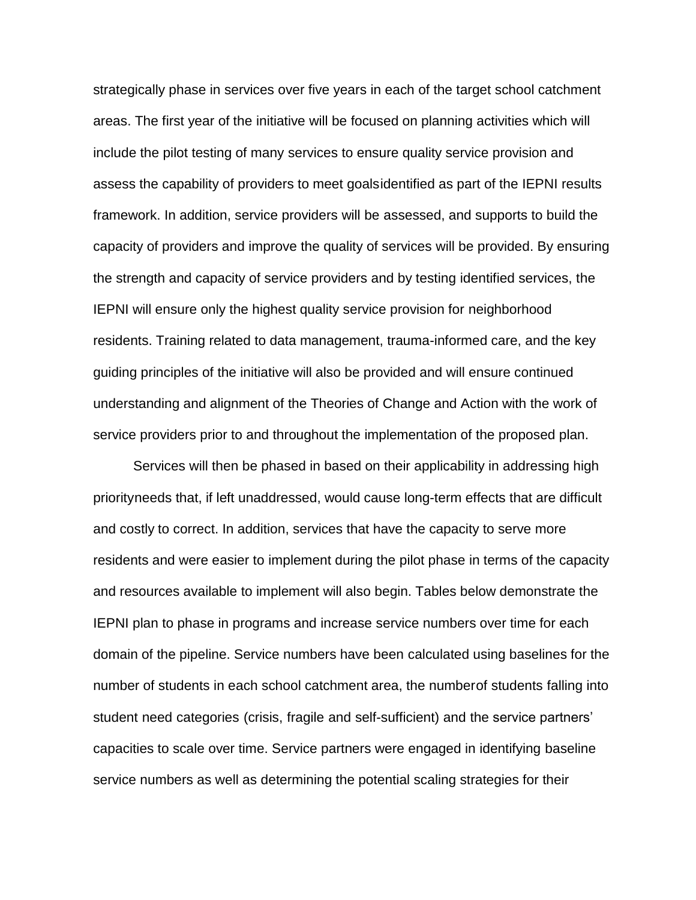strategically phase in services over five years in each of the target school catchment areas. The first year of the initiative will be focused on planning activities which will include the pilot testing of many services to ensure quality service provision and assess the capability of providers to meet goalsidentified as part of the IEPNI results framework. In addition, service providers will be assessed, and supports to build the capacity of providers and improve the quality of services will be provided. By ensuring the strength and capacity of service providers and by testing identified services, the IEPNI will ensure only the highest quality service provision for neighborhood residents. Training related to data management, trauma-informed care, and the key guiding principles of the initiative will also be provided and will ensure continued understanding and alignment of the Theories of Change and Action with the work of service providers prior to and throughout the implementation of the proposed plan.

Services will then be phased in based on their applicability in addressing high priorityneeds that, if left unaddressed, would cause long-term effects that are difficult and costly to correct. In addition, services that have the capacity to serve more residents and were easier to implement during the pilot phase in terms of the capacity and resources available to implement will also begin. Tables below demonstrate the IEPNI plan to phase in programs and increase service numbers over time for each domain of the pipeline. Service numbers have been calculated using baselines for the number of students in each school catchment area, the numberof students falling into student need categories (crisis, fragile and self-sufficient) and the service partners' capacities to scale over time. Service partners were engaged in identifying baseline service numbers as well as determining the potential scaling strategies for their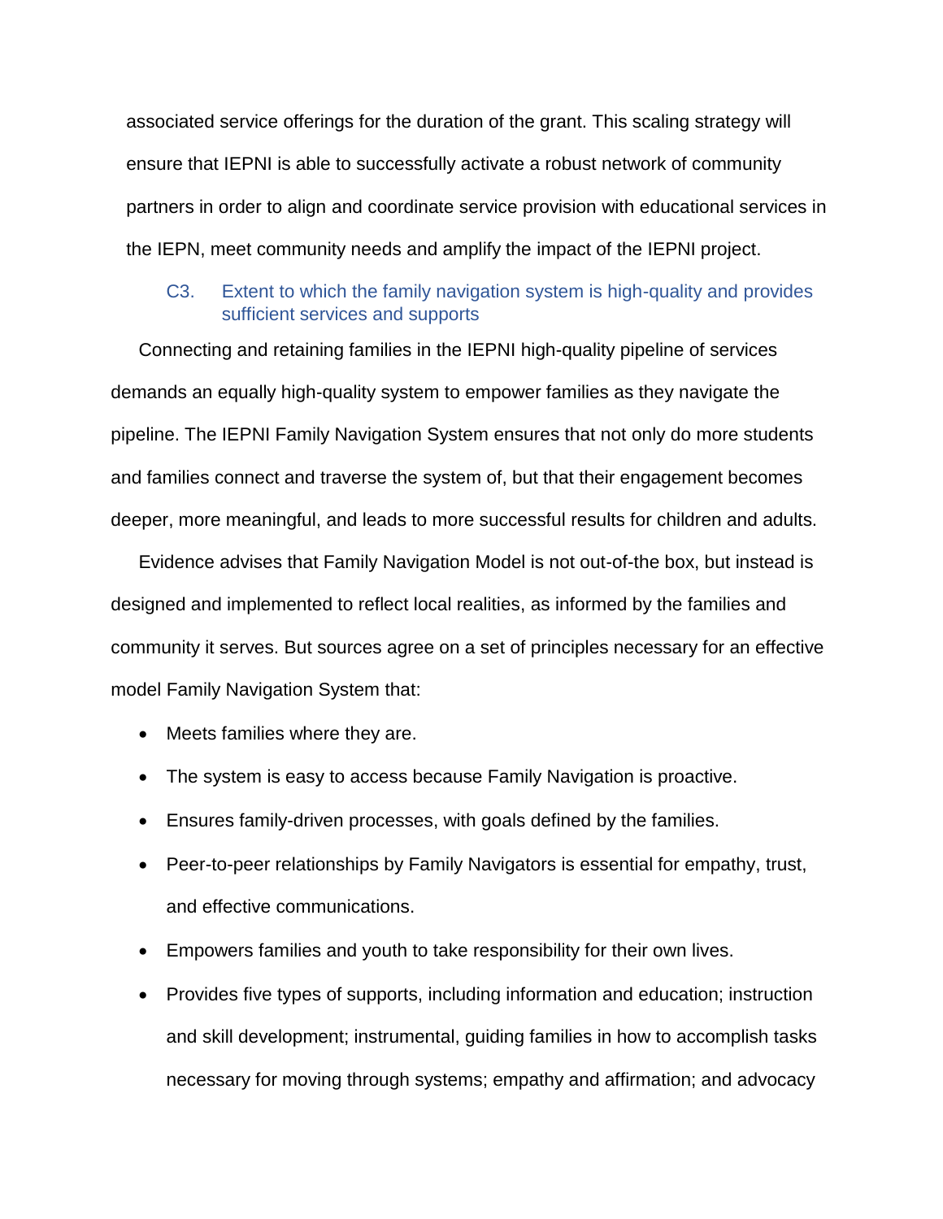associated service offerings for the duration of the grant. This scaling strategy will ensure that IEPNI is able to successfully activate a robust network of community partners in order to align and coordinate service provision with educational services in the IEPN, meet community needs and amplify the impact of the IEPNI project.

### C3. Extent to which the family navigation system is high-quality and provides sufficient services and supports

Connecting and retaining families in the IEPNI high-quality pipeline of services demands an equally high-quality system to empower families as they navigate the pipeline. The IEPNI Family Navigation System ensures that not only do more students and families connect and traverse the system of, but that their engagement becomes deeper, more meaningful, and leads to more successful results for children and adults.

Evidence advises that Family Navigation Model is not out-of-the box, but instead is designed and implemented to reflect local realities, as informed by the families and community it serves. But sources agree on a set of principles necessary for an effective model Family Navigation System that:

- Meets families where they are.
- The system is easy to access because Family Navigation is proactive.
- Ensures family-driven processes, with goals defined by the families.
- Peer-to-peer relationships by Family Navigators is essential for empathy, trust, and effective communications.
- Empowers families and youth to take responsibility for their own lives.
- Provides five types of supports, including information and education; instruction and skill development; instrumental, guiding families in how to accomplish tasks necessary for moving through systems; empathy and affirmation; and advocacy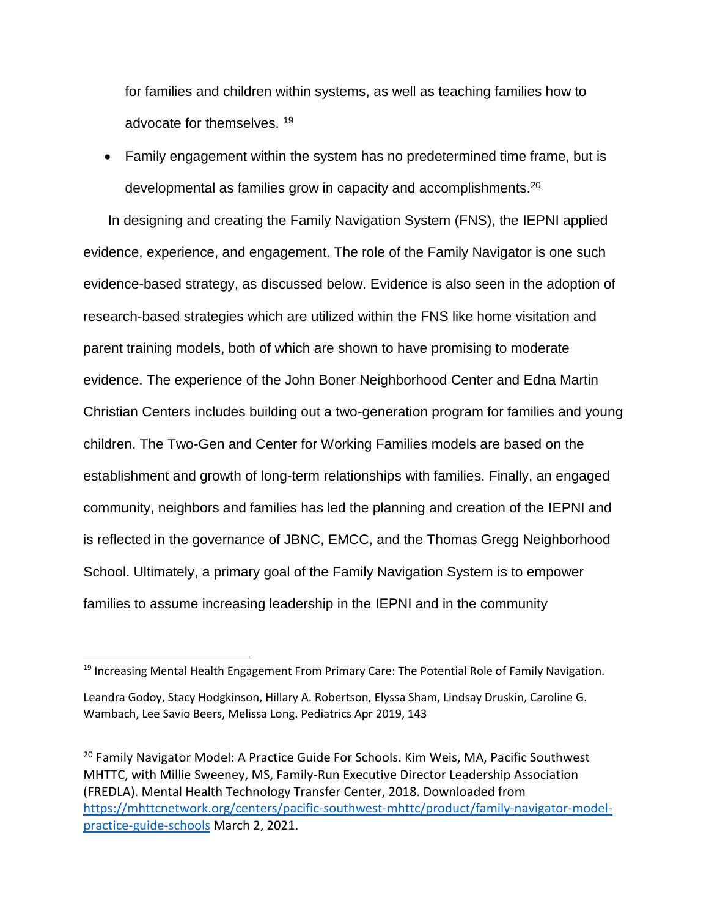for families and children within systems, as well as teaching families how to advocate for themselves. [19]

- Family engagement within the system has no predetermined time frame, but is developmental as families grow in capacity and accomplishments.[20]

In designing and creating the Family Navigation System (FNS), the IEPNI applied evidence, experience, and engagement. The role of the Family Navigator is one such evidence-based strategy, as discussed below. Evidence is also seen in the adoption of research-based strategies which are utilized within the FNS like home visitation and parent training models, both of which are shown to have promising to moderate evidence. The experience of the John Boner Neighborhood Center and Edna Martin Christian Centers includes building out a two-generation program for families and young children. The Two-Gen and Center for Working Families models are based on the establishment and growth of long-term relationships with families. Finally, an engaged community, neighbors and families has led the planning and creation of the IEPNI and is reflected in the governance of JBNC, EMCC, and the Thomas Gregg Neighborhood School. Ultimately, a primary goal of the Family Navigation System is to empower families to assume increasing leadership in the IEPNI and in the community

---

[19] Increasing Mental Health Engagement From Primary Care: The Potential Role of Family Navigation.

Leandra Godoy, Stacy Hodgkinson, Hillary A. Robertson, Elyssa Sham, Lindsay Druskin, Caroline G. Wambach, Lee Savio Beers, Melissa Long. Pediatrics Apr 2019, 143

[20] Family Navigator Model: A Practice Guide For Schools. Kim Weis, MA, Pacific Southwest MHTTC, with Millie Sweeney, MS, Family-Run Executive Director Leadership Association (FREDLA). Mental Health Technology Transfer Center, 2018. Downloaded from https://mhttcnetwork.org/centers/pacific-southwest-mhttc/product/family-navigator-model-practice-guide-schools March 2, 2021.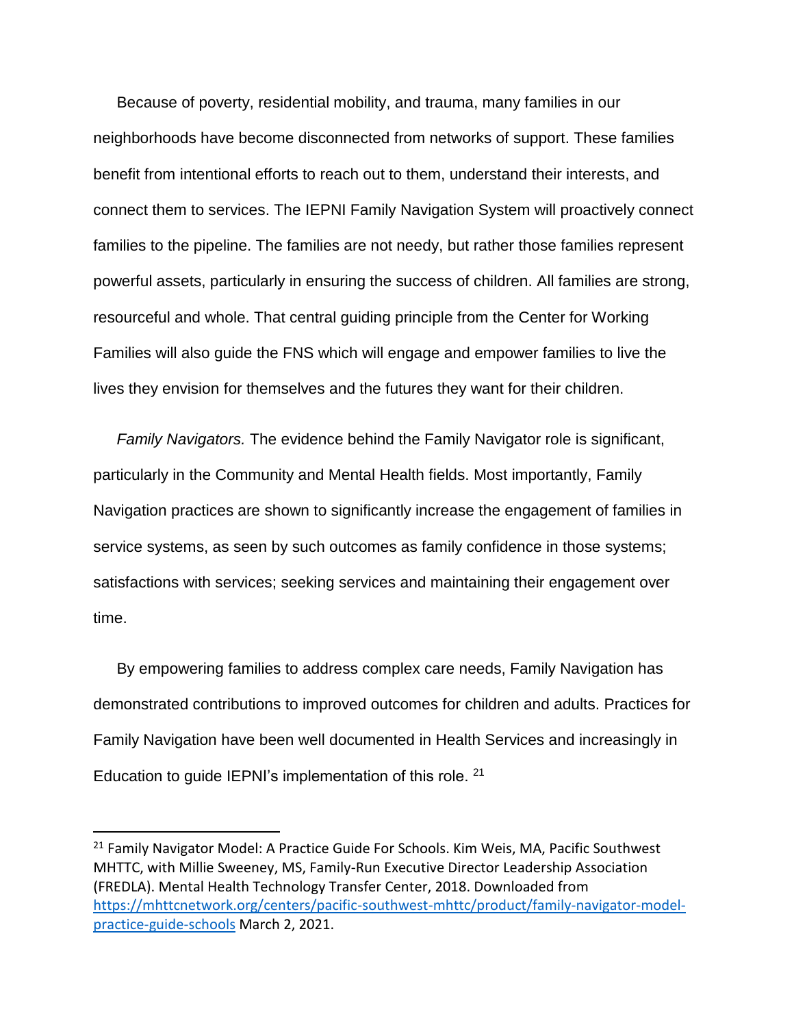Because of poverty, residential mobility, and trauma, many families in our neighborhoods have become disconnected from networks of support. These families benefit from intentional efforts to reach out to them, understand their interests, and connect them to services. The IEPNI Family Navigation System will proactively connect families to the pipeline. The families are not needy, but rather those families represent powerful assets, particularly in ensuring the success of children. All families are strong, resourceful and whole. That central guiding principle from the Center for Working Families will also guide the FNS which will engage and empower families to live the lives they envision for themselves and the futures they want for their children.

*Family Navigators.* The evidence behind the Family Navigator role is significant, particularly in the Community and Mental Health fields. Most importantly, Family Navigation practices are shown to significantly increase the engagement of families in service systems, as seen by such outcomes as family confidence in those systems; satisfactions with services; seeking services and maintaining their engagement over time.

By empowering families to address complex care needs, Family Navigation has demonstrated contributions to improved outcomes for children and adults. Practices for Family Navigation have been well documented in Health Services and increasingly in Education to guide IEPNI's implementation of this role. [21]

---

[21] Family Navigator Model: A Practice Guide For Schools. Kim Weis, MA, Pacific Southwest MHTTC, with Millie Sweeney, MS, Family-Run Executive Director Leadership Association (FREDLA). Mental Health Technology Transfer Center, 2018. Downloaded from https://mhttcnetwork.org/centers/pacific-southwest-mhttc/product/family-navigator-model-practice-guide-schools March 2, 2021.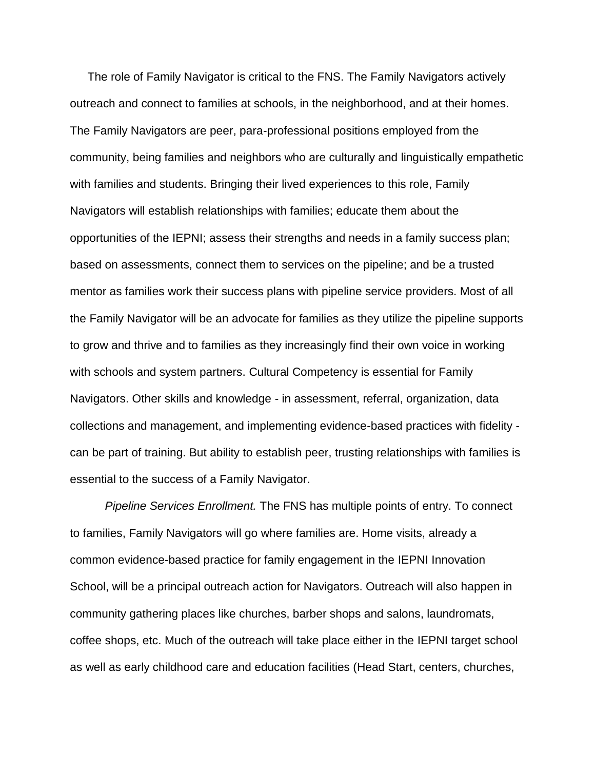The role of Family Navigator is critical to the FNS. The Family Navigators actively outreach and connect to families at schools, in the neighborhood, and at their homes. The Family Navigators are peer, para-professional positions employed from the community, being families and neighbors who are culturally and linguistically empathetic with families and students. Bringing their lived experiences to this role, Family Navigators will establish relationships with families; educate them about the opportunities of the IEPNI; assess their strengths and needs in a family success plan; based on assessments, connect them to services on the pipeline; and be a trusted mentor as families work their success plans with pipeline service providers. Most of all the Family Navigator will be an advocate for families as they utilize the pipeline supports to grow and thrive and to families as they increasingly find their own voice in working with schools and system partners. Cultural Competency is essential for Family Navigators. Other skills and knowledge - in assessment, referral, organization, data collections and management, and implementing evidence-based practices with fidelity - can be part of training. But ability to establish peer, trusting relationships with families is essential to the success of a Family Navigator.

*Pipeline Services Enrollment.* The FNS has multiple points of entry. To connect to families, Family Navigators will go where families are. Home visits, already a common evidence-based practice for family engagement in the IEPNI Innovation School, will be a principal outreach action for Navigators. Outreach will also happen in community gathering places like churches, barber shops and salons, laundromats, coffee shops, etc. Much of the outreach will take place either in the IEPNI target school as well as early childhood care and education facilities (Head Start, centers, churches,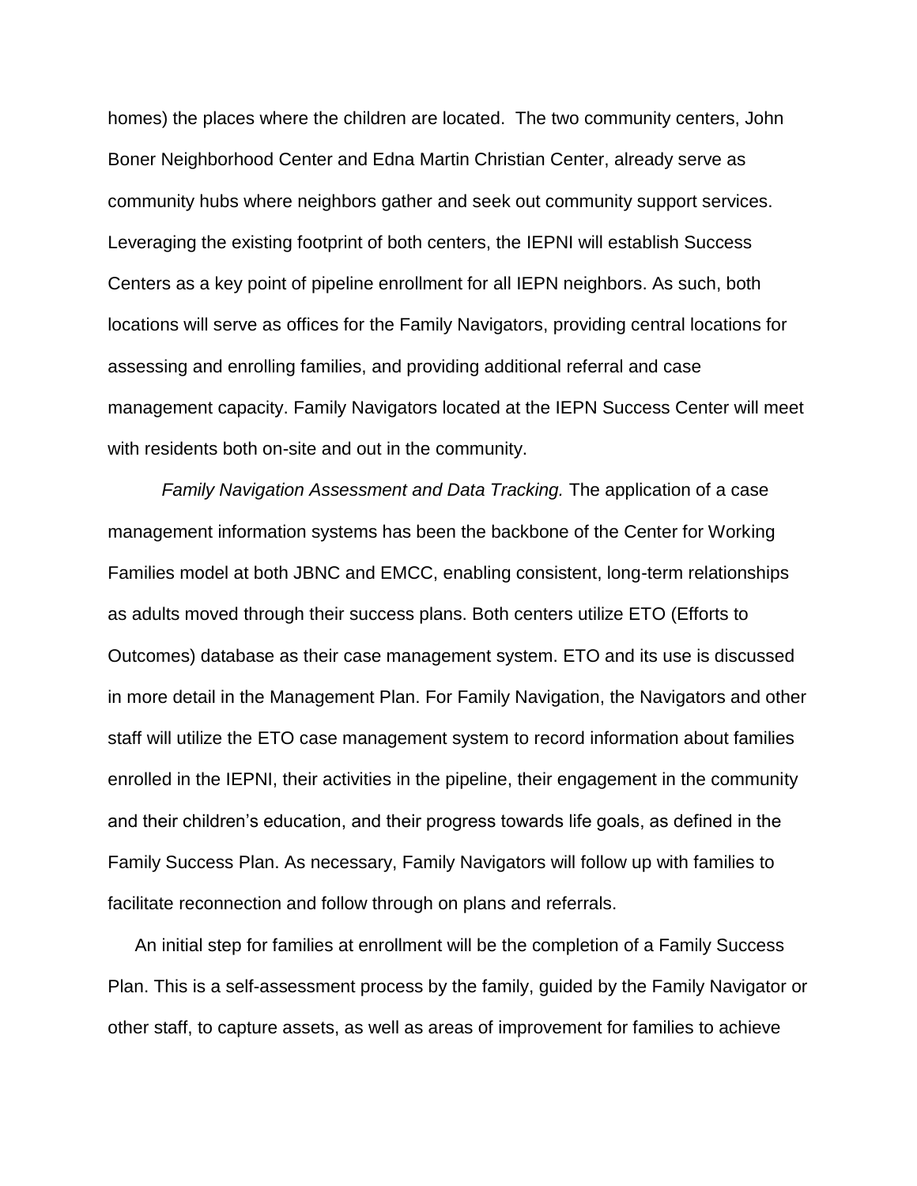homes) the places where the children are located. The two community centers, John Boner Neighborhood Center and Edna Martin Christian Center, already serve as community hubs where neighbors gather and seek out community support services. Leveraging the existing footprint of both centers, the IEPNI will establish Success Centers as a key point of pipeline enrollment for all IEPN neighbors. As such, both locations will serve as offices for the Family Navigators, providing central locations for assessing and enrolling families, and providing additional referral and case management capacity. Family Navigators located at the IEPN Success Center will meet with residents both on-site and out in the community.

*Family Navigation Assessment and Data Tracking.* The application of a case management information systems has been the backbone of the Center for Working Families model at both JBNC and EMCC, enabling consistent, long-term relationships as adults moved through their success plans. Both centers utilize ETO (Efforts to Outcomes) database as their case management system. ETO and its use is discussed in more detail in the Management Plan. For Family Navigation, the Navigators and other staff will utilize the ETO case management system to record information about families enrolled in the IEPNI, their activities in the pipeline, their engagement in the community and their children's education, and their progress towards life goals, as defined in the Family Success Plan. As necessary, Family Navigators will follow up with families to facilitate reconnection and follow through on plans and referrals.

An initial step for families at enrollment will be the completion of a Family Success Plan. This is a self-assessment process by the family, guided by the Family Navigator or other staff, to capture assets, as well as areas of improvement for families to achieve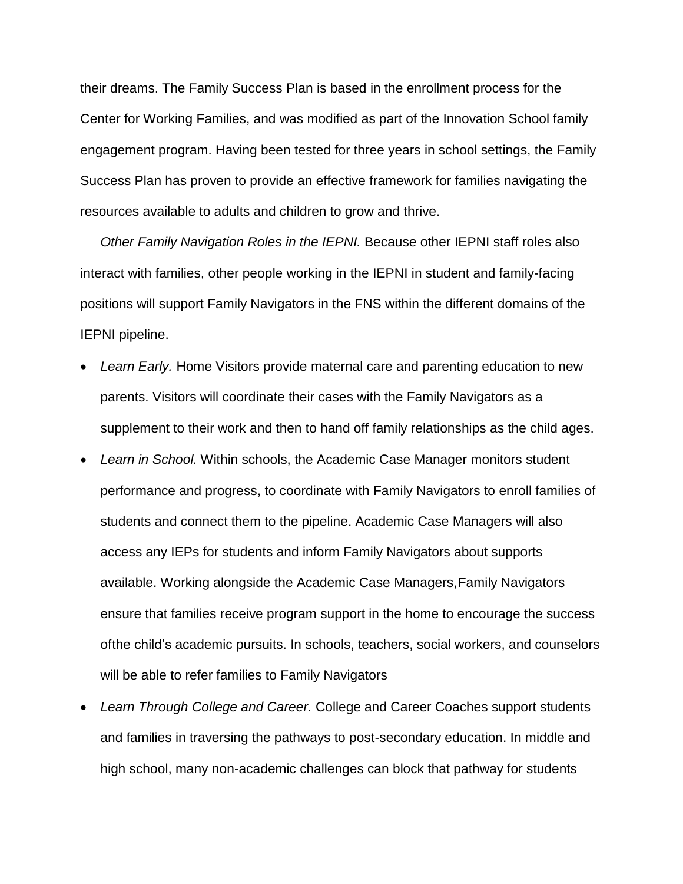their dreams. The Family Success Plan is based in the enrollment process for the Center for Working Families, and was modified as part of the Innovation School family engagement program. Having been tested for three years in school settings, the Family Success Plan has proven to provide an effective framework for families navigating the resources available to adults and children to grow and thrive.

*Other Family Navigation Roles in the IEPNI.* Because other IEPNI staff roles also interact with families, other people working in the IEPNI in student and family-facing positions will support Family Navigators in the FNS within the different domains of the IEPNI pipeline.

- *Learn Early.* Home Visitors provide maternal care and parenting education to new parents. Visitors will coordinate their cases with the Family Navigators as a supplement to their work and then to hand off family relationships as the child ages.
- *Learn in School.* Within schools, the Academic Case Manager monitors student performance and progress, to coordinate with Family Navigators to enroll families of students and connect them to the pipeline. Academic Case Managers will also access any IEPs for students and inform Family Navigators about supports available. Working alongside the Academic Case Managers,Family Navigators ensure that families receive program support in the home to encourage the success ofthe child's academic pursuits. In schools, teachers, social workers, and counselors will be able to refer families to Family Navigators
- *Learn Through College and Career.* College and Career Coaches support students and families in traversing the pathways to post-secondary education. In middle and high school, many non-academic challenges can block that pathway for students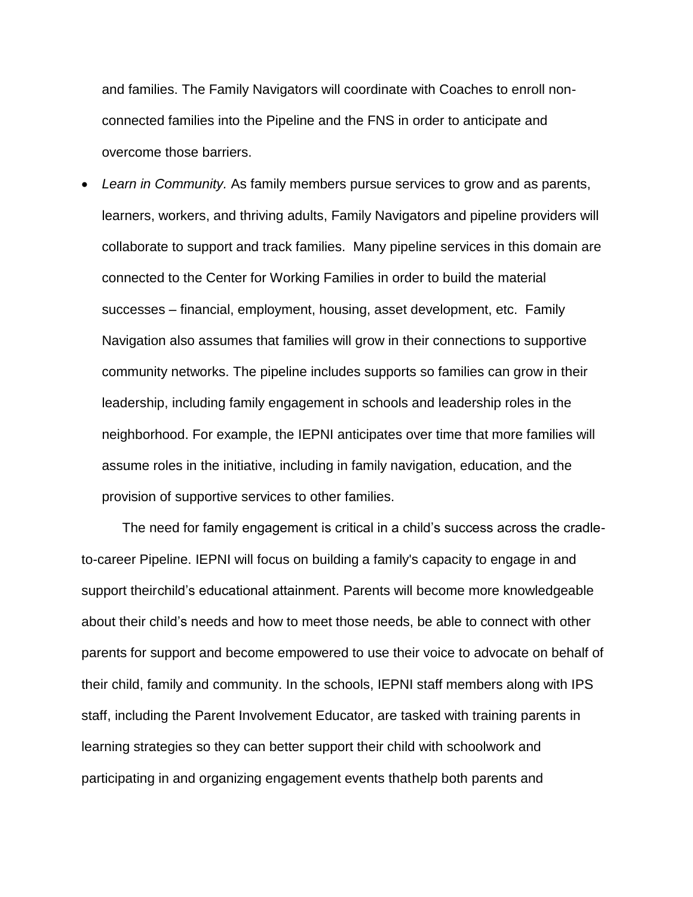and families. The Family Navigators will coordinate with Coaches to enroll non-connected families into the Pipeline and the FNS in order to anticipate and overcome those barriers.

- *Learn in Community.* As family members pursue services to grow and as parents, learners, workers, and thriving adults, Family Navigators and pipeline providers will collaborate to support and track families. Many pipeline services in this domain are connected to the Center for Working Families in order to build the material successes – financial, employment, housing, asset development, etc. Family Navigation also assumes that families will grow in their connections to supportive community networks. The pipeline includes supports so families can grow in their leadership, including family engagement in schools and leadership roles in the neighborhood. For example, the IEPNI anticipates over time that more families will assume roles in the initiative, including in family navigation, education, and the provision of supportive services to other families.

The need for family engagement is critical in a child's success across the cradle-to-career Pipeline. IEPNI will focus on building a family's capacity to engage in and support theirchild's educational attainment. Parents will become more knowledgeable about their child's needs and how to meet those needs, be able to connect with other parents for support and become empowered to use their voice to advocate on behalf of their child, family and community. In the schools, IEPNI staff members along with IPS staff, including the Parent Involvement Educator, are tasked with training parents in learning strategies so they can better support their child with schoolwork and participating in and organizing engagement events thathelp both parents and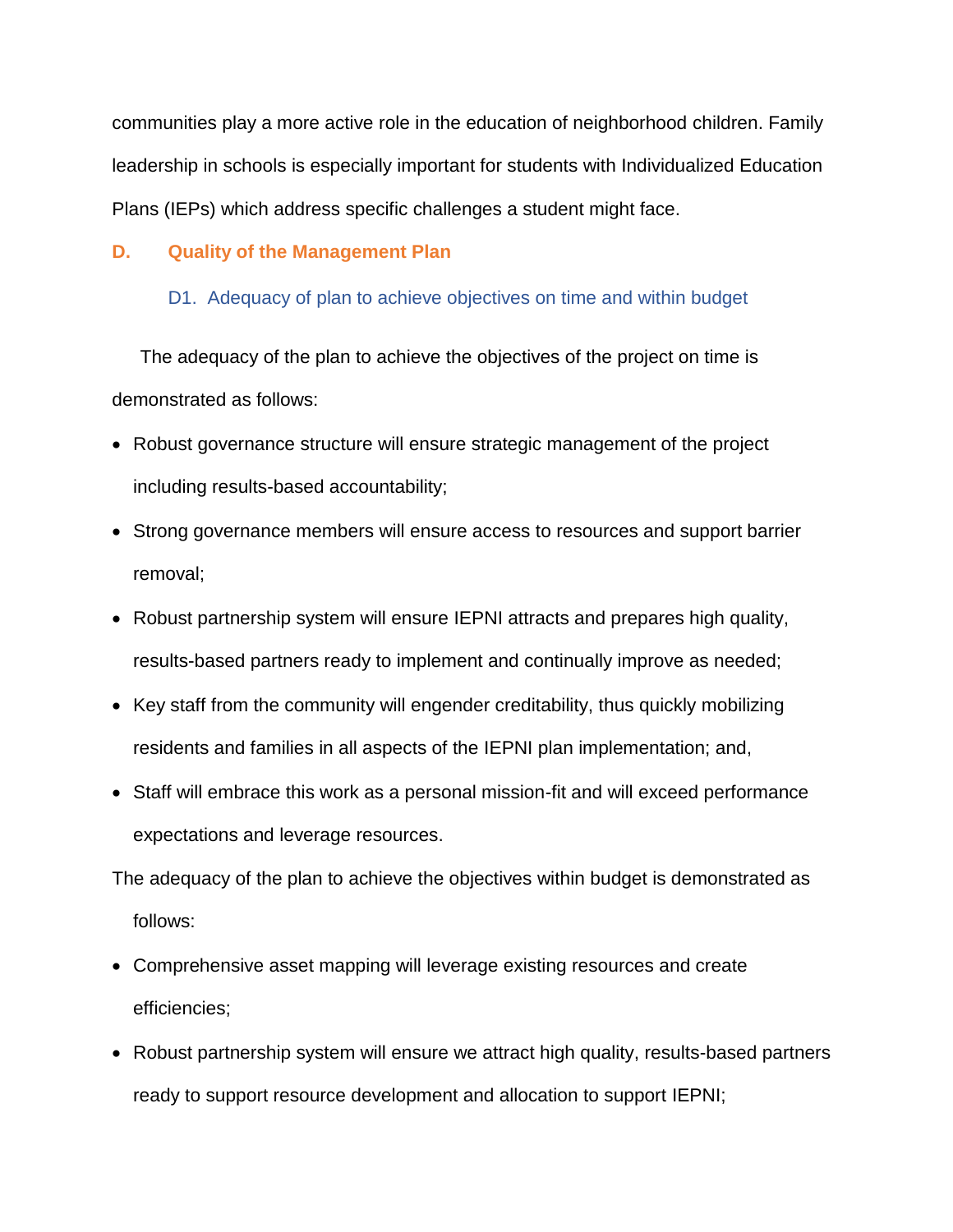communities play a more active role in the education of neighborhood children. Family leadership in schools is especially important for students with Individualized Education Plans (IEPs) which address specific challenges a student might face.

## D. Quality of the Management Plan

### D1. Adequacy of plan to achieve objectives on time and within budget

The adequacy of the plan to achieve the objectives of the project on time is demonstrated as follows:

- Robust governance structure will ensure strategic management of the project including results-based accountability;
- Strong governance members will ensure access to resources and support barrier removal;
- Robust partnership system will ensure IEPNI attracts and prepares high quality, results-based partners ready to implement and continually improve as needed;
- Key staff from the community will engender creditability, thus quickly mobilizing residents and families in all aspects of the IEPNI plan implementation; and,
- Staff will embrace this work as a personal mission-fit and will exceed performance expectations and leverage resources.

The adequacy of the plan to achieve the objectives within budget is demonstrated as follows:

- Comprehensive asset mapping will leverage existing resources and create efficiencies;
- Robust partnership system will ensure we attract high quality, results-based partners ready to support resource development and allocation to support IEPNI;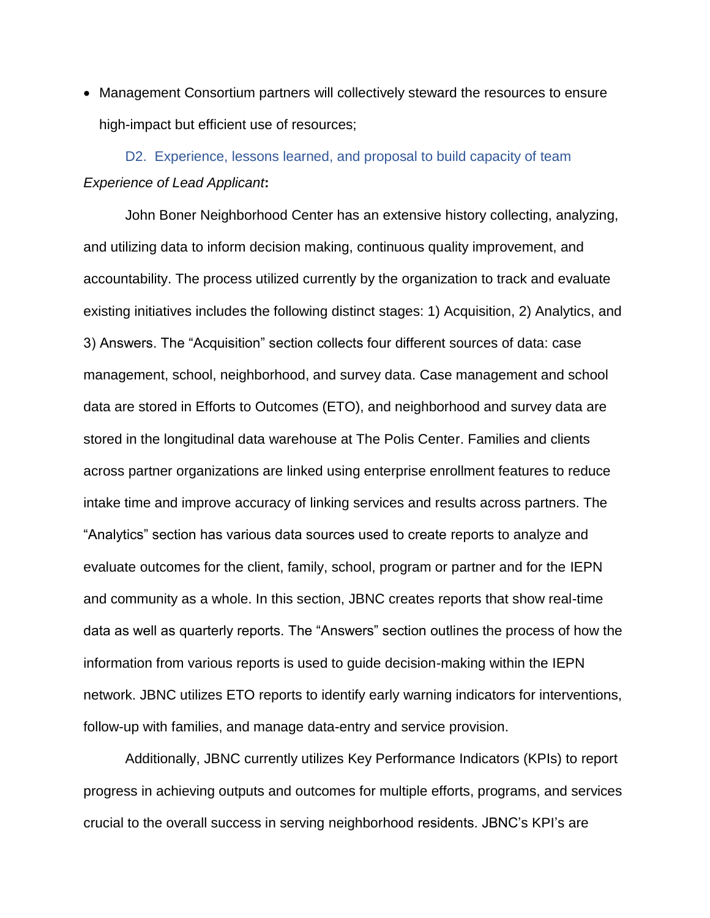- Management Consortium partners will collectively steward the resources to ensure high-impact but efficient use of resources;

### D2. Experience, lessons learned, and proposal to build capacity of team

*Experience of Lead Applicant***:**

John Boner Neighborhood Center has an extensive history collecting, analyzing, and utilizing data to inform decision making, continuous quality improvement, and accountability. The process utilized currently by the organization to track and evaluate existing initiatives includes the following distinct stages: 1) Acquisition, 2) Analytics, and 3) Answers. The "Acquisition" section collects four different sources of data: case management, school, neighborhood, and survey data. Case management and school data are stored in Efforts to Outcomes (ETO), and neighborhood and survey data are stored in the longitudinal data warehouse at The Polis Center. Families and clients across partner organizations are linked using enterprise enrollment features to reduce intake time and improve accuracy of linking services and results across partners. The "Analytics" section has various data sources used to create reports to analyze and evaluate outcomes for the client, family, school, program or partner and for the IEPN and community as a whole. In this section, JBNC creates reports that show real-time data as well as quarterly reports. The "Answers" section outlines the process of how the information from various reports is used to guide decision-making within the IEPN network. JBNC utilizes ETO reports to identify early warning indicators for interventions, follow-up with families, and manage data-entry and service provision.

Additionally, JBNC currently utilizes Key Performance Indicators (KPIs) to report progress in achieving outputs and outcomes for multiple efforts, programs, and services crucial to the overall success in serving neighborhood residents. JBNC's KPI's are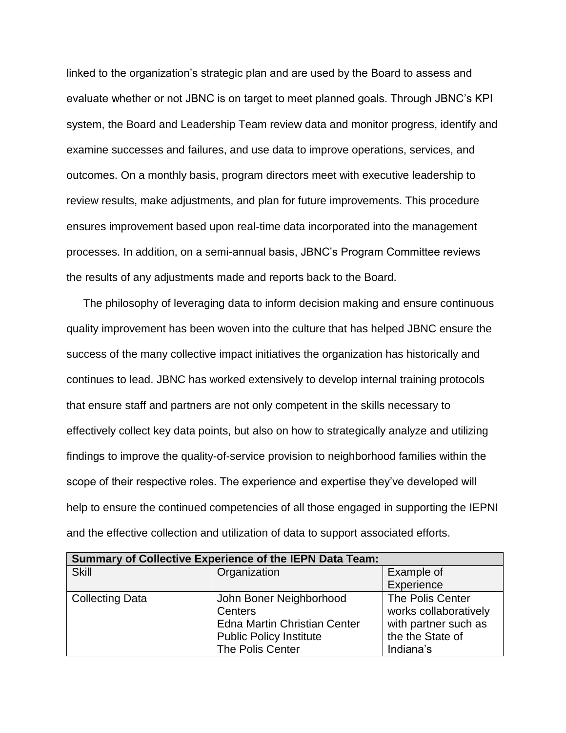linked to the organization's strategic plan and are used by the Board to assess and evaluate whether or not JBNC is on target to meet planned goals. Through JBNC's KPI system, the Board and Leadership Team review data and monitor progress, identify and examine successes and failures, and use data to improve operations, services, and outcomes. On a monthly basis, program directors meet with executive leadership to review results, make adjustments, and plan for future improvements. This procedure ensures improvement based upon real-time data incorporated into the management processes. In addition, on a semi-annual basis, JBNC's Program Committee reviews the results of any adjustments made and reports back to the Board.

The philosophy of leveraging data to inform decision making and ensure continuous quality improvement has been woven into the culture that has helped JBNC ensure the success of the many collective impact initiatives the organization has historically and continues to lead. JBNC has worked extensively to develop internal training protocols that ensure staff and partners are not only competent in the skills necessary to effectively collect key data points, but also on how to strategically analyze and utilizing findings to improve the quality-of-service provision to neighborhood families within the scope of their respective roles. The experience and expertise they've developed will help to ensure the continued competencies of all those engaged in supporting the IEPNI and the effective collection and utilization of data to support associated efforts.

| **Summary of Collective Experience of the IEPN Data Team:** | | |
|---|---|---|
| Skill | Organization | Example of Experience |
| Collecting Data | John Boner Neighborhood Centers<br>Edna Martin Christian Center<br>Public Policy Institute<br>The Polis Center | The Polis Center works collaboratively with partner such as the the State of Indiana's |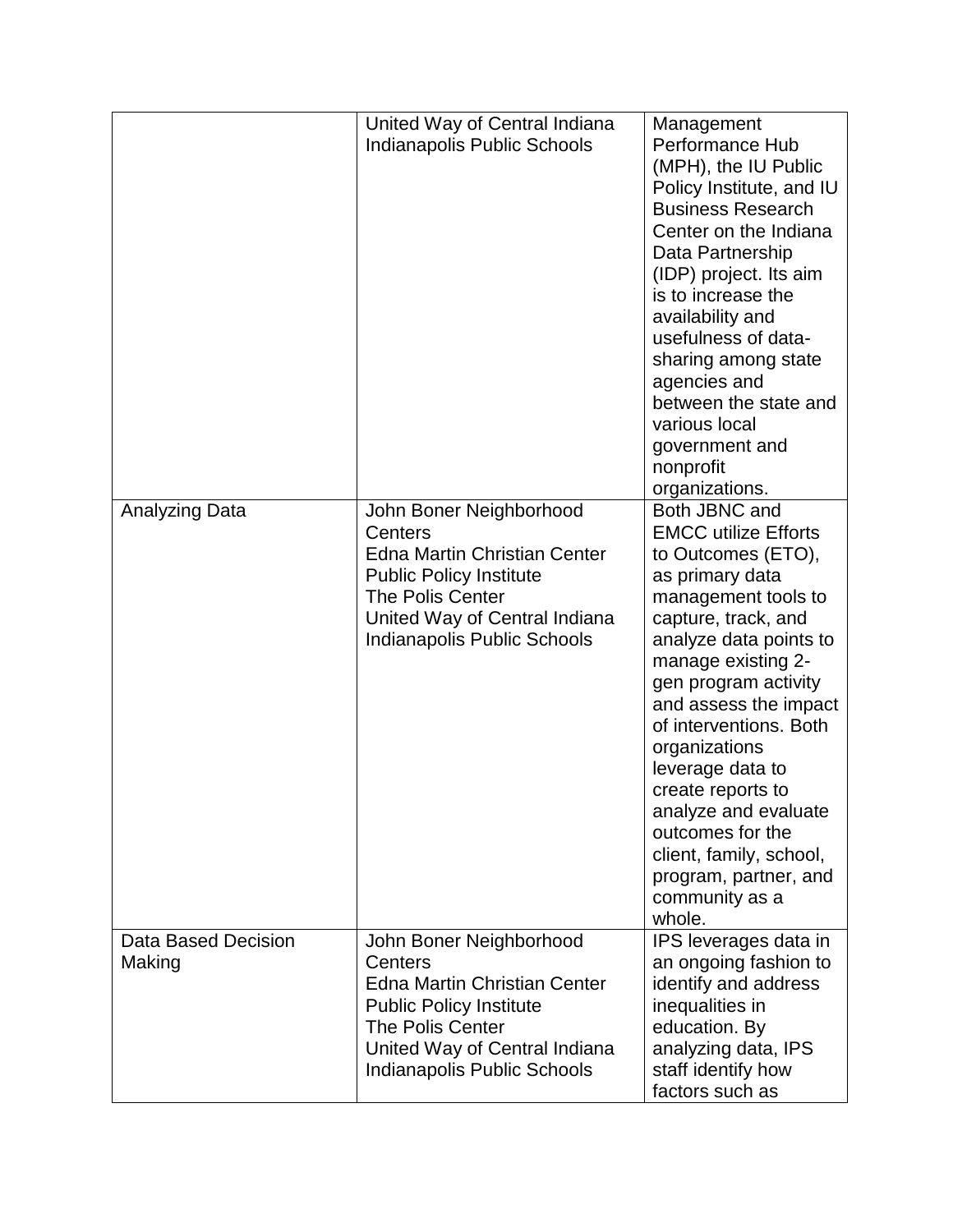| | | |
|---|---|---|
| | United Way of Central Indiana<br>Indianapolis Public Schools | Management Performance Hub (MPH), the IU Public Policy Institute, and IU Business Research Center on the Indiana Data Partnership (IDP) project. Its aim is to increase the availability and usefulness of data-sharing among state agencies and between the state and various local government and nonprofit organizations. |
| Analyzing Data | John Boner Neighborhood Centers<br>Edna Martin Christian Center<br>Public Policy Institute<br>The Polis Center<br>United Way of Central Indiana<br>Indianapolis Public Schools | Both JBNC and EMCC utilize Efforts to Outcomes (ETO), as primary data management tools to capture, track, and analyze data points to manage existing 2-gen program activity and assess the impact of interventions. Both organizations leverage data to create reports to analyze and evaluate outcomes for the client, family, school, program, partner, and community as a whole. |
| Data Based Decision Making | John Boner Neighborhood Centers<br>Edna Martin Christian Center<br>Public Policy Institute<br>The Polis Center<br>United Way of Central Indiana<br>Indianapolis Public Schools | IPS leverages data in an ongoing fashion to identify and address inequalities in education. By analyzing data, IPS staff identify how factors such as |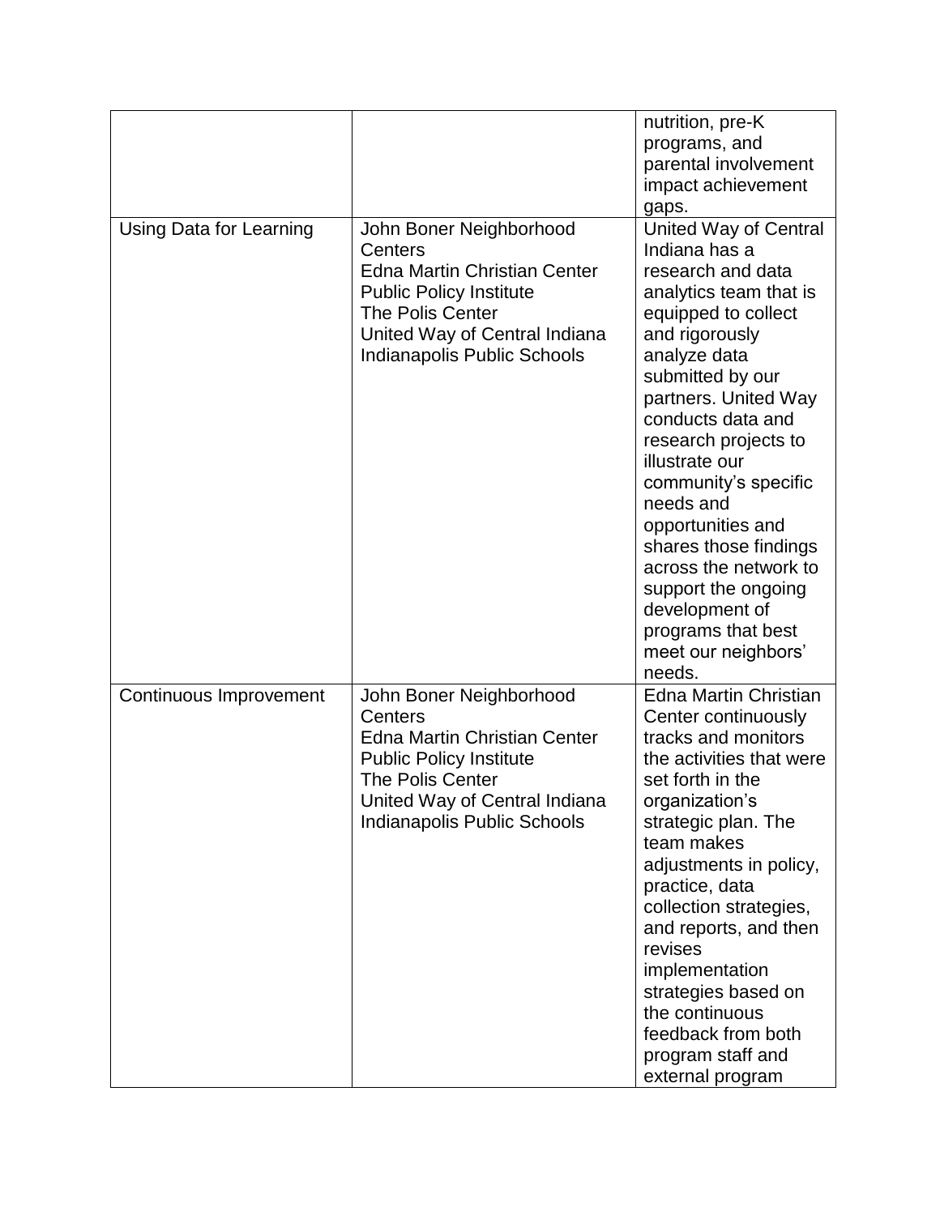| | | |
|---|---|---|
| | | nutrition, pre-K programs, and parental involvement impact achievement gaps. |
| Using Data for Learning | John Boner Neighborhood Centers<br>Edna Martin Christian Center<br>Public Policy Institute<br>The Polis Center<br>United Way of Central Indiana<br>Indianapolis Public Schools | United Way of Central Indiana has a research and data analytics team that is equipped to collect and rigorously analyze data submitted by our partners. United Way conducts data and research projects to illustrate our community's specific needs and opportunities and shares those findings across the network to support the ongoing development of programs that best meet our neighbors' needs. |
| Continuous Improvement | John Boner Neighborhood Centers<br>Edna Martin Christian Center<br>Public Policy Institute<br>The Polis Center<br>United Way of Central Indiana<br>Indianapolis Public Schools | Edna Martin Christian Center continuously tracks and monitors the activities that were set forth in the organization's strategic plan. The team makes adjustments in policy, practice, data collection strategies, and reports, and then revises implementation strategies based on the continuous feedback from both program staff and external program |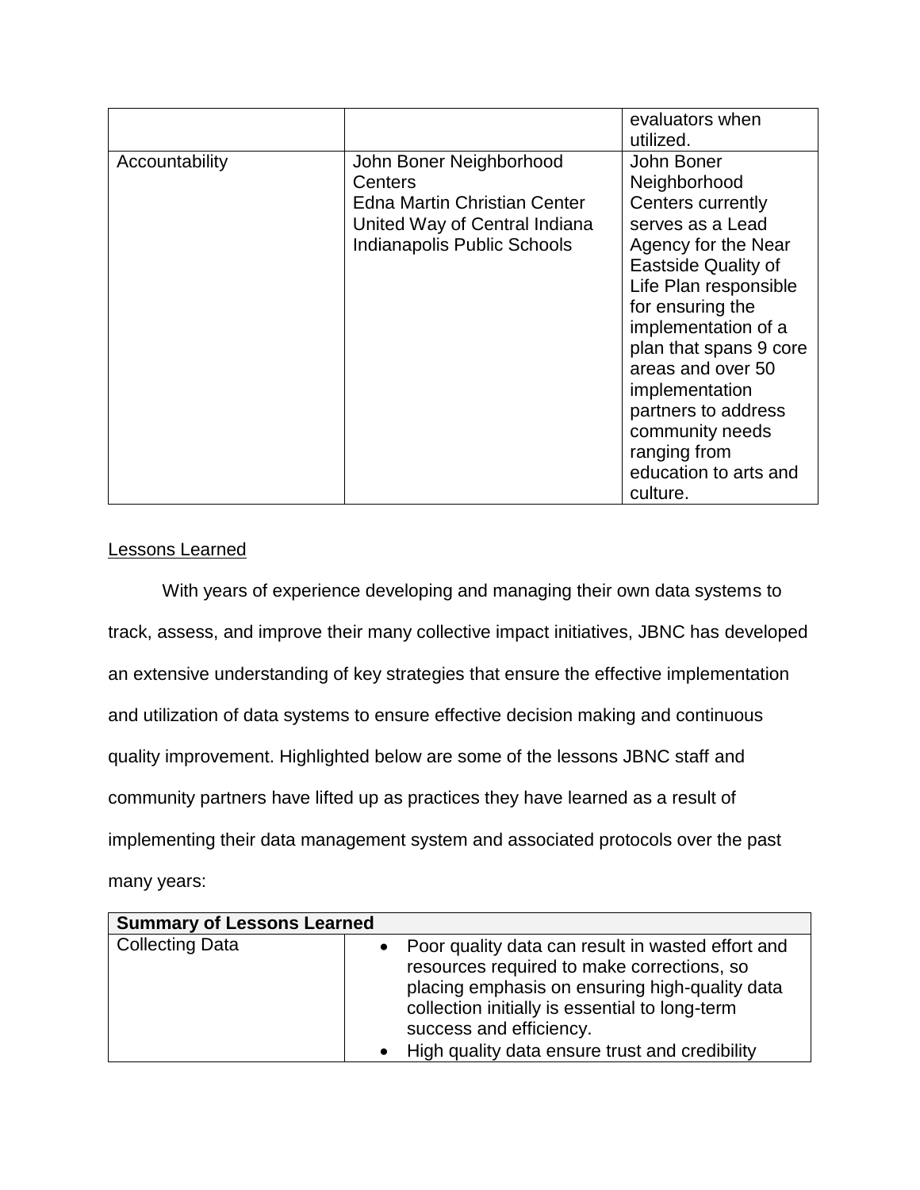| | | evaluators when utilized. |
|---|---|---|
| Accountability | John Boner Neighborhood Centers<br>Edna Martin Christian Center<br>United Way of Central Indiana<br>Indianapolis Public Schools | John Boner Neighborhood Centers currently serves as a Lead Agency for the Near Eastside Quality of Life Plan responsible for ensuring the implementation of a plan that spans 9 core areas and over 50 implementation partners to address community needs ranging from education to arts and culture. |

<u>Lessons Learned</u>

With years of experience developing and managing their own data systems to track, assess, and improve their many collective impact initiatives, JBNC has developed an extensive understanding of key strategies that ensure the effective implementation and utilization of data systems to ensure effective decision making and continuous quality improvement. Highlighted below are some of the lessons JBNC staff and community partners have lifted up as practices they have learned as a result of implementing their data management system and associated protocols over the past many years:

| **Summary of Lessons Learned** | |
|---|---|
| Collecting Data | • Poor quality data can result in wasted effort and resources required to make corrections, so placing emphasis on ensuring high-quality data collection initially is essential to long-term success and efficiency.<br>• High quality data ensure trust and credibility |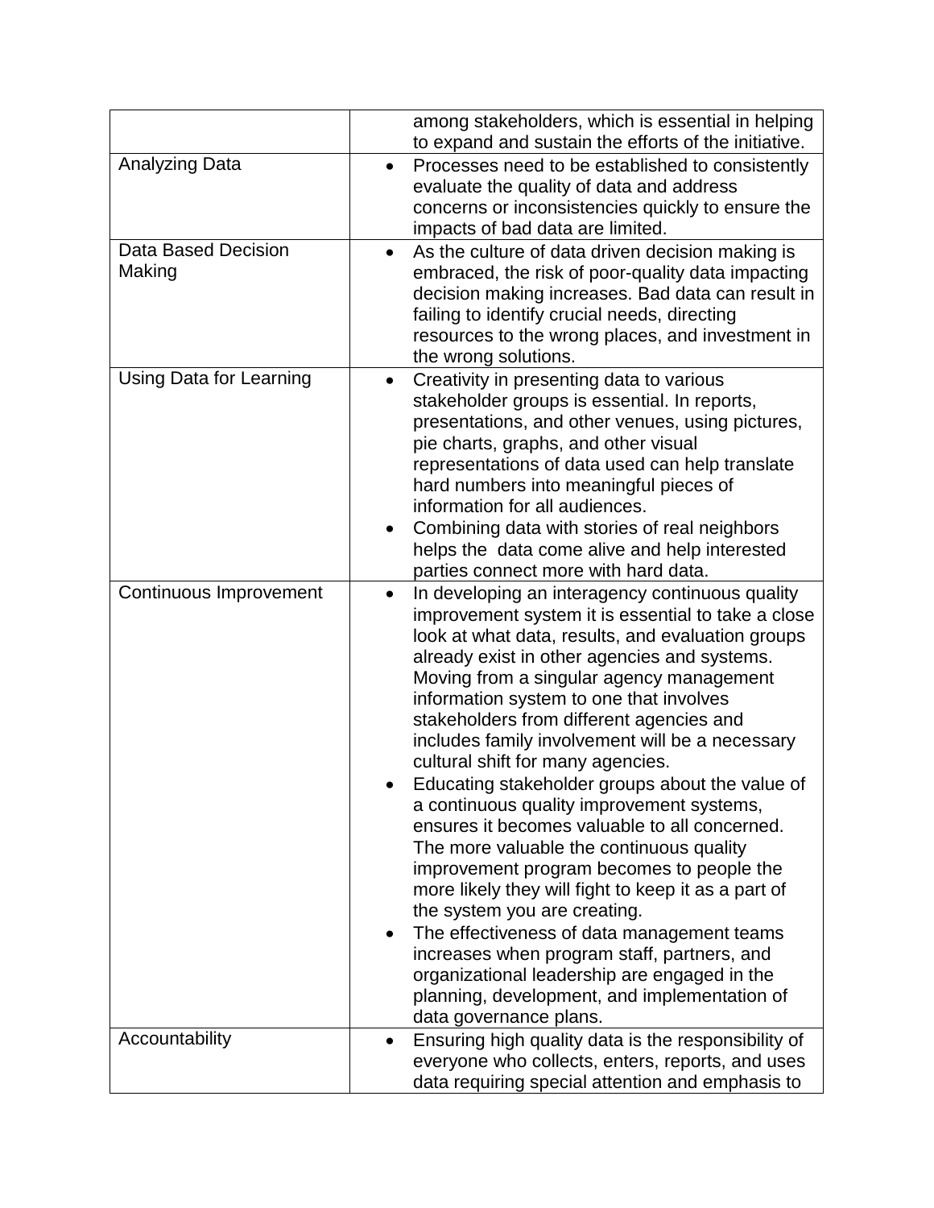| | |
|---|---|
| | among stakeholders, which is essential in helping to expand and sustain the efforts of the initiative. |
| Analyzing Data | • Processes need to be established to consistently evaluate the quality of data and address concerns or inconsistencies quickly to ensure the impacts of bad data are limited. |
| Data Based Decision Making | • As the culture of data driven decision making is embraced, the risk of poor-quality data impacting decision making increases. Bad data can result in failing to identify crucial needs, directing resources to the wrong places, and investment in the wrong solutions. |
| Using Data for Learning | • Creativity in presenting data to various stakeholder groups is essential. In reports, presentations, and other venues, using pictures, pie charts, graphs, and other visual representations of data used can help translate hard numbers into meaningful pieces of information for all audiences.<br>• Combining data with stories of real neighbors helps the data come alive and help interested parties connect more with hard data. |
| Continuous Improvement | • In developing an interagency continuous quality improvement system it is essential to take a close look at what data, results, and evaluation groups already exist in other agencies and systems. Moving from a singular agency management information system to one that involves stakeholders from different agencies and includes family involvement will be a necessary cultural shift for many agencies.<br>• Educating stakeholder groups about the value of a continuous quality improvement systems, ensures it becomes valuable to all concerned. The more valuable the continuous quality improvement program becomes to people the more likely they will fight to keep it as a part of the system you are creating.<br>• The effectiveness of data management teams increases when program staff, partners, and organizational leadership are engaged in the planning, development, and implementation of data governance plans. |
| Accountability | • Ensuring high quality data is the responsibility of everyone who collects, enters, reports, and uses data requiring special attention and emphasis to |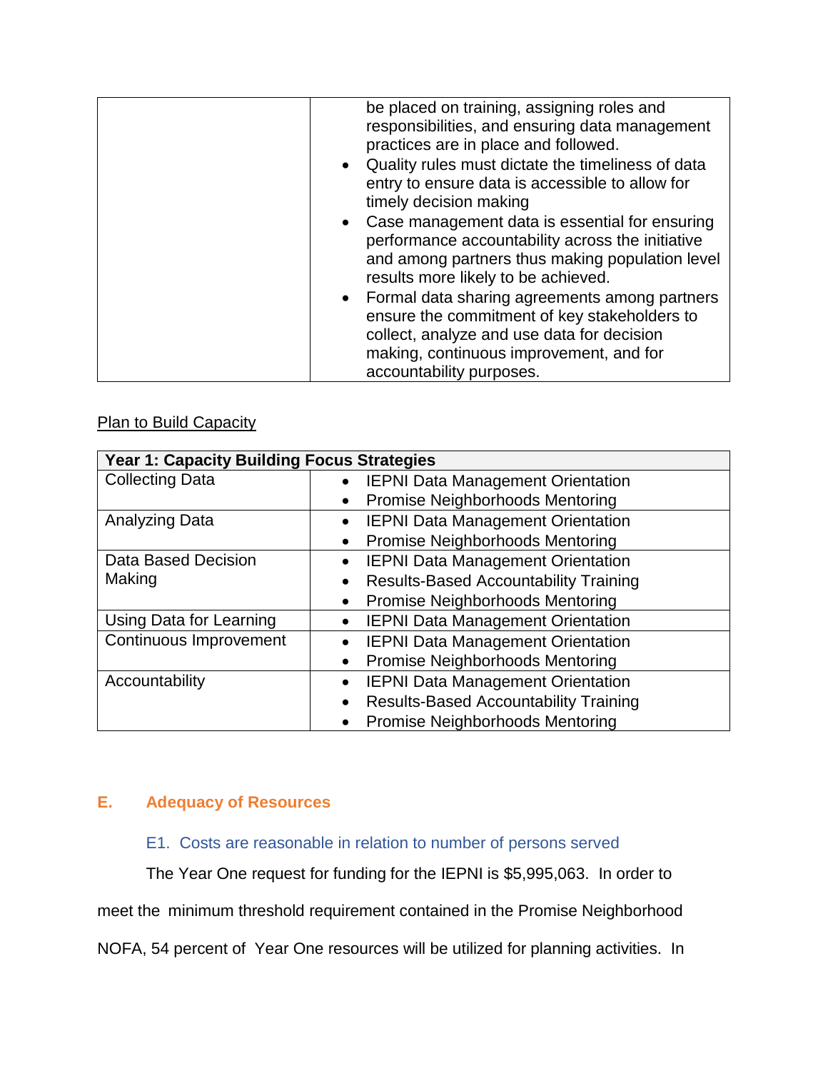| | |
|---|---|
| | be placed on training, assigning roles and responsibilities, and ensuring data management practices are in place and followed.<br>• Quality rules must dictate the timeliness of data entry to ensure data is accessible to allow for timely decision making<br>• Case management data is essential for ensuring performance accountability across the initiative and among partners thus making population level results more likely to be achieved.<br>• Formal data sharing agreements among partners ensure the commitment of key stakeholders to collect, analyze and use data for decision making, continuous improvement, and for accountability purposes. |

<u>Plan to Build Capacity</u>

| **Year 1: Capacity Building Focus Strategies** | |
|---|---|
| Collecting Data | • IEPNI Data Management Orientation<br>• Promise Neighborhoods Mentoring |
| Analyzing Data | • IEPNI Data Management Orientation<br>• Promise Neighborhoods Mentoring |
| Data Based Decision Making | • IEPNI Data Management Orientation<br>• Results-Based Accountability Training<br>• Promise Neighborhoods Mentoring |
| Using Data for Learning | • IEPNI Data Management Orientation |
| Continuous Improvement | • IEPNI Data Management Orientation<br>• Promise Neighborhoods Mentoring |
| Accountability | • IEPNI Data Management Orientation<br>• Results-Based Accountability Training<br>• Promise Neighborhoods Mentoring |

## E. Adequacy of Resources

### E1. Costs are reasonable in relation to number of persons served

The Year One request for funding for the IEPNI is $5,995,063. In order to meet the minimum threshold requirement contained in the Promise Neighborhood NOFA, 54 percent of Year One resources will be utilized for planning activities. In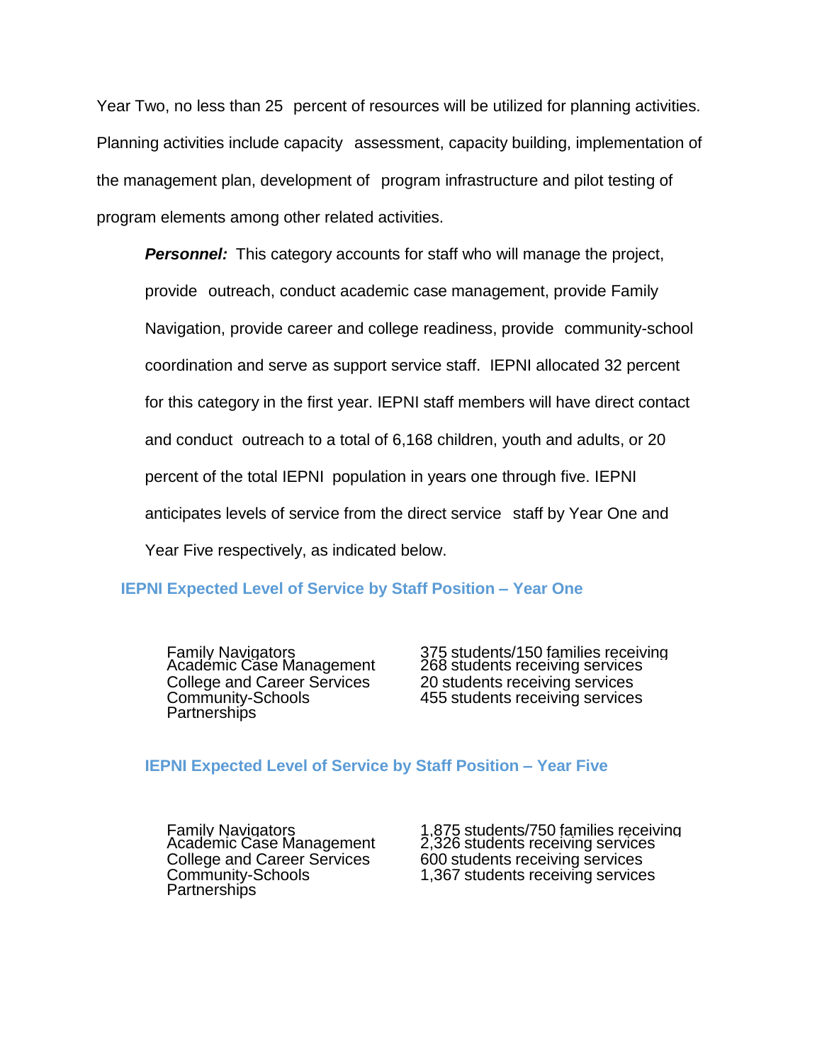Year Two, no less than 25 percent of resources will be utilized for planning activities. Planning activities include capacity assessment, capacity building, implementation of the management plan, development of program infrastructure and pilot testing of program elements among other related activities.

***Personnel:*** This category accounts for staff who will manage the project, provide outreach, conduct academic case management, provide Family Navigation, provide career and college readiness, provide community-school coordination and serve as support service staff. IEPNI allocated 32 percent for this category in the first year. IEPNI staff members will have direct contact and conduct outreach to a total of 6,168 children, youth and adults, or 20 percent of the total IEPNI population in years one through five. IEPNI anticipates levels of service from the direct service staff by Year One and Year Five respectively, as indicated below.

### IEPNI Expected Level of Service by Staff Position – Year One

| | |
|---|---|
| Family Navigators | 375 students/150 families receiving |
| Academic Case Management | 268 students receiving services |
| College and Career Services | 20 students receiving services |
| Community-Schools Partnerships | 455 students receiving services |

### IEPNI Expected Level of Service by Staff Position – Year Five

| | |
|---|---|
| Family Navigators | 1,875 students/750 families receiving |
| Academic Case Management | 2,326 students receiving services |
| College and Career Services | 600 students receiving services |
| Community-Schools Partnerships | 1,367 students receiving services |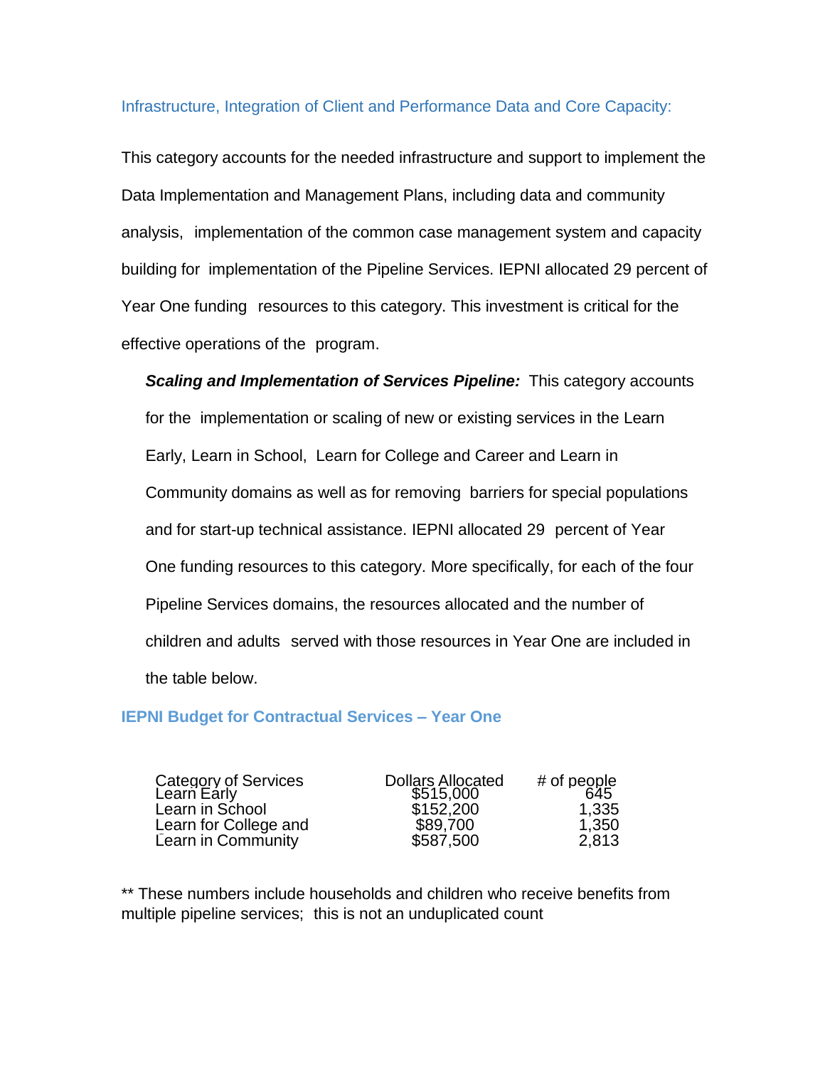## Infrastructure, Integration of Client and Performance Data and Core Capacity:

This category accounts for the needed infrastructure and support to implement the Data Implementation and Management Plans, including data and community analysis, implementation of the common case management system and capacity building for implementation of the Pipeline Services. IEPNI allocated 29 percent of Year One funding resources to this category. This investment is critical for the effective operations of the program.

***Scaling and Implementation of Services Pipeline:*** This category accounts for the implementation or scaling of new or existing services in the Learn Early, Learn in School, Learn for College and Career and Learn in Community domains as well as for removing barriers for special populations and for start-up technical assistance. IEPNI allocated 29 percent of Year One funding resources to this category. More specifically, for each of the four Pipeline Services domains, the resources allocated and the number of children and adults served with those resources in Year One are included in the table below.

### IEPNI Budget for Contractual Services – Year One

| Category of Services | Dollars Allocated | # of people |
|---|---|---|
| Learn Early | $515,000 | 645 |
| Learn in School | $152,200 | 1,335 |
| Learn for College and | $89,700 | 1,350 |
| Learn in Community | $587,500 | 2,813 |

** These numbers include households and children who receive benefits from multiple pipeline services; this is not an unduplicated count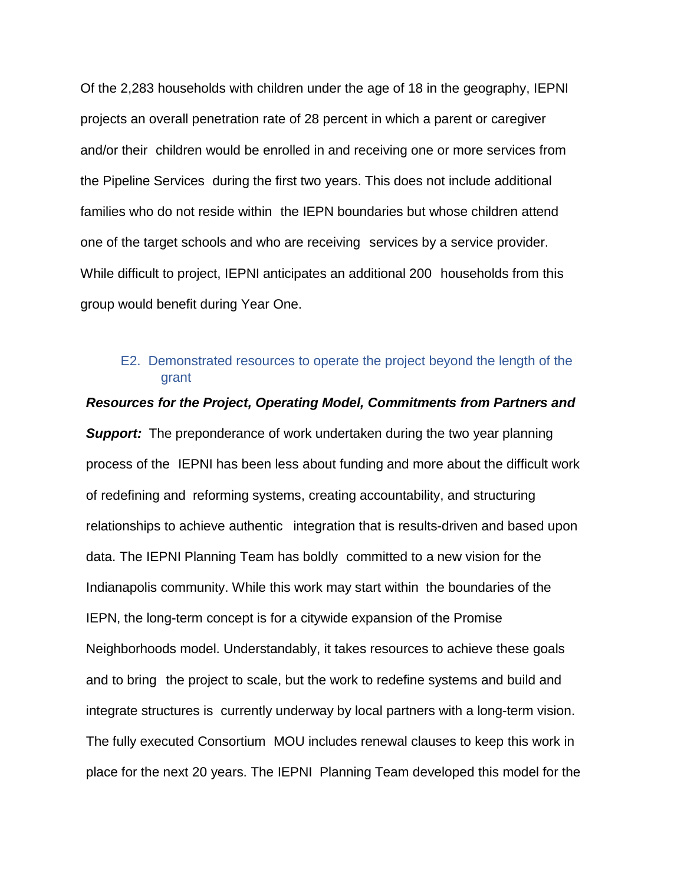Of the 2,283 households with children under the age of 18 in the geography, IEPNI projects an overall penetration rate of 28 percent in which a parent or caregiver and/or their children would be enrolled in and receiving one or more services from the Pipeline Services during the first two years. This does not include additional families who do not reside within the IEPN boundaries but whose children attend one of the target schools and who are receiving services by a service provider. While difficult to project, IEPNI anticipates an additional 200 households from this group would benefit during Year One.

### E2. Demonstrated resources to operate the project beyond the length of the grant

***Resources for the Project, Operating Model, Commitments from Partners and Support:*** The preponderance of work undertaken during the two year planning process of the IEPNI has been less about funding and more about the difficult work of redefining and reforming systems, creating accountability, and structuring relationships to achieve authentic integration that is results-driven and based upon data. The IEPNI Planning Team has boldly committed to a new vision for the Indianapolis community. While this work may start within the boundaries of the IEPN, the long-term concept is for a citywide expansion of the Promise Neighborhoods model. Understandably, it takes resources to achieve these goals and to bring the project to scale, but the work to redefine systems and build and integrate structures is currently underway by local partners with a long-term vision. The fully executed Consortium MOU includes renewal clauses to keep this work in place for the next 20 years. The IEPNI Planning Team developed this model for the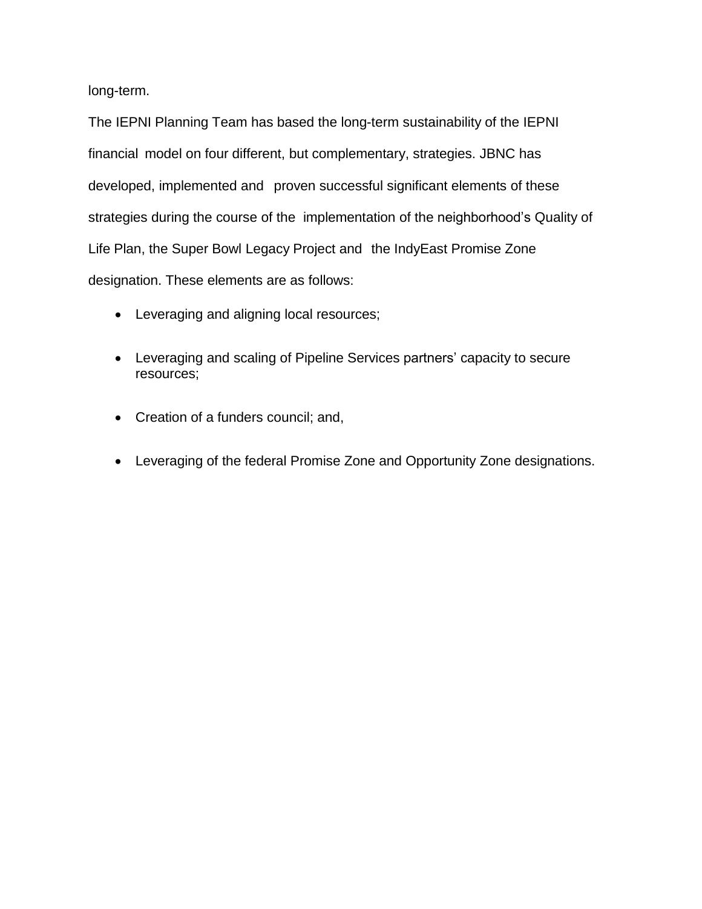long-term.

The IEPNI Planning Team has based the long-term sustainability of the IEPNI financial model on four different, but complementary, strategies. JBNC has developed, implemented and proven successful significant elements of these strategies during the course of the implementation of the neighborhood's Quality of Life Plan, the Super Bowl Legacy Project and the IndyEast Promise Zone designation. These elements are as follows:

- Leveraging and aligning local resources;
- Leveraging and scaling of Pipeline Services partners' capacity to secure resources;
- Creation of a funders council; and,
- Leveraging of the federal Promise Zone and Opportunity Zone designations.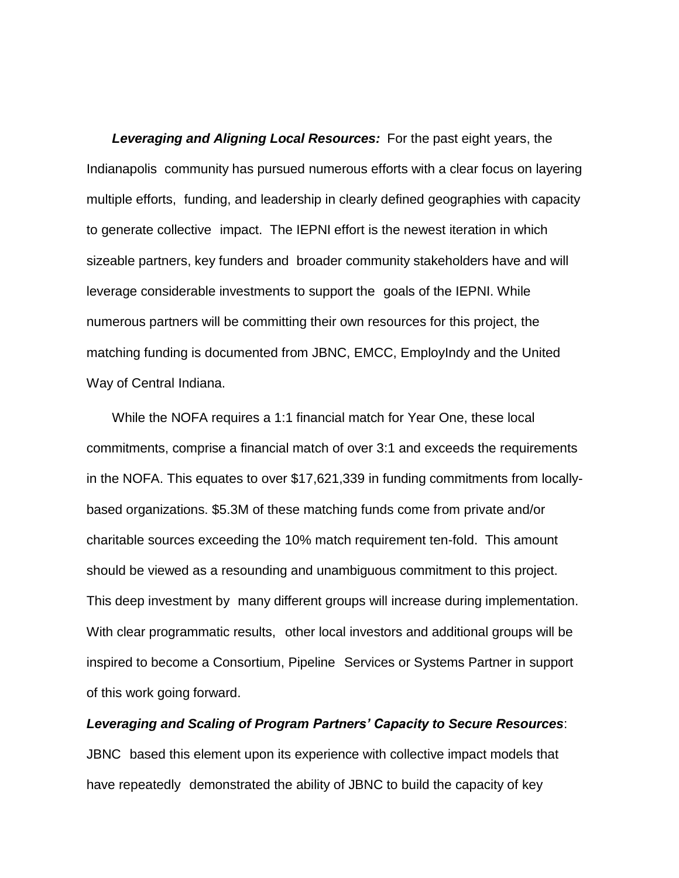***Leveraging and Aligning Local Resources:*** For the past eight years, the Indianapolis community has pursued numerous efforts with a clear focus on layering multiple efforts, funding, and leadership in clearly defined geographies with capacity to generate collective impact. The IEPNI effort is the newest iteration in which sizeable partners, key funders and broader community stakeholders have and will leverage considerable investments to support the goals of the IEPNI. While numerous partners will be committing their own resources for this project, the matching funding is documented from JBNC, EMCC, EmployIndy and the United Way of Central Indiana.

While the NOFA requires a 1:1 financial match for Year One, these local commitments, comprise a financial match of over 3:1 and exceeds the requirements in the NOFA. This equates to over $17,621,339 in funding commitments from locally-based organizations. $5.3M of these matching funds come from private and/or charitable sources exceeding the 10% match requirement ten-fold. This amount should be viewed as a resounding and unambiguous commitment to this project. This deep investment by many different groups will increase during implementation. With clear programmatic results, other local investors and additional groups will be inspired to become a Consortium, Pipeline Services or Systems Partner in support of this work going forward.

***Leveraging and Scaling of Program Partners' Capacity to Secure Resources***: JBNC based this element upon its experience with collective impact models that have repeatedly demonstrated the ability of JBNC to build the capacity of key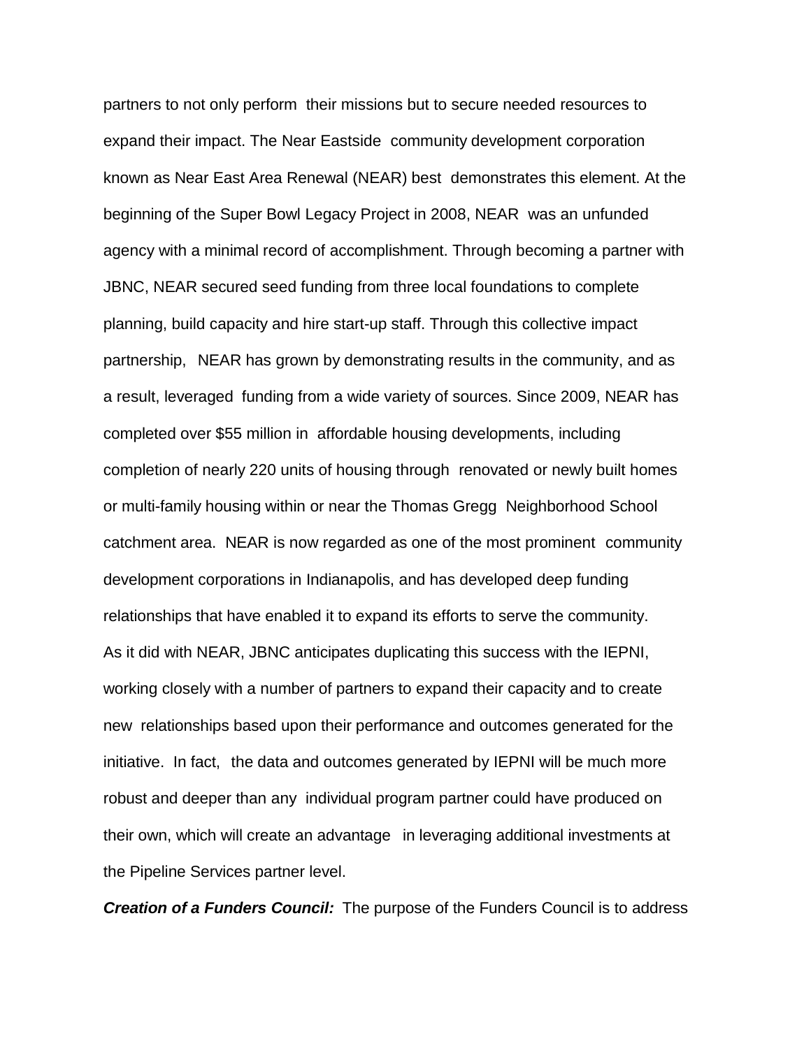partners to not only perform their missions but to secure needed resources to expand their impact. The Near Eastside community development corporation known as Near East Area Renewal (NEAR) best demonstrates this element. At the beginning of the Super Bowl Legacy Project in 2008, NEAR was an unfunded agency with a minimal record of accomplishment. Through becoming a partner with JBNC, NEAR secured seed funding from three local foundations to complete planning, build capacity and hire start-up staff. Through this collective impact partnership, NEAR has grown by demonstrating results in the community, and as a result, leveraged funding from a wide variety of sources. Since 2009, NEAR has completed over $55 million in affordable housing developments, including completion of nearly 220 units of housing through renovated or newly built homes or multi-family housing within or near the Thomas Gregg Neighborhood School catchment area. NEAR is now regarded as one of the most prominent community development corporations in Indianapolis, and has developed deep funding relationships that have enabled it to expand its efforts to serve the community.

As it did with NEAR, JBNC anticipates duplicating this success with the IEPNI, working closely with a number of partners to expand their capacity and to create new relationships based upon their performance and outcomes generated for the initiative. In fact, the data and outcomes generated by IEPNI will be much more robust and deeper than any individual program partner could have produced on their own, which will create an advantage in leveraging additional investments at the Pipeline Services partner level.

***Creation of a Funders Council:*** The purpose of the Funders Council is to address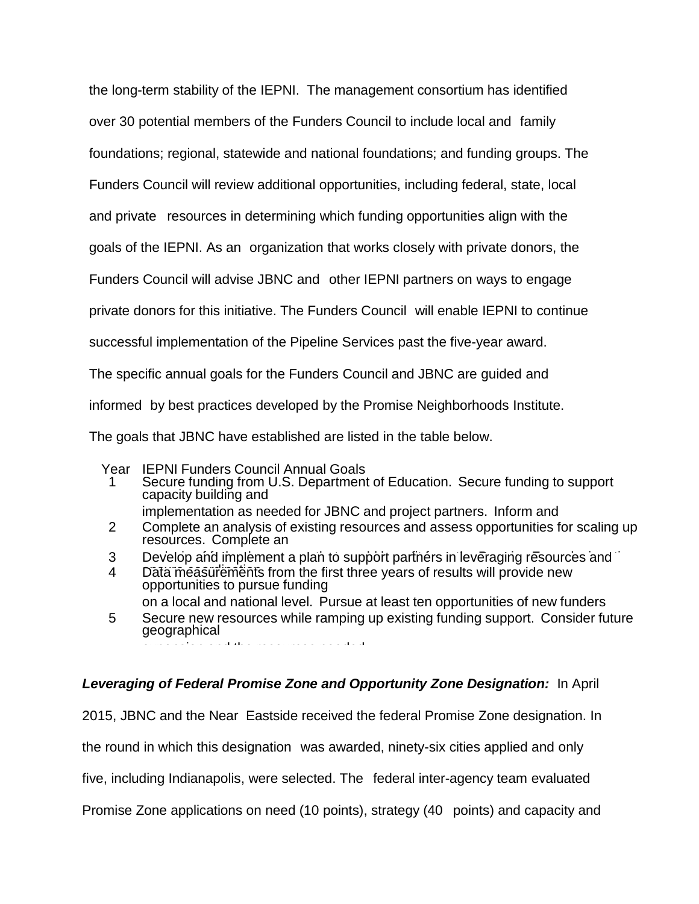the long-term stability of the IEPNI. The management consortium has identified over 30 potential members of the Funders Council to include local and family foundations; regional, statewide and national foundations; and funding groups. The Funders Council will review additional opportunities, including federal, state, local and private resources in determining which funding opportunities align with the goals of the IEPNI. As an organization that works closely with private donors, the Funders Council will advise JBNC and other IEPNI partners on ways to engage private donors for this initiative. The Funders Council will enable IEPNI to continue successful implementation of the Pipeline Services past the five-year award. The specific annual goals for the Funders Council and JBNC are guided and informed by best practices developed by the Promise Neighborhoods Institute. The goals that JBNC have established are listed in the table below.

| Year | IEPNI Funders Council Annual Goals |
|---|---|
| 1 | Secure funding from U.S. Department of Education. Secure funding to support capacity building and implementation as needed for JBNC and project partners. Inform and |
| 2 | Complete an analysis of existing resources and assess opportunities for scaling up resources. Complete an |
| 3 | Develop and implement a plan to support partners in leveraging resources and |
| 4 | Data measurements from the first three years of results will provide new opportunities to pursue funding on a local and national level. Pursue at least ten opportunities of new funders |
| 5 | Secure new resources while ramping up existing funding support. Consider future geographical expansion and the resources needed |

***Leveraging of Federal Promise Zone and Opportunity Zone Designation:*** In April 2015, JBNC and the Near Eastside received the federal Promise Zone designation. In the round in which this designation was awarded, ninety-six cities applied and only five, including Indianapolis, were selected. The federal inter-agency team evaluated Promise Zone applications on need (10 points), strategy (40 points) and capacity and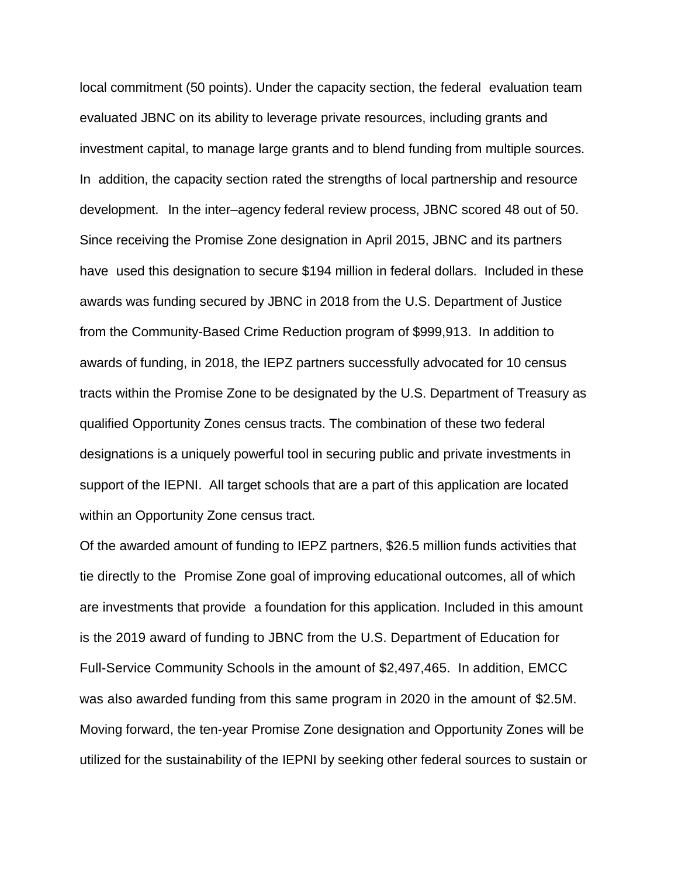local commitment (50 points). Under the capacity section, the federal evaluation team evaluated JBNC on its ability to leverage private resources, including grants and investment capital, to manage large grants and to blend funding from multiple sources. In addition, the capacity section rated the strengths of local partnership and resource development. In the inter–agency federal review process, JBNC scored 48 out of 50. Since receiving the Promise Zone designation in April 2015, JBNC and its partners have used this designation to secure $194 million in federal dollars. Included in these awards was funding secured by JBNC in 2018 from the U.S. Department of Justice from the Community-Based Crime Reduction program of $999,913. In addition to awards of funding, in 2018, the IEPZ partners successfully advocated for 10 census tracts within the Promise Zone to be designated by the U.S. Department of Treasury as qualified Opportunity Zones census tracts. The combination of these two federal designations is a uniquely powerful tool in securing public and private investments in support of the IEPNI. All target schools that are a part of this application are located within an Opportunity Zone census tract.

Of the awarded amount of funding to IEPZ partners, $26.5 million funds activities that tie directly to the Promise Zone goal of improving educational outcomes, all of which are investments that provide a foundation for this application. Included in this amount is the 2019 award of funding to JBNC from the U.S. Department of Education for Full-Service Community Schools in the amount of $2,497,465. In addition, EMCC was also awarded funding from this same program in 2020 in the amount of $2.5M. Moving forward, the ten-year Promise Zone designation and Opportunity Zones will be utilized for the sustainability of the IEPNI by seeking other federal sources to sustain or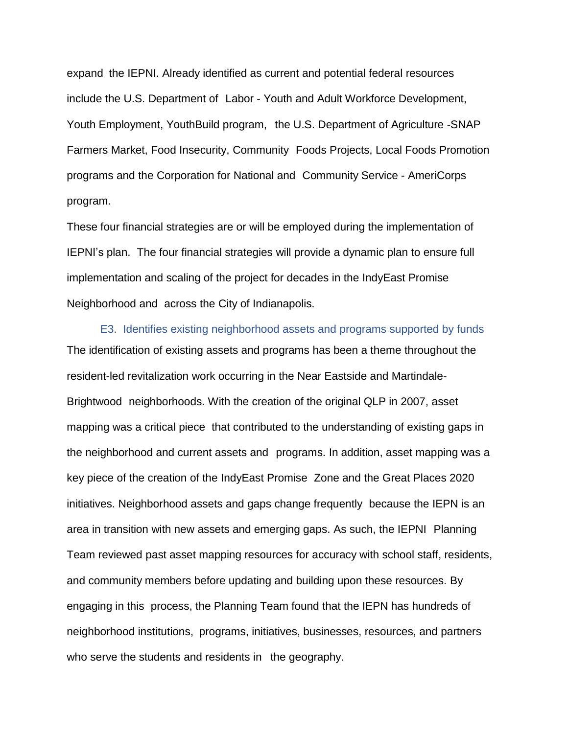expand the IEPNI. Already identified as current and potential federal resources include the U.S. Department of Labor - Youth and Adult Workforce Development, Youth Employment, YouthBuild program, the U.S. Department of Agriculture -SNAP Farmers Market, Food Insecurity, Community Foods Projects, Local Foods Promotion programs and the Corporation for National and Community Service - AmeriCorps program.

These four financial strategies are or will be employed during the implementation of IEPNI's plan. The four financial strategies will provide a dynamic plan to ensure full implementation and scaling of the project for decades in the IndyEast Promise Neighborhood and across the City of Indianapolis.

### E3. Identifies existing neighborhood assets and programs supported by funds

The identification of existing assets and programs has been a theme throughout the resident-led revitalization work occurring in the Near Eastside and Martindale-Brightwood neighborhoods. With the creation of the original QLP in 2007, asset mapping was a critical piece that contributed to the understanding of existing gaps in the neighborhood and current assets and programs. In addition, asset mapping was a key piece of the creation of the IndyEast Promise Zone and the Great Places 2020 initiatives. Neighborhood assets and gaps change frequently because the IEPN is an area in transition with new assets and emerging gaps. As such, the IEPNI Planning Team reviewed past asset mapping resources for accuracy with school staff, residents, and community members before updating and building upon these resources. By engaging in this process, the Planning Team found that the IEPN has hundreds of neighborhood institutions, programs, initiatives, businesses, resources, and partners who serve the students and residents in the geography.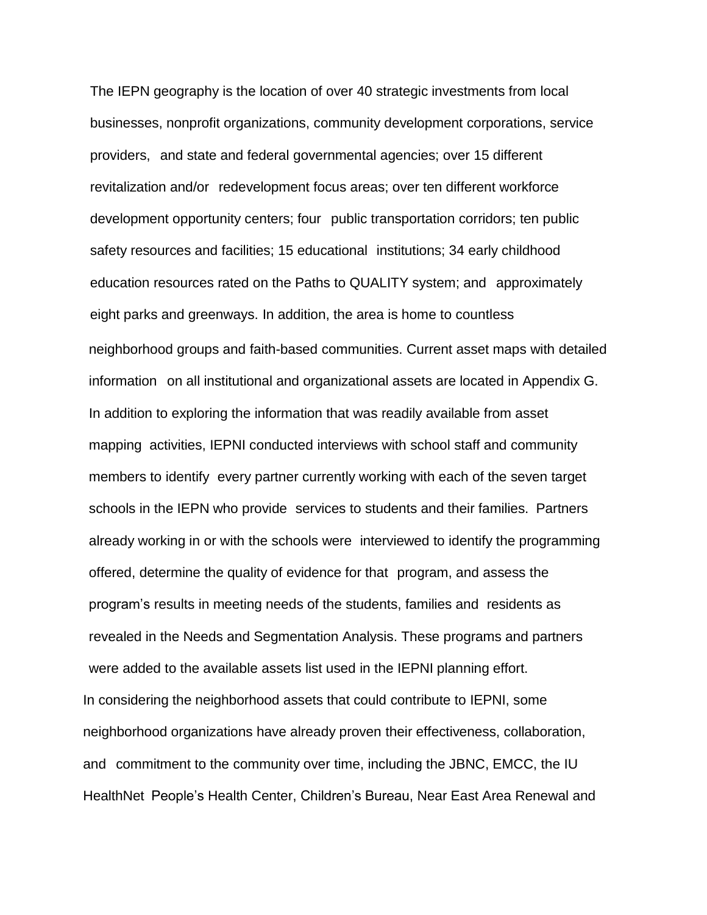The IEPN geography is the location of over 40 strategic investments from local businesses, nonprofit organizations, community development corporations, service providers, and state and federal governmental agencies; over 15 different revitalization and/or redevelopment focus areas; over ten different workforce development opportunity centers; four public transportation corridors; ten public safety resources and facilities; 15 educational institutions; 34 early childhood education resources rated on the Paths to QUALITY system; and approximately eight parks and greenways. In addition, the area is home to countless neighborhood groups and faith-based communities. Current asset maps with detailed information on all institutional and organizational assets are located in Appendix G. In addition to exploring the information that was readily available from asset mapping activities, IEPNI conducted interviews with school staff and community members to identify every partner currently working with each of the seven target schools in the IEPN who provide services to students and their families. Partners already working in or with the schools were interviewed to identify the programming offered, determine the quality of evidence for that program, and assess the program's results in meeting needs of the students, families and residents as revealed in the Needs and Segmentation Analysis. These programs and partners were added to the available assets list used in the IEPNI planning effort.

In considering the neighborhood assets that could contribute to IEPNI, some neighborhood organizations have already proven their effectiveness, collaboration, and commitment to the community over time, including the JBNC, EMCC, the IU HealthNet People's Health Center, Children's Bureau, Near East Area Renewal and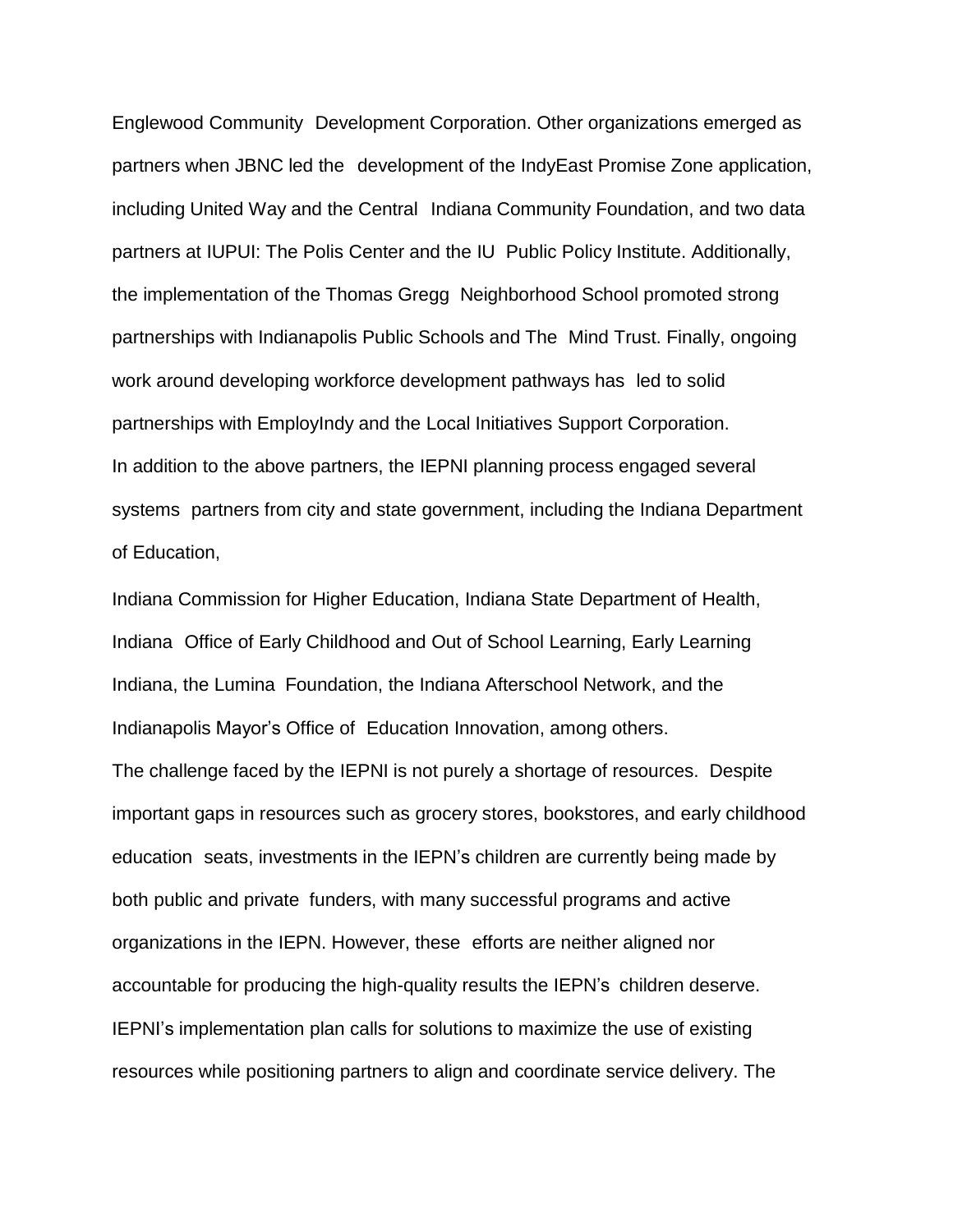Englewood Community Development Corporation. Other organizations emerged as partners when JBNC led the development of the IndyEast Promise Zone application, including United Way and the Central Indiana Community Foundation, and two data partners at IUPUI: The Polis Center and the IU Public Policy Institute. Additionally, the implementation of the Thomas Gregg Neighborhood School promoted strong partnerships with Indianapolis Public Schools and The Mind Trust. Finally, ongoing work around developing workforce development pathways has led to solid partnerships with EmployIndy and the Local Initiatives Support Corporation.

In addition to the above partners, the IEPNI planning process engaged several systems partners from city and state government, including the Indiana Department of Education,

Indiana Commission for Higher Education, Indiana State Department of Health, Indiana Office of Early Childhood and Out of School Learning, Early Learning Indiana, the Lumina Foundation, the Indiana Afterschool Network, and the Indianapolis Mayor's Office of Education Innovation, among others.

The challenge faced by the IEPNI is not purely a shortage of resources. Despite important gaps in resources such as grocery stores, bookstores, and early childhood education seats, investments in the IEPN's children are currently being made by both public and private funders, with many successful programs and active organizations in the IEPN. However, these efforts are neither aligned nor accountable for producing the high-quality results the IEPN's children deserve. IEPNI's implementation plan calls for solutions to maximize the use of existing resources while positioning partners to align and coordinate service delivery. The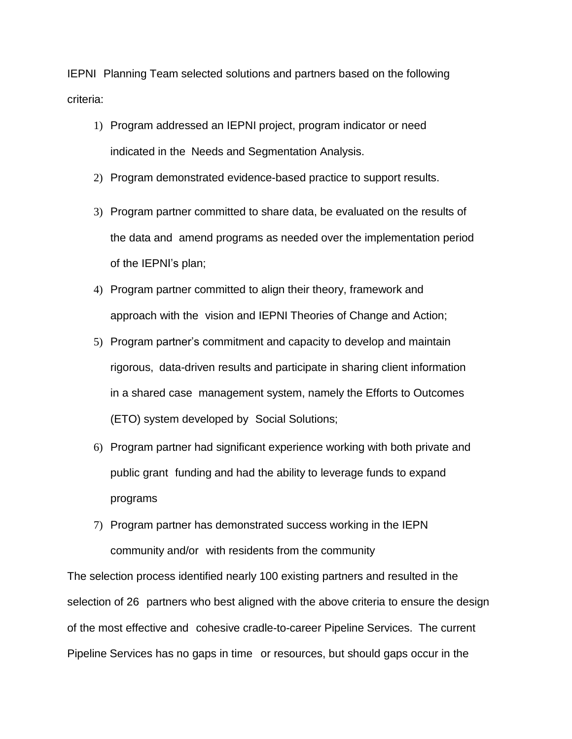IEPNI Planning Team selected solutions and partners based on the following criteria:

1) Program addressed an IEPNI project, program indicator or need indicated in the Needs and Segmentation Analysis.
2) Program demonstrated evidence-based practice to support results.
3) Program partner committed to share data, be evaluated on the results of the data and amend programs as needed over the implementation period of the IEPNI's plan;
4) Program partner committed to align their theory, framework and approach with the vision and IEPNI Theories of Change and Action;
5) Program partner's commitment and capacity to develop and maintain rigorous, data-driven results and participate in sharing client information in a shared case management system, namely the Efforts to Outcomes (ETO) system developed by Social Solutions;
6) Program partner had significant experience working with both private and public grant funding and had the ability to leverage funds to expand programs
7) Program partner has demonstrated success working in the IEPN community and/or with residents from the community

The selection process identified nearly 100 existing partners and resulted in the selection of 26 partners who best aligned with the above criteria to ensure the design of the most effective and cohesive cradle-to-career Pipeline Services. The current Pipeline Services has no gaps in time or resources, but should gaps occur in the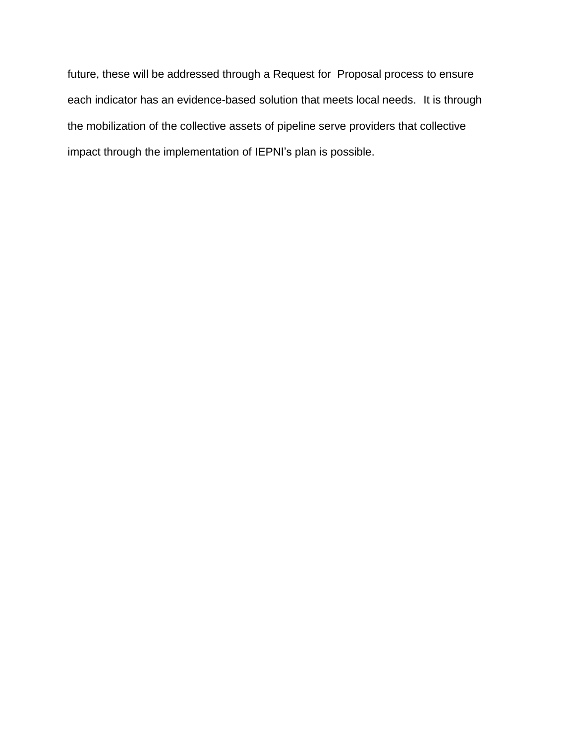future, these will be addressed through a Request for Proposal process to ensure each indicator has an evidence-based solution that meets local needs. It is through the mobilization of the collective assets of pipeline serve providers that collective impact through the implementation of IEPNI's plan is possible.